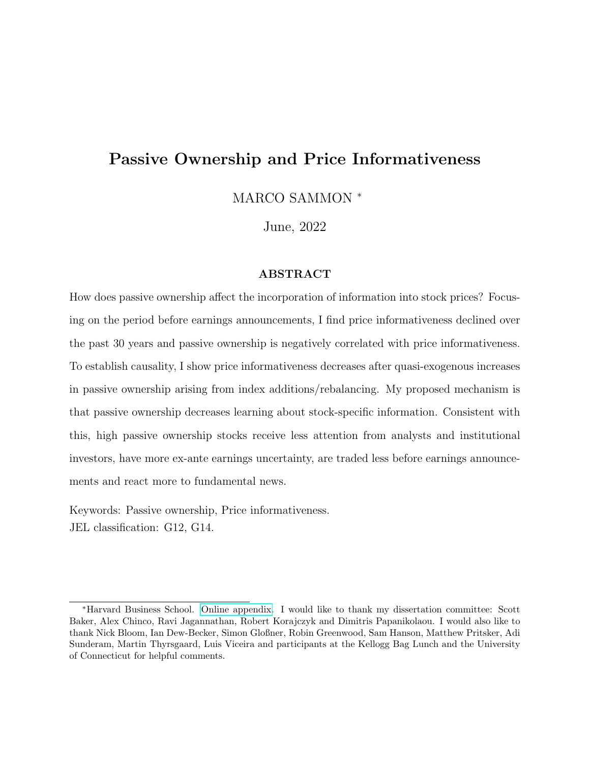# Passive Ownership and Price Informativeness

MARCO SAMMON *

June, 2022

## ABSTRACT

How does passive ownership affect the incorporation of information into stock prices? Focusing on the period before earnings announcements, I find price informativeness declined over the past 30 years and passive ownership is negatively correlated with price informativeness. To establish causality, I show price informativeness decreases after quasi-exogenous increases in passive ownership arising from index additions/rebalancing. My proposed mechanism is that passive ownership decreases learning about stock-specific information. Consistent with this, high passive ownership stocks receive less attention from analysts and institutional investors, have more ex-ante earnings uncertainty, are traded less before earnings announcements and react more to fundamental news.

Keywords: Passive ownership, Price informativeness.
JEL classification: G12, G14.

---

*Harvard Business School. Online appendix. I would like to thank my dissertation committee: Scott Baker, Alex Chinco, Ravi Jagannathan, Robert Korajczyk and Dimitris Papanikolaou. I would also like to thank Nick Bloom, Ian Dew-Becker, Simon Gloßner, Robin Greenwood, Sam Hanson, Matthew Pritsker, Adi Sunderam, Martin Thyrsgaard, Luis Viceira and participants at the Kellogg Bag Lunch and the University of Connecticut for helpful comments.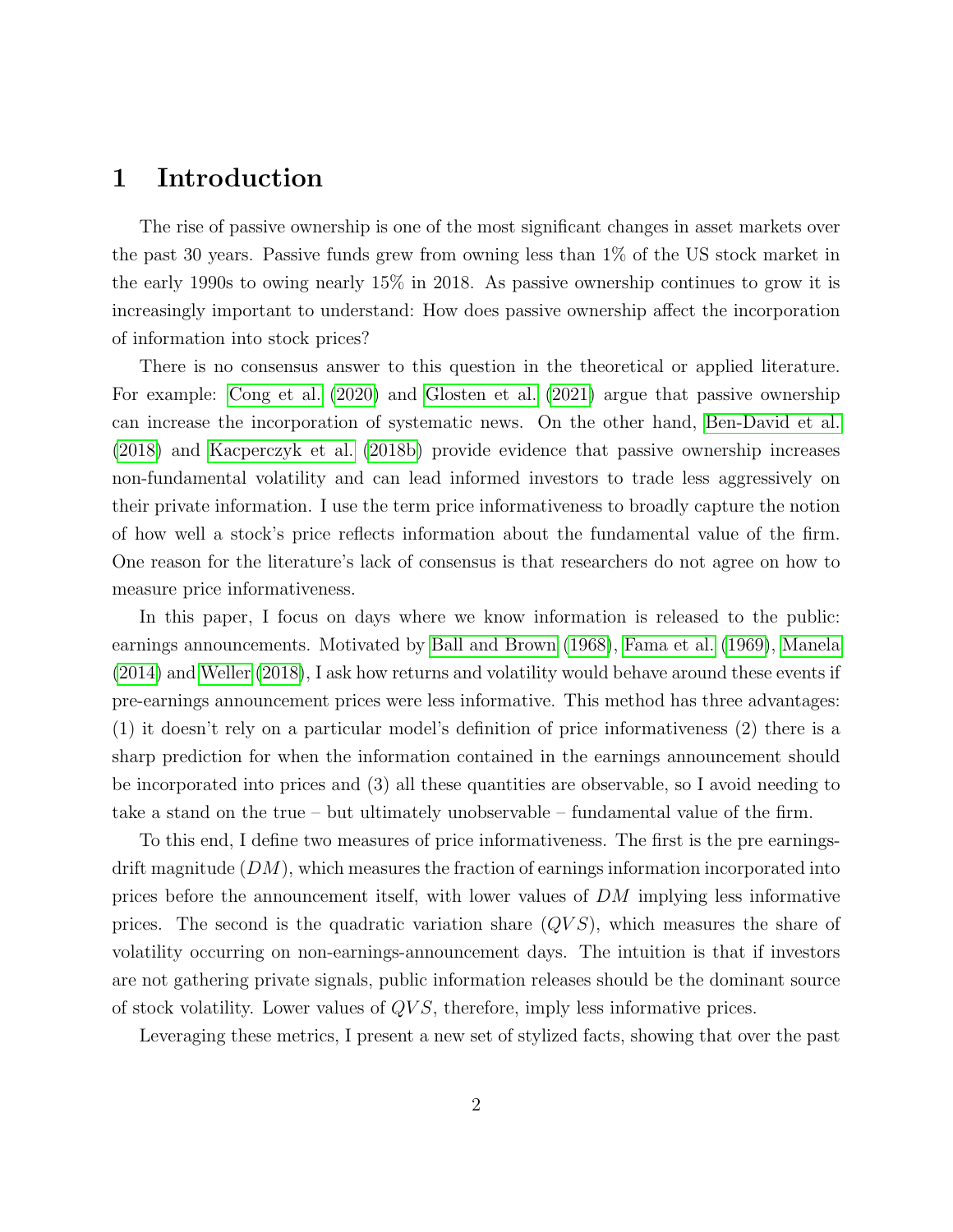# 1 Introduction

The rise of passive ownership is one of the most significant changes in asset markets over the past 30 years. Passive funds grew from owning less than 1% of the US stock market in the early 1990s to owing nearly 15% in 2018. As passive ownership continues to grow it is increasingly important to understand: How does passive ownership affect the incorporation of information into stock prices?

There is no consensus answer to this question in the theoretical or applied literature. For example: Cong et al. (2020) and Glosten et al. (2021) argue that passive ownership can increase the incorporation of systematic news. On the other hand, Ben-David et al. (2018) and Kacperczyk et al. (2018b) provide evidence that passive ownership increases non-fundamental volatility and can lead informed investors to trade less aggressively on their private information. I use the term price informativeness to broadly capture the notion of how well a stock's price reflects information about the fundamental value of the firm. One reason for the literature's lack of consensus is that researchers do not agree on how to measure price informativeness.

In this paper, I focus on days where we know information is released to the public: earnings announcements. Motivated by Ball and Brown (1968), Fama et al. (1969), Manela (2014) and Weller (2018), I ask how returns and volatility would behave around these events if pre-earnings announcement prices were less informative. This method has three advantages: (1) it doesn't rely on a particular model's definition of price informativeness (2) there is a sharp prediction for when the information contained in the earnings announcement should be incorporated into prices and (3) all these quantities are observable, so I avoid needing to take a stand on the true – but ultimately unobservable – fundamental value of the firm.

To this end, I define two measures of price informativeness. The first is the pre earnings-drift magnitude ($DM$), which measures the fraction of earnings information incorporated into prices before the announcement itself, with lower values of $DM$ implying less informative prices. The second is the quadratic variation share ($QVS$), which measures the share of volatility occurring on non-earnings-announcement days. The intuition is that if investors are not gathering private signals, public information releases should be the dominant source of stock volatility. Lower values of $QVS$, therefore, imply less informative prices.

Leveraging these metrics, I present a new set of stylized facts, showing that over the past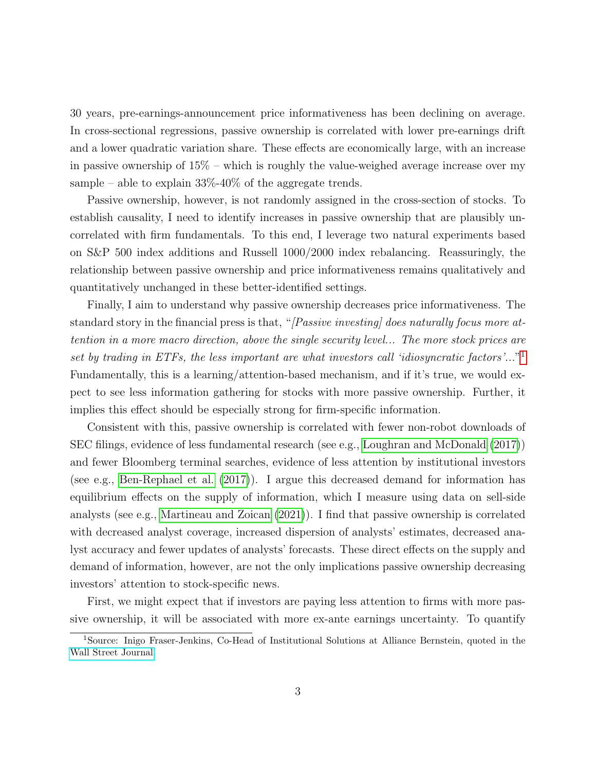30 years, pre-earnings-announcement price informativeness has been declining on average. In cross-sectional regressions, passive ownership is correlated with lower pre-earnings drift and a lower quadratic variation share. These effects are economically large, with an increase in passive ownership of 15% – which is roughly the value-weighed average increase over my sample – able to explain 33%-40% of the aggregate trends.

Passive ownership, however, is not randomly assigned in the cross-section of stocks. To establish causality, I need to identify increases in passive ownership that are plausibly uncorrelated with firm fundamentals. To this end, I leverage two natural experiments based on S&P 500 index additions and Russell 1000/2000 index rebalancing. Reassuringly, the relationship between passive ownership and price informativeness remains qualitatively and quantitatively unchanged in these better-identified settings.

Finally, I aim to understand why passive ownership decreases price informativeness. The standard story in the financial press is that, "*[Passive investing] does naturally focus more attention in a more macro direction, above the single security level... The more stock prices are set by trading in ETFs, the less important are what investors call 'idiosyncratic factors'...*"[1] Fundamentally, this is a learning/attention-based mechanism, and if it's true, we would expect to see less information gathering for stocks with more passive ownership. Further, it implies this effect should be especially strong for firm-specific information.

Consistent with this, passive ownership is correlated with fewer non-robot downloads of SEC filings, evidence of less fundamental research (see e.g., Loughran and McDonald (2017)) and fewer Bloomberg terminal searches, evidence of less attention by institutional investors (see e.g., Ben-Rephael et al. (2017)). I argue this decreased demand for information has equilibrium effects on the supply of information, which I measure using data on sell-side analysts (see e.g., Martineau and Zoican (2021)). I find that passive ownership is correlated with decreased analyst coverage, increased dispersion of analysts' estimates, decreased analyst accuracy and fewer updates of analysts' forecasts. These direct effects on the supply and demand of information, however, are not the only implications passive ownership decreasing investors' attention to stock-specific news.

First, we might expect that if investors are paying less attention to firms with more passive ownership, it will be associated with more ex-ante earnings uncertainty. To quantify

[1] Source: Inigo Fraser-Jenkins, Co-Head of Institutional Solutions at Alliance Bernstein, quoted in the Wall Street Journal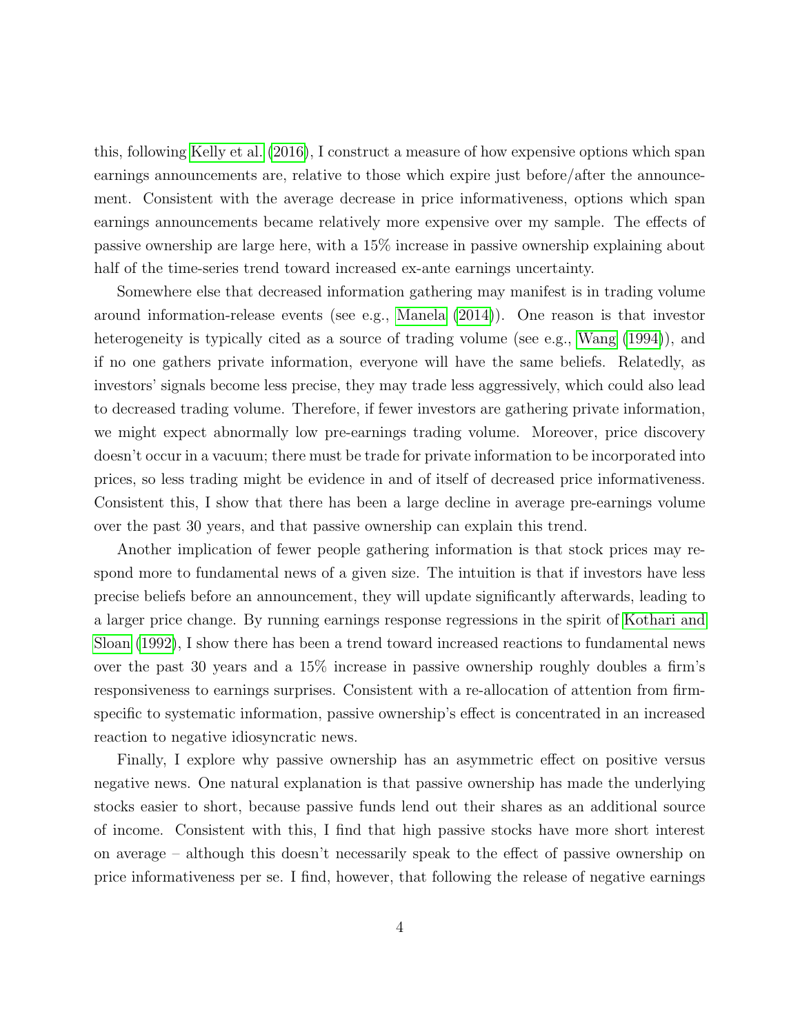this, following Kelly et al. (2016), I construct a measure of how expensive options which span earnings announcements are, relative to those which expire just before/after the announcement. Consistent with the average decrease in price informativeness, options which span earnings announcements became relatively more expensive over my sample. The effects of passive ownership are large here, with a 15% increase in passive ownership explaining about half of the time-series trend toward increased ex-ante earnings uncertainty.

Somewhere else that decreased information gathering may manifest is in trading volume around information-release events (see e.g., Manela (2014)). One reason is that investor heterogeneity is typically cited as a source of trading volume (see e.g., Wang (1994)), and if no one gathers private information, everyone will have the same beliefs. Relatedly, as investors' signals become less precise, they may trade less aggressively, which could also lead to decreased trading volume. Therefore, if fewer investors are gathering private information, we might expect abnormally low pre-earnings trading volume. Moreover, price discovery doesn't occur in a vacuum; there must be trade for private information to be incorporated into prices, so less trading might be evidence in and of itself of decreased price informativeness. Consistent this, I show that there has been a large decline in average pre-earnings volume over the past 30 years, and that passive ownership can explain this trend.

Another implication of fewer people gathering information is that stock prices may respond more to fundamental news of a given size. The intuition is that if investors have less precise beliefs before an announcement, they will update significantly afterwards, leading to a larger price change. By running earnings response regressions in the spirit of Kothari and Sloan (1992), I show there has been a trend toward increased reactions to fundamental news over the past 30 years and a 15% increase in passive ownership roughly doubles a firm's responsiveness to earnings surprises. Consistent with a re-allocation of attention from firm-specific to systematic information, passive ownership's effect is concentrated in an increased reaction to negative idiosyncratic news.

Finally, I explore why passive ownership has an asymmetric effect on positive versus negative news. One natural explanation is that passive ownership has made the underlying stocks easier to short, because passive funds lend out their shares as an additional source of income. Consistent with this, I find that high passive stocks have more short interest on average – although this doesn't necessarily speak to the effect of passive ownership on price informativeness per se. I find, however, that following the release of negative earnings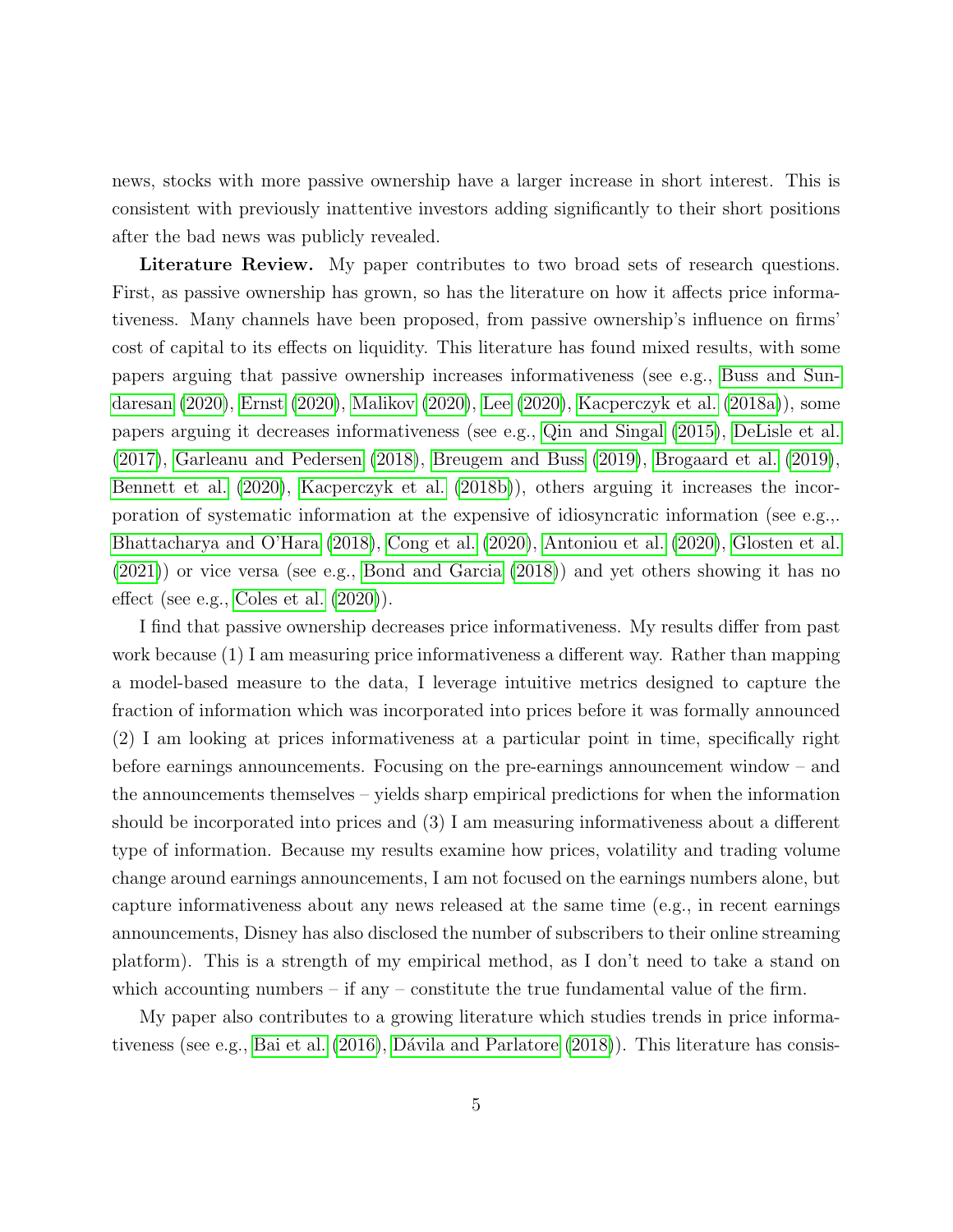news, stocks with more passive ownership have a larger increase in short interest. This is consistent with previously inattentive investors adding significantly to their short positions after the bad news was publicly revealed.

**Literature Review.** My paper contributes to two broad sets of research questions. First, as passive ownership has grown, so has the literature on how it affects price informativeness. Many channels have been proposed, from passive ownership's influence on firms' cost of capital to its effects on liquidity. This literature has found mixed results, with some papers arguing that passive ownership increases informativeness (see e.g., Buss and Sundaresan (2020), Ernst (2020), Malikov (2020), Lee (2020), Kacperczyk et al. (2018a)), some papers arguing it decreases informativeness (see e.g., Qin and Singal (2015), DeLisle et al. (2017), Garleanu and Pedersen (2018), Breugem and Buss (2019), Brogaard et al. (2019), Bennett et al. (2020), Kacperczyk et al. (2018b)), others arguing it increases the incorporation of systematic information at the expensive of idiosyncratic information (see e.g.,. Bhattacharya and O'Hara (2018), Cong et al. (2020), Antoniou et al. (2020), Glosten et al. (2021)) or vice versa (see e.g., Bond and Garcia (2018)) and yet others showing it has no effect (see e.g., Coles et al. (2020)).

I find that passive ownership decreases price informativeness. My results differ from past work because (1) I am measuring price informativeness a different way. Rather than mapping a model-based measure to the data, I leverage intuitive metrics designed to capture the fraction of information which was incorporated into prices before it was formally announced (2) I am looking at prices informativeness at a particular point in time, specifically right before earnings announcements. Focusing on the pre-earnings announcement window – and the announcements themselves – yields sharp empirical predictions for when the information should be incorporated into prices and (3) I am measuring informativeness about a different type of information. Because my results examine how prices, volatility and trading volume change around earnings announcements, I am not focused on the earnings numbers alone, but capture informativeness about any news released at the same time (e.g., in recent earnings announcements, Disney has also disclosed the number of subscribers to their online streaming platform). This is a strength of my empirical method, as I don't need to take a stand on which accounting numbers – if any – constitute the true fundamental value of the firm.

My paper also contributes to a growing literature which studies trends in price informativeness (see e.g., Bai et al. (2016), Dávila and Parlatore (2018)). This literature has consis-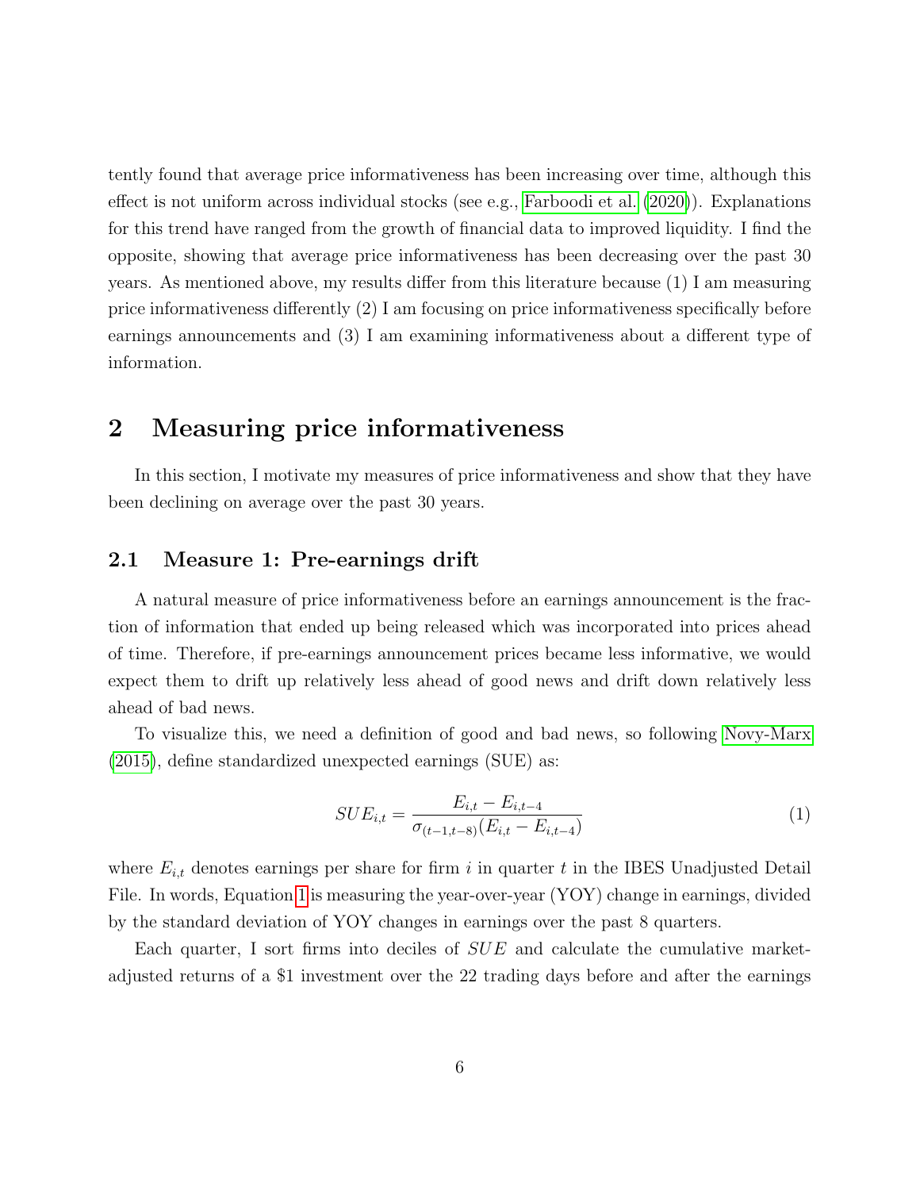tently found that average price informativeness has been increasing over time, although this effect is not uniform across individual stocks (see e.g., Farboodi et al. (2020)). Explanations for this trend have ranged from the growth of financial data to improved liquidity. I find the opposite, showing that average price informativeness has been decreasing over the past 30 years. As mentioned above, my results differ from this literature because (1) I am measuring price informativeness differently (2) I am focusing on price informativeness specifically before earnings announcements and (3) I am examining informativeness about a different type of information.

## 2 Measuring price informativeness

In this section, I motivate my measures of price informativeness and show that they have been declining on average over the past 30 years.

### 2.1 Measure 1: Pre-earnings drift

A natural measure of price informativeness before an earnings announcement is the fraction of information that ended up being released which was incorporated into prices ahead of time. Therefore, if pre-earnings announcement prices became less informative, we would expect them to drift up relatively less ahead of good news and drift down relatively less ahead of bad news.

To visualize this, we need a definition of good and bad news, so following Novy-Marx (2015), define standardized unexpected earnings (SUE) as:

$$SUE_{i,t} = \frac{E_{i,t} - E_{i,t-4}}{\sigma_{(t-1,t-8)}(E_{i,t} - E_{i,t-4})} \tag{1}$$

where $E_{i,t}$ denotes earnings per share for firm $i$ in quarter $t$ in the IBES Unadjusted Detail File. In words, Equation 1 is measuring the year-over-year (YOY) change in earnings, divided by the standard deviation of YOY changes in earnings over the past 8 quarters.

Each quarter, I sort firms into deciles of $SUE$ and calculate the cumulative market-adjusted returns of a \$1 investment over the 22 trading days before and after the earnings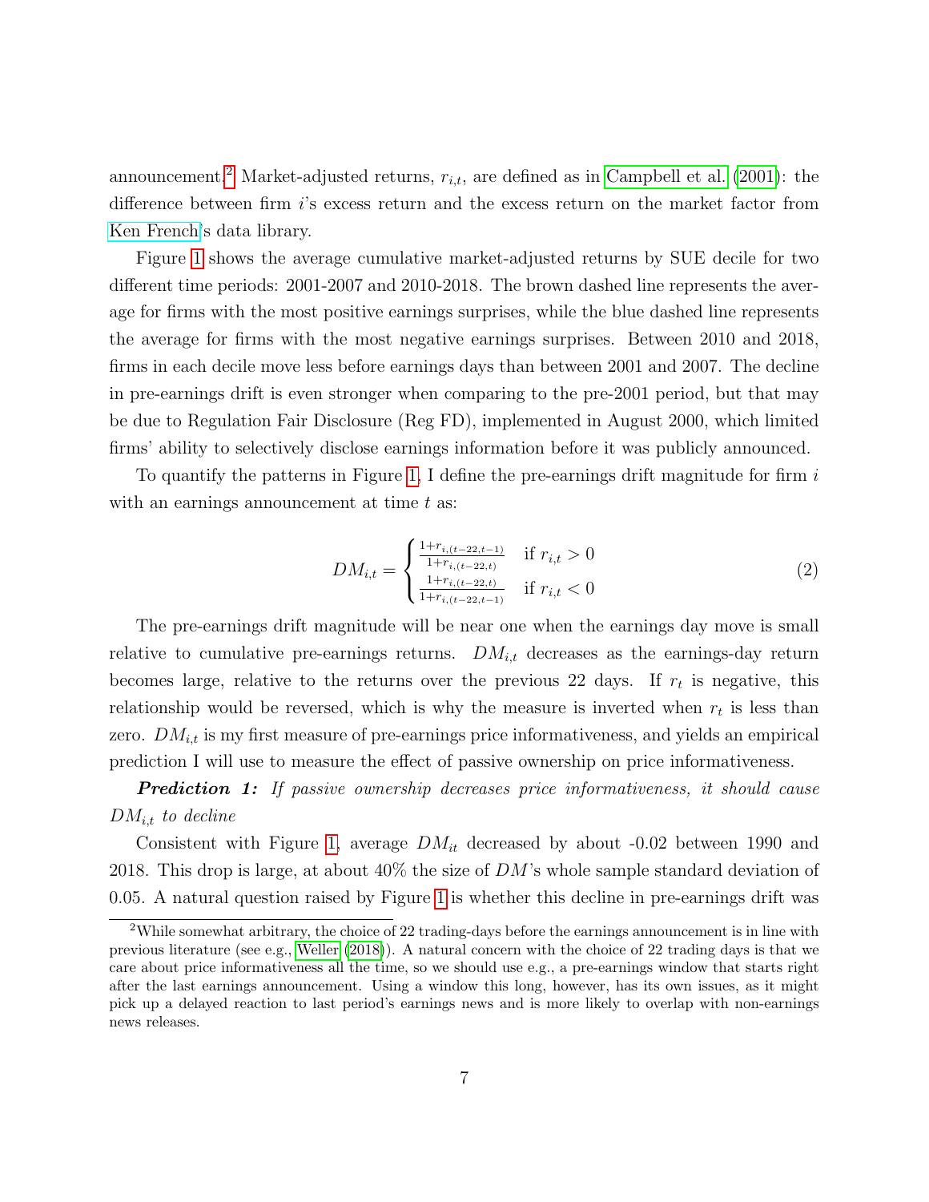announcement.[2] Market-adjusted returns, $r_{i,t}$, are defined as in Campbell et al. (2001): the difference between firm $i$'s excess return and the excess return on the market factor from Ken French's data library.

Figure 1 shows the average cumulative market-adjusted returns by SUE decile for two different time periods: 2001-2007 and 2010-2018. The brown dashed line represents the average for firms with the most positive earnings surprises, while the blue dashed line represents the average for firms with the most negative earnings surprises. Between 2010 and 2018, firms in each decile move less before earnings days than between 2001 and 2007. The decline in pre-earnings drift is even stronger when comparing to the pre-2001 period, but that may be due to Regulation Fair Disclosure (Reg FD), implemented in August 2000, which limited firms' ability to selectively disclose earnings information before it was publicly announced.

To quantify the patterns in Figure 1, I define the pre-earnings drift magnitude for firm $i$ with an earnings announcement at time $t$ as:

$$DM_{i,t} = \begin{cases} \frac{1+r_{i,(t-22,t-1)}}{1+r_{i,(t-22,t)}} & \text{if } r_{i,t} > 0 \\ \frac{1+r_{i,(t-22,t)}}{1+r_{i,(t-22,t-1)}} & \text{if } r_{i,t} < 0 \end{cases} \tag{2}$$

The pre-earnings drift magnitude will be near one when the earnings day move is small relative to cumulative pre-earnings returns. $DM_{i,t}$ decreases as the earnings-day return becomes large, relative to the returns over the previous 22 days. If $r_t$ is negative, this relationship would be reversed, which is why the measure is inverted when $r_t$ is less than zero. $DM_{i,t}$ is my first measure of pre-earnings price informativeness, and yields an empirical prediction I will use to measure the effect of passive ownership on price informativeness.

***Prediction 1:*** *If passive ownership decreases price informativeness, it should cause $DM_{i,t}$ to decline*

Consistent with Figure 1, average $DM_{it}$ decreased by about -0.02 between 1990 and 2018. This drop is large, at about 40% the size of $DM$'s whole sample standard deviation of 0.05. A natural question raised by Figure 1 is whether this decline in pre-earnings drift was

[2] While somewhat arbitrary, the choice of 22 trading-days before the earnings announcement is in line with previous literature (see e.g., Weller (2018)). A natural concern with the choice of 22 trading days is that we care about price informativeness all the time, so we should use e.g., a pre-earnings window that starts right after the last earnings announcement. Using a window this long, however, has its own issues, as it might pick up a delayed reaction to last period's earnings news and is more likely to overlap with non-earnings news releases.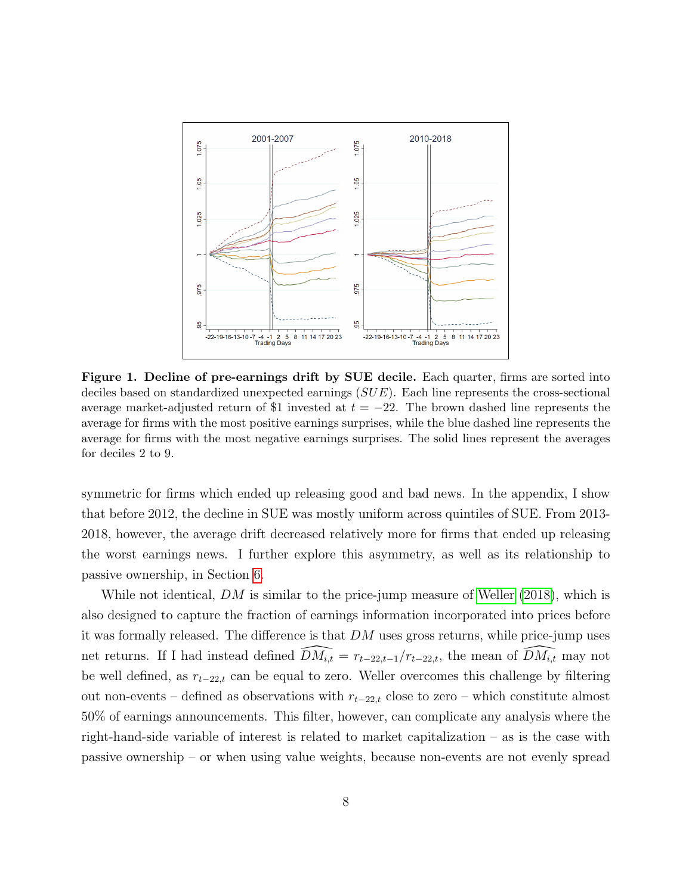**Figure 1. Decline of pre-earnings drift by SUE decile.** Each quarter, firms are sorted into deciles based on standardized unexpected earnings ($SUE$). Each line represents the cross-sectional average market-adjusted return of \$1 invested at $t = -22$. The brown dashed line represents the average for firms with the most positive earnings surprises, while the blue dashed line represents the average for firms with the most negative earnings surprises. The solid lines represent the averages for deciles 2 to 9.

symmetric for firms which ended up releasing good and bad news. In the appendix, I show that before 2012, the decline in SUE was mostly uniform across quintiles of SUE. From 2013-2018, however, the average drift decreased relatively more for firms that ended up releasing the worst earnings news. I further explore this asymmetry, as well as its relationship to passive ownership, in Section 6.

While not identical, $DM$ is similar to the price-jump measure of Weller (2018), which is also designed to capture the fraction of earnings information incorporated into prices before it was formally released. The difference is that $DM$ uses gross returns, while price-jump uses net returns. If I had instead defined $\widehat{DM_{i,t}} = r_{t-22,t-1}/r_{t-22,t}$, the mean of $\widehat{DM_{i,t}}$ may not be well defined, as $r_{t-22,t}$ can be equal to zero. Weller overcomes this challenge by filtering out non-events – defined as observations with $r_{t-22,t}$ close to zero – which constitute almost 50% of earnings announcements. This filter, however, can complicate any analysis where the right-hand-side variable of interest is related to market capitalization – as is the case with passive ownership – or when using value weights, because non-events are not evenly spread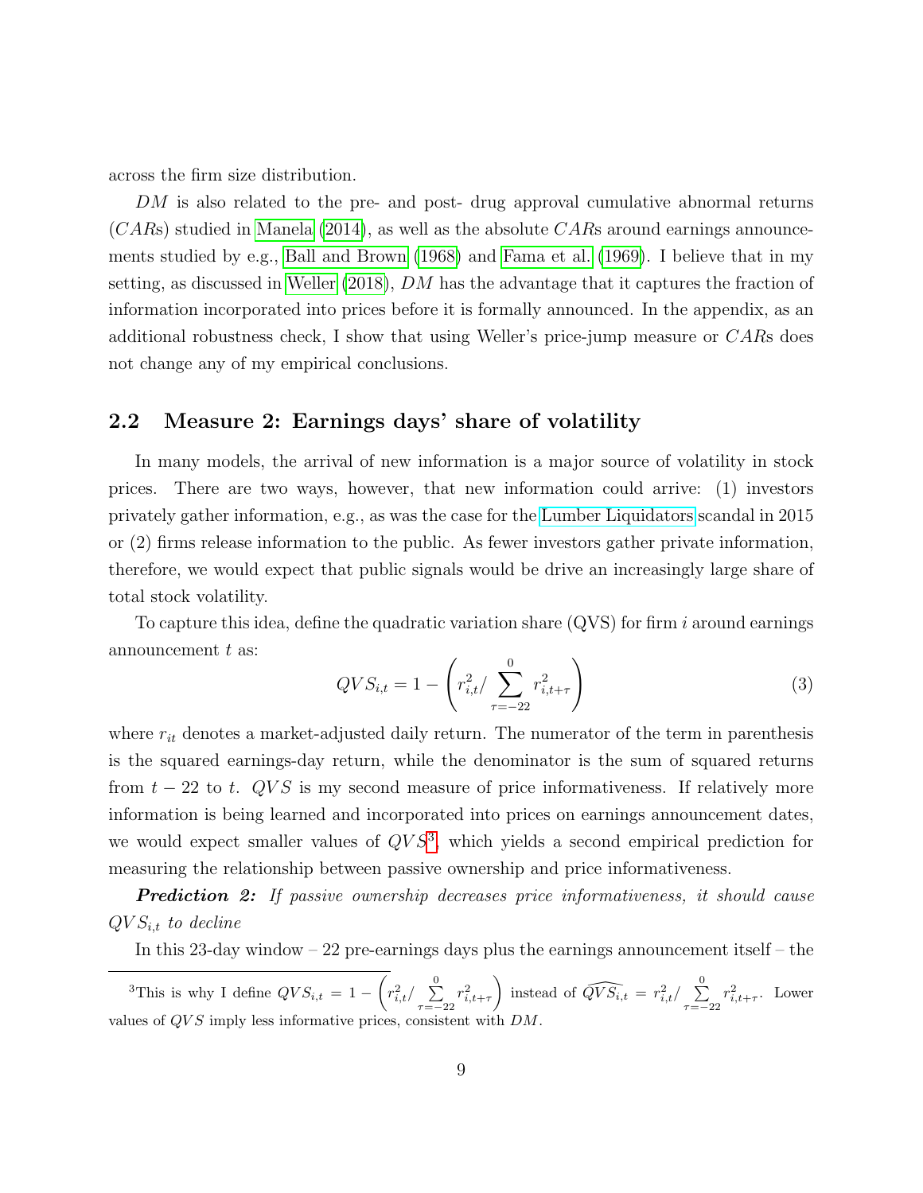across the firm size distribution.

$DM$ is also related to the pre- and post- drug approval cumulative abnormal returns ($CAR$s) studied in Manela (2014), as well as the absolute $CAR$s around earnings announcements studied by e.g., Ball and Brown (1968) and Fama et al. (1969). I believe that in my setting, as discussed in Weller (2018), $DM$ has the advantage that it captures the fraction of information incorporated into prices before it is formally announced. In the appendix, as an additional robustness check, I show that using Weller's price-jump measure or $CAR$s does not change any of my empirical conclusions.

## 2.2 Measure 2: Earnings days' share of volatility

In many models, the arrival of new information is a major source of volatility in stock prices. There are two ways, however, that new information could arrive: (1) investors privately gather information, e.g., as was the case for the Lumber Liquidators scandal in 2015 or (2) firms release information to the public. As fewer investors gather private information, therefore, we would expect that public signals would be drive an increasingly large share of total stock volatility.

To capture this idea, define the quadratic variation share (QVS) for firm $i$ around earnings announcement $t$ as:

$$QVS_{i,t} = 1 - \left( r_{i,t}^2 / \sum_{\tau=-22}^{0} r_{i,t+\tau}^2 \right) \tag{3}$$

where $r_{it}$ denotes a market-adjusted daily return. The numerator of the term in parenthesis is the squared earnings-day return, while the denominator is the sum of squared returns from $t-22$ to $t$. $QVS$ is my second measure of price informativeness. If relatively more information is being learned and incorporated into prices on earnings announcement dates, we would expect smaller values of $QVS$[3], which yields a second empirical prediction for measuring the relationship between passive ownership and price informativeness.

***Prediction 2:*** *If passive ownership decreases price informativeness, it should cause $QVS_{i,t}$ to decline*

In this 23-day window – 22 pre-earnings days plus the earnings announcement itself – the

[3] This is why I define $QVS_{i,t} = 1 - \left( r_{i,t}^2 / \sum_{\tau=-22}^{0} r_{i,t+\tau}^2 \right)$ instead of $\widehat{QVS_{i,t}} = r_{i,t}^2 / \sum_{\tau=-22}^{0} r_{i,t+\tau}^2$. Lower values of $QVS$ imply less informative prices, consistent with $DM$.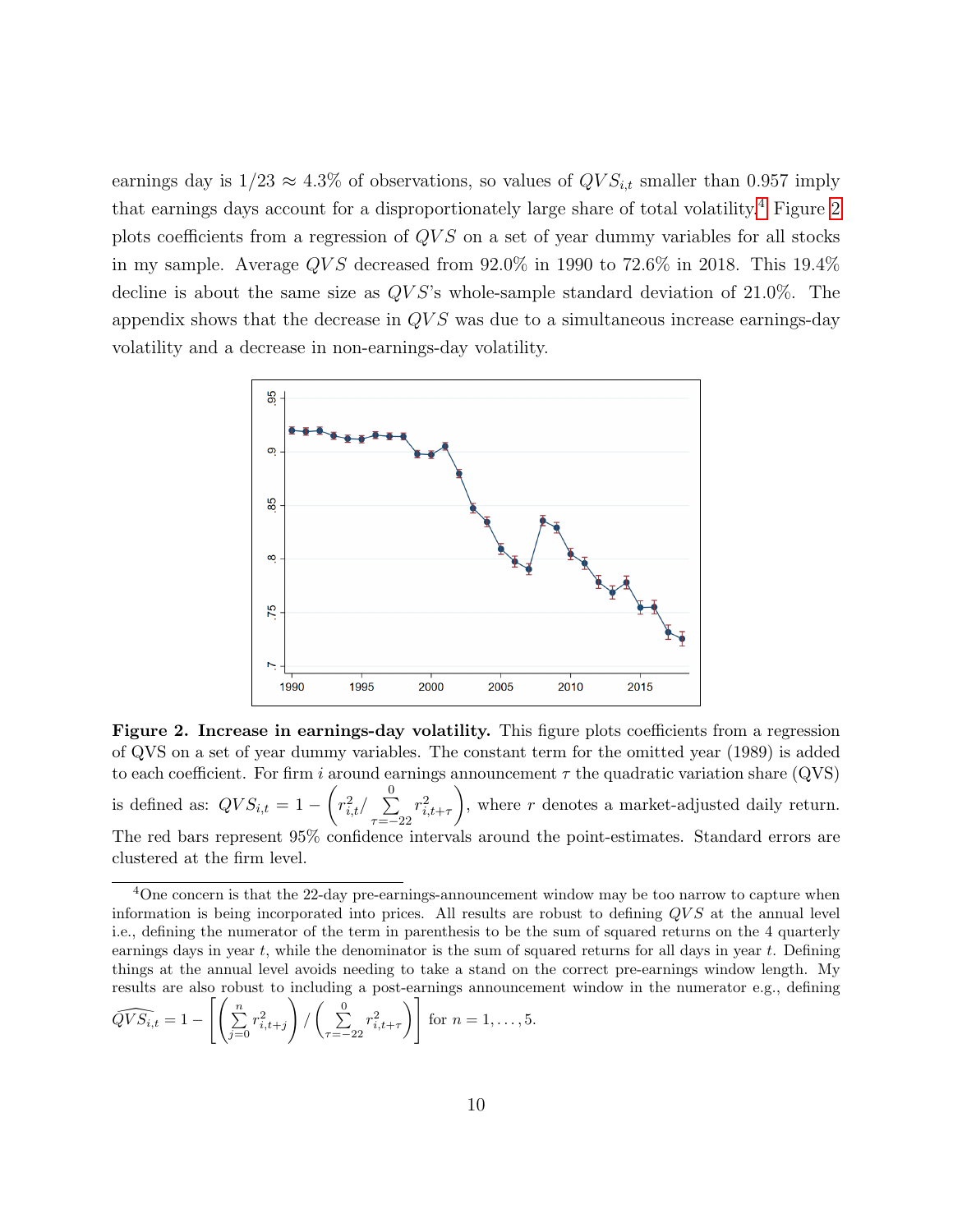earnings day is $1/23 \approx 4.3\%$ of observations, so values of $QVS_{i,t}$ smaller than 0.957 imply that earnings days account for a disproportionately large share of total volatility.[4] Figure 2 plots coefficients from a regression of $QVS$ on a set of year dummy variables for all stocks in my sample. Average $QVS$ decreased from 92.0% in 1990 to 72.6% in 2018. This 19.4% decline is about the same size as $QVS$'s whole-sample standard deviation of 21.0%. The appendix shows that the decrease in $QVS$ was due to a simultaneous increase earnings-day volatility and a decrease in non-earnings-day volatility.

**Figure 2. Increase in earnings-day volatility.** This figure plots coefficients from a regression of QVS on a set of year dummy variables. The constant term for the omitted year (1989) is added to each coefficient. For firm $i$ around earnings announcement $\tau$ the quadratic variation share (QVS) is defined as: $QVS_{i,t} = 1 - \left( r_{i,t}^2 / \sum_{\tau=-22}^{0} r_{i,t+\tau}^2 \right)$, where $r$ denotes a market-adjusted daily return. The red bars represent 95% confidence intervals around the point-estimates. Standard errors are clustered at the firm level.

[4] One concern is that the 22-day pre-earnings-announcement window may be too narrow to capture when information is being incorporated into prices. All results are robust to defining $QVS$ at the annual level i.e., defining the numerator of the term in parenthesis to be the sum of squared returns on the 4 quarterly earnings days in year $t$, while the denominator is the sum of squared returns for all days in year $t$. Defining things at the annual level avoids needing to take a stand on the correct pre-earnings window length. My results are also robust to including a post-earnings announcement window in the numerator e.g., defining $\widehat{QVS}_{i,t} = 1 - \left[ \left( \sum_{j=0}^{n} r_{i,t+j}^2 \right) / \left( \sum_{\tau=-22}^{0} r_{i,t+\tau}^2 \right) \right]$ for $n = 1, \ldots, 5$.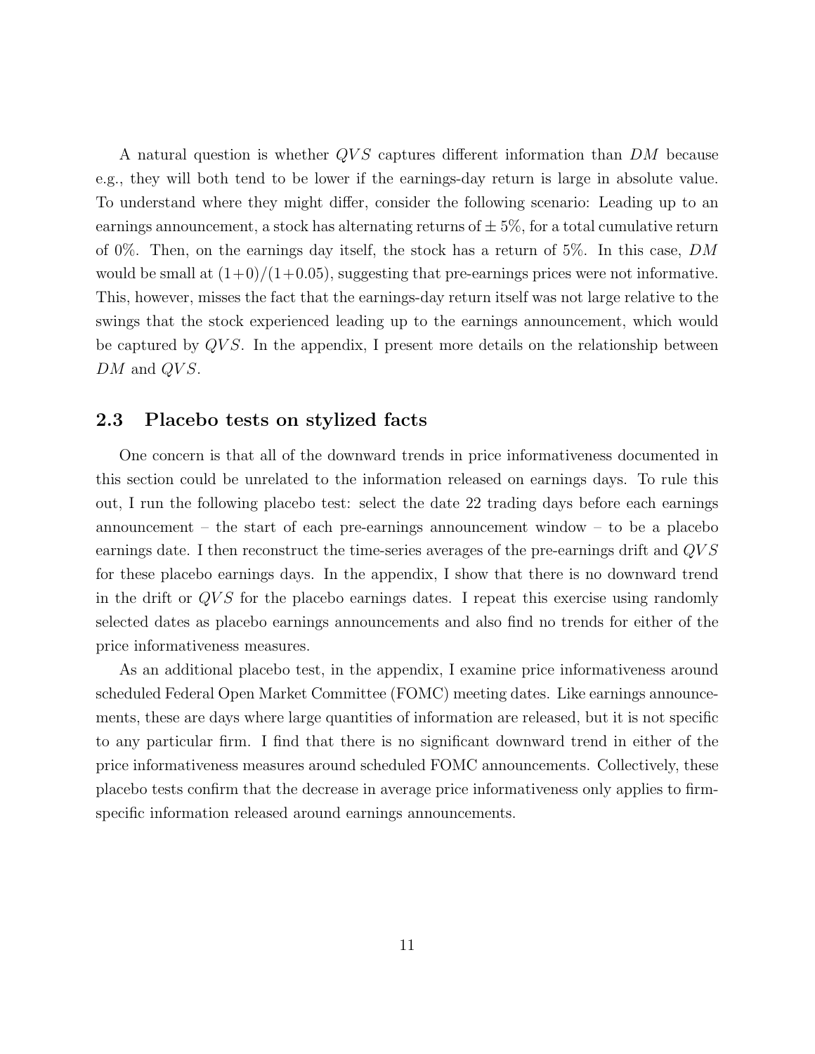A natural question is whether $QVS$ captures different information than $DM$ because e.g., they will both tend to be lower if the earnings-day return is large in absolute value. To understand where they might differ, consider the following scenario: Leading up to an earnings announcement, a stock has alternating returns of $\pm$ 5%, for a total cumulative return of 0%. Then, on the earnings day itself, the stock has a return of 5%. In this case, $DM$ would be small at $(1+0)/(1+0.05)$, suggesting that pre-earnings prices were not informative. This, however, misses the fact that the earnings-day return itself was not large relative to the swings that the stock experienced leading up to the earnings announcement, which would be captured by $QVS$. In the appendix, I present more details on the relationship between $DM$ and $QVS$.

### 2.3 Placebo tests on stylized facts

One concern is that all of the downward trends in price informativeness documented in this section could be unrelated to the information released on earnings days. To rule this out, I run the following placebo test: select the date 22 trading days before each earnings announcement – the start of each pre-earnings announcement window – to be a placebo earnings date. I then reconstruct the time-series averages of the pre-earnings drift and $QVS$ for these placebo earnings days. In the appendix, I show that there is no downward trend in the drift or $QVS$ for the placebo earnings dates. I repeat this exercise using randomly selected dates as placebo earnings announcements and also find no trends for either of the price informativeness measures.

As an additional placebo test, in the appendix, I examine price informativeness around scheduled Federal Open Market Committee (FOMC) meeting dates. Like earnings announcements, these are days where large quantities of information are released, but it is not specific to any particular firm. I find that there is no significant downward trend in either of the price informativeness measures around scheduled FOMC announcements. Collectively, these placebo tests confirm that the decrease in average price informativeness only applies to firm-specific information released around earnings announcements.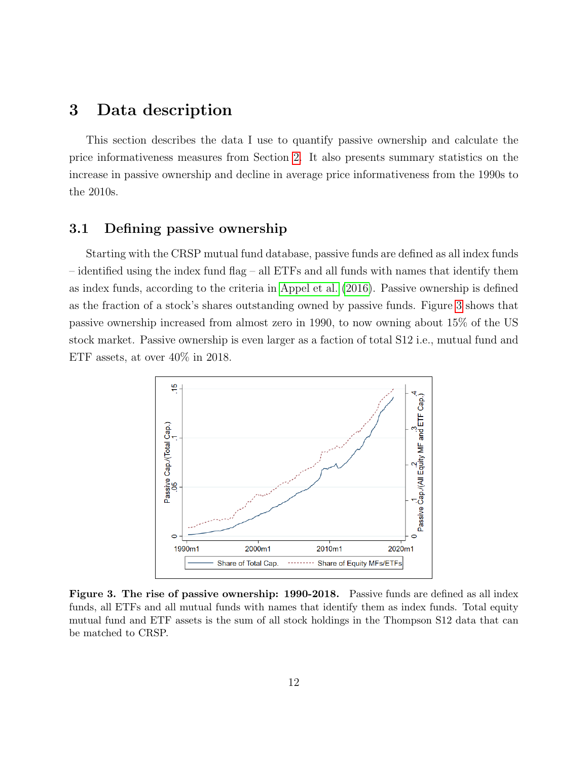# 3 Data description

This section describes the data I use to quantify passive ownership and calculate the price informativeness measures from Section 2. It also presents summary statistics on the increase in passive ownership and decline in average price informativeness from the 1990s to the 2010s.

## 3.1 Defining passive ownership

Starting with the CRSP mutual fund database, passive funds are defined as all index funds – identified using the index fund flag – all ETFs and all funds with names that identify them as index funds, according to the criteria in Appel et al. (2016). Passive ownership is defined as the fraction of a stock's shares outstanding owned by passive funds. Figure 3 shows that passive ownership increased from almost zero in 1990, to now owning about 15% of the US stock market. Passive ownership is even larger as a faction of total S12 i.e., mutual fund and ETF assets, at over 40% in 2018.

**Figure 3. The rise of passive ownership: 1990-2018.** Passive funds are defined as all index funds, all ETFs and all mutual funds with names that identify them as index funds. Total equity mutual fund and ETF assets is the sum of all stock holdings in the Thompson S12 data that can be matched to CRSP.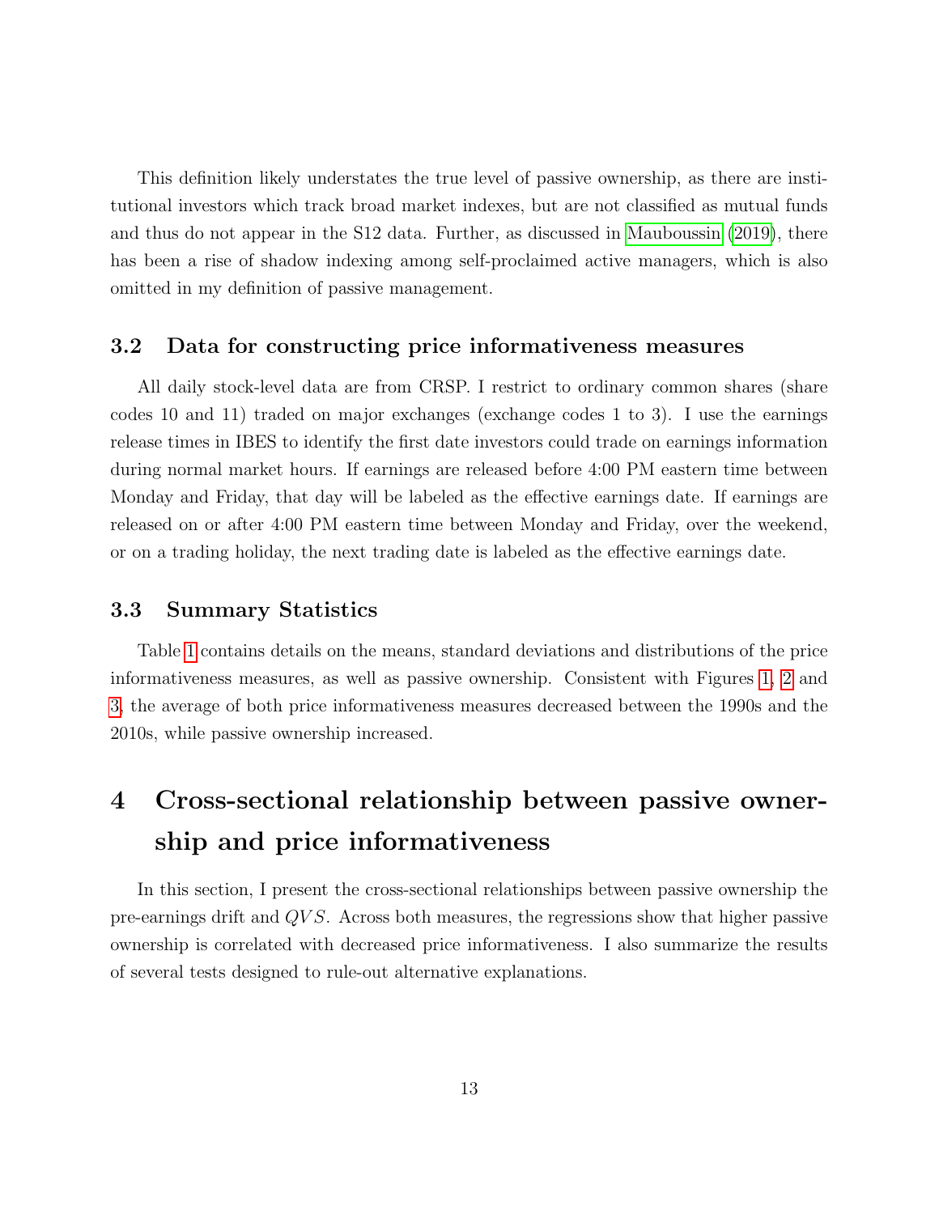This definition likely understates the true level of passive ownership, as there are institutional investors which track broad market indexes, but are not classified as mutual funds and thus do not appear in the S12 data. Further, as discussed in Mauboussin (2019), there has been a rise of shadow indexing among self-proclaimed active managers, which is also omitted in my definition of passive management.

### 3.2 Data for constructing price informativeness measures

All daily stock-level data are from CRSP. I restrict to ordinary common shares (share codes 10 and 11) traded on major exchanges (exchange codes 1 to 3). I use the earnings release times in IBES to identify the first date investors could trade on earnings information during normal market hours. If earnings are released before 4:00 PM eastern time between Monday and Friday, that day will be labeled as the effective earnings date. If earnings are released on or after 4:00 PM eastern time between Monday and Friday, over the weekend, or on a trading holiday, the next trading date is labeled as the effective earnings date.

### 3.3 Summary Statistics

Table 1 contains details on the means, standard deviations and distributions of the price informativeness measures, as well as passive ownership. Consistent with Figures 1, 2 and 3, the average of both price informativeness measures decreased between the 1990s and the 2010s, while passive ownership increased.

## 4 Cross-sectional relationship between passive ownership and price informativeness

In this section, I present the cross-sectional relationships between passive ownership the pre-earnings drift and $QVS$. Across both measures, the regressions show that higher passive ownership is correlated with decreased price informativeness. I also summarize the results of several tests designed to rule-out alternative explanations.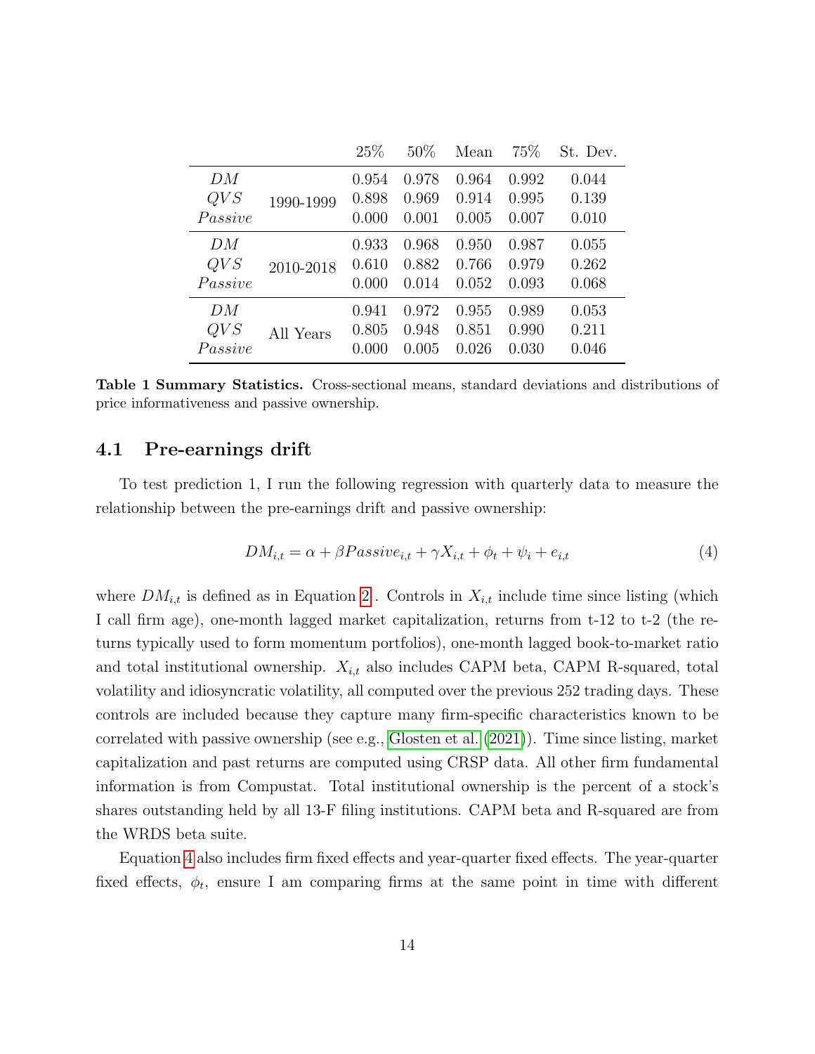| | | 25% | 50% | Mean | 75% | St. Dev. |
|---|---|---|---|---|---|---|
| $DM$ | 1990-1999 | 0.954 | 0.978 | 0.964 | 0.992 | 0.044 |
| $QVS$ | | 0.898 | 0.969 | 0.914 | 0.995 | 0.139 |
| $Passive$ | | 0.000 | 0.001 | 0.005 | 0.007 | 0.010 |
| $DM$ | 2010-2018 | 0.933 | 0.968 | 0.950 | 0.987 | 0.055 |
| $QVS$ | | 0.610 | 0.882 | 0.766 | 0.979 | 0.262 |
| $Passive$ | | 0.000 | 0.014 | 0.052 | 0.093 | 0.068 |
| $DM$ | All Years | 0.941 | 0.972 | 0.955 | 0.989 | 0.053 |
| $QVS$ | | 0.805 | 0.948 | 0.851 | 0.990 | 0.211 |
| $Passive$ | | 0.000 | 0.005 | 0.026 | 0.030 | 0.046 |

**Table 1 Summary Statistics.** Cross-sectional means, standard deviations and distributions of price informativeness and passive ownership.

## 4.1 Pre-earnings drift

To test prediction 1, I run the following regression with quarterly data to measure the relationship between the pre-earnings drift and passive ownership:

$$DM_{i,t} = \alpha + \beta Passive_{i,t} + \gamma X_{i,t} + \phi_t + \psi_i + e_{i,t} \tag{4}$$

where $DM_{i,t}$ is defined as in Equation 2 . Controls in $X_{i,t}$ include time since listing (which I call firm age), one-month lagged market capitalization, returns from t-12 to t-2 (the returns typically used to form momentum portfolios), one-month lagged book-to-market ratio and total institutional ownership. $X_{i,t}$ also includes CAPM beta, CAPM R-squared, total volatility and idiosyncratic volatility, all computed over the previous 252 trading days. These controls are included because they capture many firm-specific characteristics known to be correlated with passive ownership (see e.g., Glosten et al. (2021)). Time since listing, market capitalization and past returns are computed using CRSP data. All other firm fundamental information is from Compustat. Total institutional ownership is the percent of a stock's shares outstanding held by all 13-F filing institutions. CAPM beta and R-squared are from the WRDS beta suite.

Equation 4 also includes firm fixed effects and year-quarter fixed effects. The year-quarter fixed effects, $\phi_t$, ensure I am comparing firms at the same point in time with different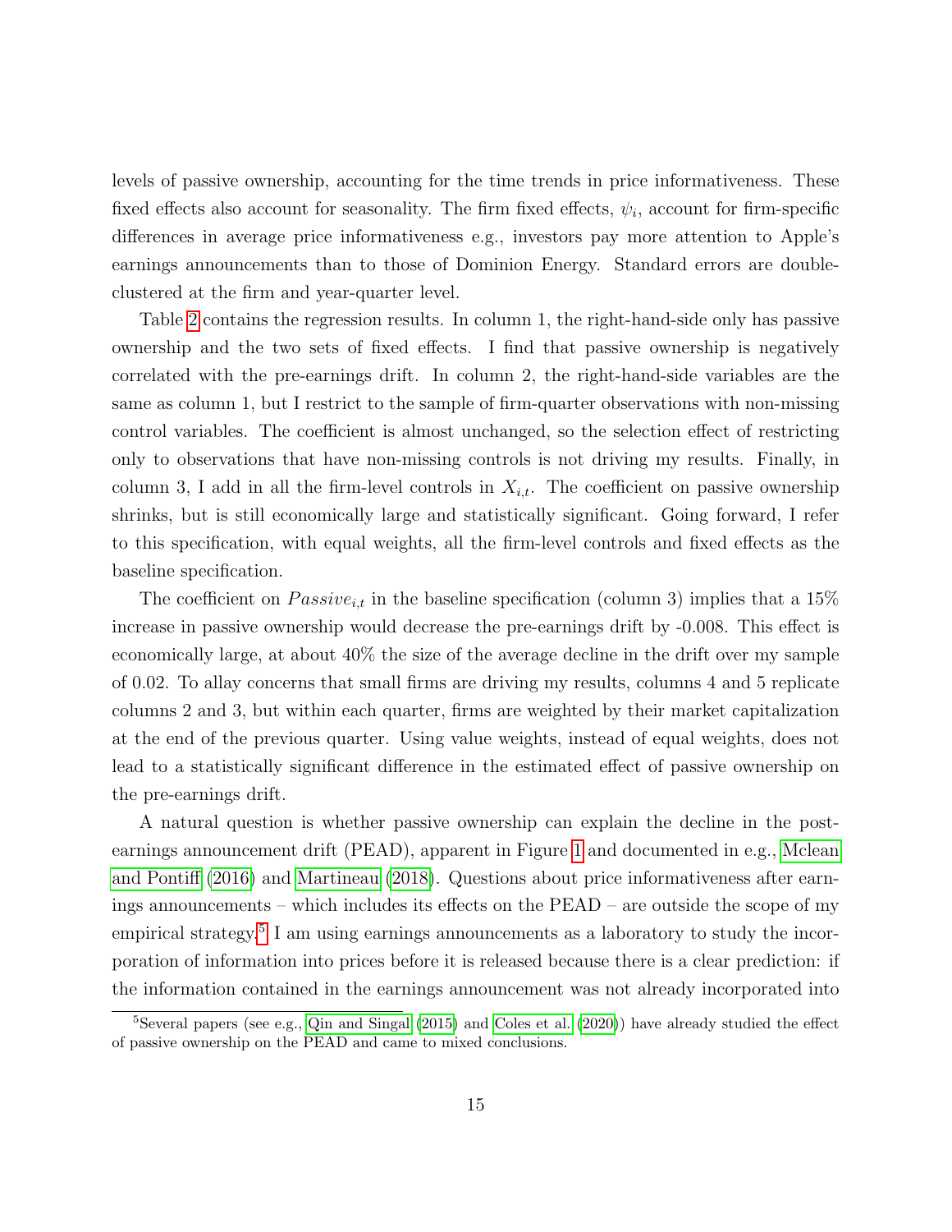levels of passive ownership, accounting for the time trends in price informativeness. These fixed effects also account for seasonality. The firm fixed effects, $\psi_i$, account for firm-specific differences in average price informativeness e.g., investors pay more attention to Apple's earnings announcements than to those of Dominion Energy. Standard errors are double-clustered at the firm and year-quarter level.

Table 2 contains the regression results. In column 1, the right-hand-side only has passive ownership and the two sets of fixed effects. I find that passive ownership is negatively correlated with the pre-earnings drift. In column 2, the right-hand-side variables are the same as column 1, but I restrict to the sample of firm-quarter observations with non-missing control variables. The coefficient is almost unchanged, so the selection effect of restricting only to observations that have non-missing controls is not driving my results. Finally, in column 3, I add in all the firm-level controls in $X_{i,t}$. The coefficient on passive ownership shrinks, but is still economically large and statistically significant. Going forward, I refer to this specification, with equal weights, all the firm-level controls and fixed effects as the baseline specification.

The coefficient on $Passive_{i,t}$ in the baseline specification (column 3) implies that a 15% increase in passive ownership would decrease the pre-earnings drift by -0.008. This effect is economically large, at about 40% the size of the average decline in the drift over my sample of 0.02. To allay concerns that small firms are driving my results, columns 4 and 5 replicate columns 2 and 3, but within each quarter, firms are weighted by their market capitalization at the end of the previous quarter. Using value weights, instead of equal weights, does not lead to a statistically significant difference in the estimated effect of passive ownership on the pre-earnings drift.

A natural question is whether passive ownership can explain the decline in the post-earnings announcement drift (PEAD), apparent in Figure 1 and documented in e.g., Mclean and Pontiff (2016) and Martineau (2018). Questions about price informativeness after earnings announcements – which includes its effects on the PEAD – are outside the scope of my empirical strategy.[5] I am using earnings announcements as a laboratory to study the incorporation of information into prices before it is released because there is a clear prediction: if the information contained in the earnings announcement was not already incorporated into

[5] Several papers (see e.g., Qin and Singal (2015) and Coles et al. (2020)) have already studied the effect of passive ownership on the PEAD and came to mixed conclusions.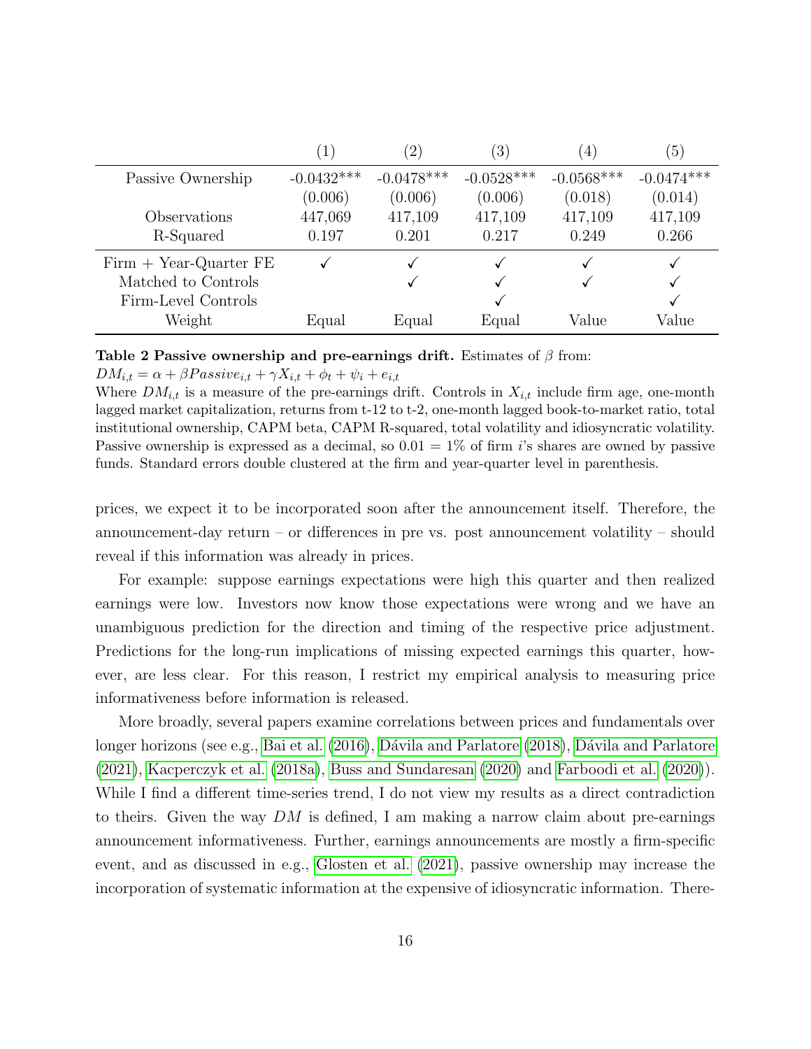| | (1) | (2) | (3) | (4) | (5) |
|---|---|---|---|---|---|
| Passive Ownership | -0.0432*** | -0.0478*** | -0.0528*** | -0.0568*** | -0.0474*** |
| | (0.006) | (0.006) | (0.006) | (0.018) | (0.014) |
| Observations | 447,069 | 417,109 | 417,109 | 417,109 | 417,109 |
| R-Squared | 0.197 | 0.201 | 0.217 | 0.249 | 0.266 |
| Firm + Year-Quarter FE | ✓ | ✓ | ✓ | ✓ | ✓ |
| Matched to Controls | | ✓ | ✓ | ✓ | ✓ |
| Firm-Level Controls | | | ✓ | | ✓ |
| Weight | Equal | Equal | Equal | Value | Value |

**Table 2 Passive ownership and pre-earnings drift.** Estimates of $\beta$ from:
$DM_{i,t} = \alpha + \beta Passive_{i,t} + \gamma X_{i,t} + \phi_t + \psi_i + e_{i,t}$
Where $DM_{i,t}$ is a measure of the pre-earnings drift. Controls in $X_{i,t}$ include firm age, one-month lagged market capitalization, returns from t-12 to t-2, one-month lagged book-to-market ratio, total institutional ownership, CAPM beta, CAPM R-squared, total volatility and idiosyncratic volatility. Passive ownership is expressed as a decimal, so 0.01 = 1% of firm $i$'s shares are owned by passive funds. Standard errors double clustered at the firm and year-quarter level in parenthesis.

prices, we expect it to be incorporated soon after the announcement itself. Therefore, the announcement-day return – or differences in pre vs. post announcement volatility – should reveal if this information was already in prices.

For example: suppose earnings expectations were high this quarter and then realized earnings were low. Investors now know those expectations were wrong and we have an unambiguous prediction for the direction and timing of the respective price adjustment. Predictions for the long-run implications of missing expected earnings this quarter, however, are less clear. For this reason, I restrict my empirical analysis to measuring price informativeness before information is released.

More broadly, several papers examine correlations between prices and fundamentals over longer horizons (see e.g., Bai et al. (2016), Dávila and Parlatore (2018), Dávila and Parlatore (2021), Kacperczyk et al. (2018a), Buss and Sundaresan (2020) and Farboodi et al. (2020)). While I find a different time-series trend, I do not view my results as a direct contradiction to theirs. Given the way $DM$ is defined, I am making a narrow claim about pre-earnings announcement informativeness. Further, earnings announcements are mostly a firm-specific event, and as discussed in e.g., Glosten et al. (2021), passive ownership may increase the incorporation of systematic information at the expensive of idiosyncratic information. There-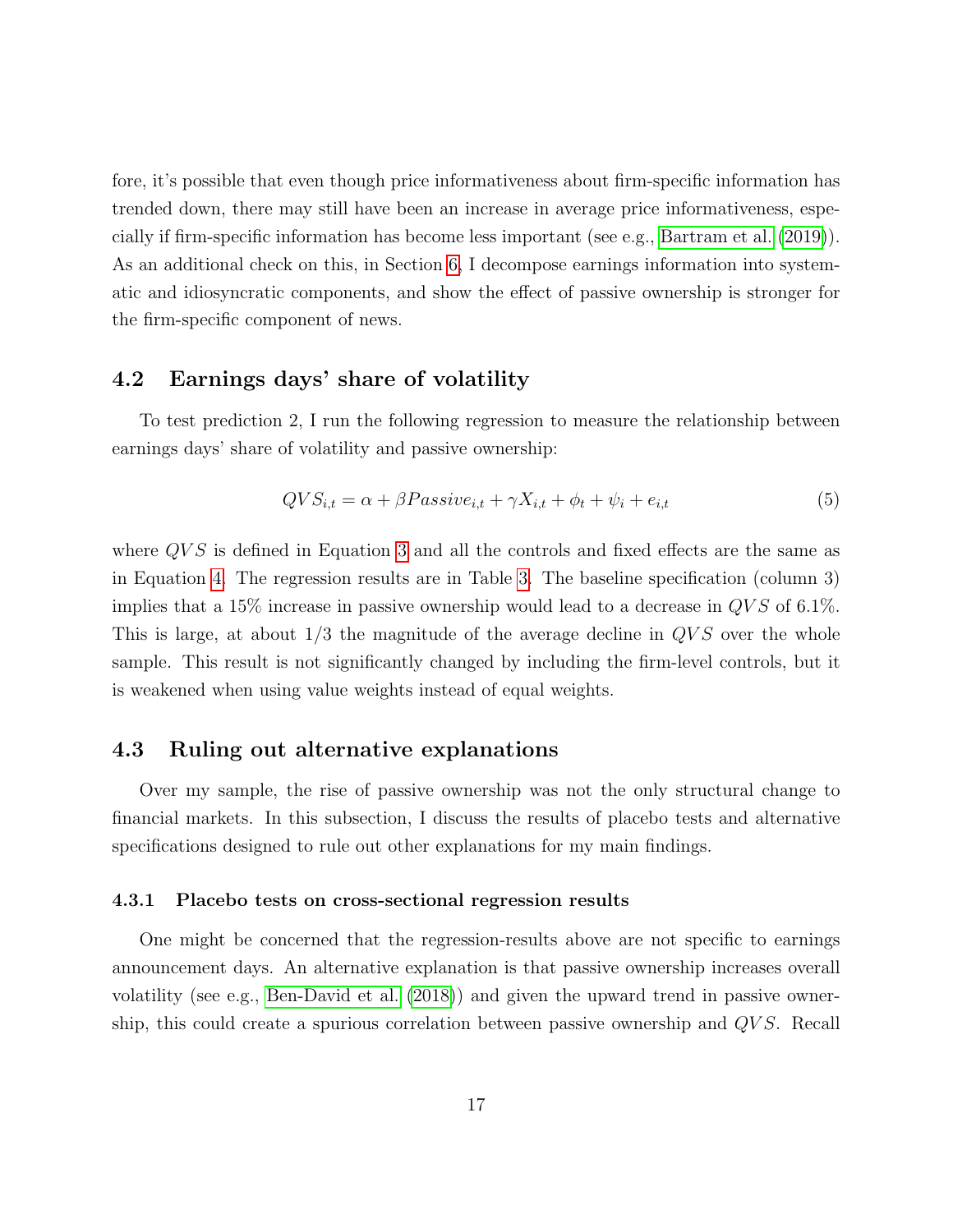fore, it's possible that even though price informativeness about firm-specific information has trended down, there may still have been an increase in average price informativeness, especially if firm-specific information has become less important (see e.g., Bartram et al. (2019)). As an additional check on this, in Section 6, I decompose earnings information into systematic and idiosyncratic components, and show the effect of passive ownership is stronger for the firm-specific component of news.

## 4.2 Earnings days' share of volatility

To test prediction 2, I run the following regression to measure the relationship between earnings days' share of volatility and passive ownership:

$$QVS_{i,t} = \alpha + \beta Passive_{i,t} + \gamma X_{i,t} + \phi_t + \psi_i + e_{i,t} \tag{5}$$

where $QVS$ is defined in Equation 3 and all the controls and fixed effects are the same as in Equation 4. The regression results are in Table 3. The baseline specification (column 3) implies that a 15% increase in passive ownership would lead to a decrease in $QVS$ of 6.1%. This is large, at about 1/3 the magnitude of the average decline in $QVS$ over the whole sample. This result is not significantly changed by including the firm-level controls, but it is weakened when using value weights instead of equal weights.

## 4.3 Ruling out alternative explanations

Over my sample, the rise of passive ownership was not the only structural change to financial markets. In this subsection, I discuss the results of placebo tests and alternative specifications designed to rule out other explanations for my main findings.

### 4.3.1 Placebo tests on cross-sectional regression results

One might be concerned that the regression-results above are not specific to earnings announcement days. An alternative explanation is that passive ownership increases overall volatility (see e.g., Ben-David et al. (2018)) and given the upward trend in passive ownership, this could create a spurious correlation between passive ownership and $QVS$. Recall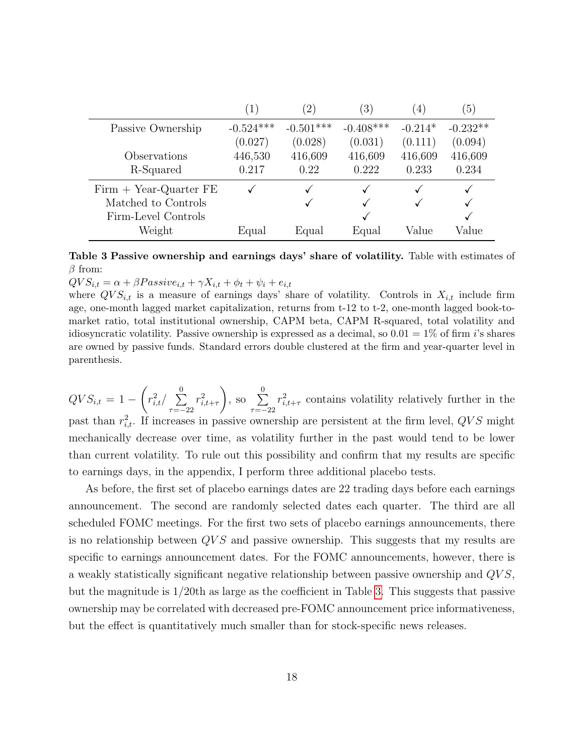| | (1) | (2) | (3) | (4) | (5) |
|---|---|---|---|---|---|
| Passive Ownership | -0.524*** | -0.501*** | -0.408*** | -0.214* | -0.232** |
| | (0.027) | (0.028) | (0.031) | (0.111) | (0.094) |
| Observations | 446,530 | 416,609 | 416,609 | 416,609 | 416,609 |
| R-Squared | 0.217 | 0.22 | 0.222 | 0.233 | 0.234 |
| Firm + Year-Quarter FE | ✓ | ✓ | ✓ | ✓ | ✓ |
| Matched to Controls | | ✓ | ✓ | ✓ | ✓ |
| Firm-Level Controls | | | ✓ | | ✓ |
| Weight | Equal | Equal | Equal | Value | Value |

**Table 3 Passive ownership and earnings days' share of volatility.** Table with estimates of $\beta$ from:
$QVS_{i,t} = \alpha + \beta Passive_{i,t} + \gamma X_{i,t} + \phi_t + \psi_i + e_{i,t}$
where $QVS_{i,t}$ is a measure of earnings days' share of volatility. Controls in $X_{i,t}$ include firm age, one-month lagged market capitalization, returns from t-12 to t-2, one-month lagged book-to-market ratio, total institutional ownership, CAPM beta, CAPM R-squared, total volatility and idiosyncratic volatility. Passive ownership is expressed as a decimal, so 0.01 = 1% of firm $i$'s shares are owned by passive funds. Standard errors double clustered at the firm and year-quarter level in parenthesis.

$QVS_{i,t} = 1 - \left( r_{i,t}^2 / \sum_{\tau=-22}^{0} r_{i,t+\tau}^2 \right)$, so $\sum_{\tau=-22}^{0} r_{i,t+\tau}^2$ contains volatility relatively further in the past than $r_{i,t}^2$. If increases in passive ownership are persistent at the firm level, $QVS$ might mechanically decrease over time, as volatility further in the past would tend to be lower than current volatility. To rule out this possibility and confirm that my results are specific to earnings days, in the appendix, I perform three additional placebo tests.

As before, the first set of placebo earnings dates are 22 trading days before each earnings announcement. The second are randomly selected dates each quarter. The third are all scheduled FOMC meetings. For the first two sets of placebo earnings announcements, there is no relationship between $QVS$ and passive ownership. This suggests that my results are specific to earnings announcement dates. For the FOMC announcements, however, there is a weakly statistically significant negative relationship between passive ownership and $QVS$, but the magnitude is 1/20th as large as the coefficient in Table 3. This suggests that passive ownership may be correlated with decreased pre-FOMC announcement price informativeness, but the effect is quantitatively much smaller than for stock-specific news releases.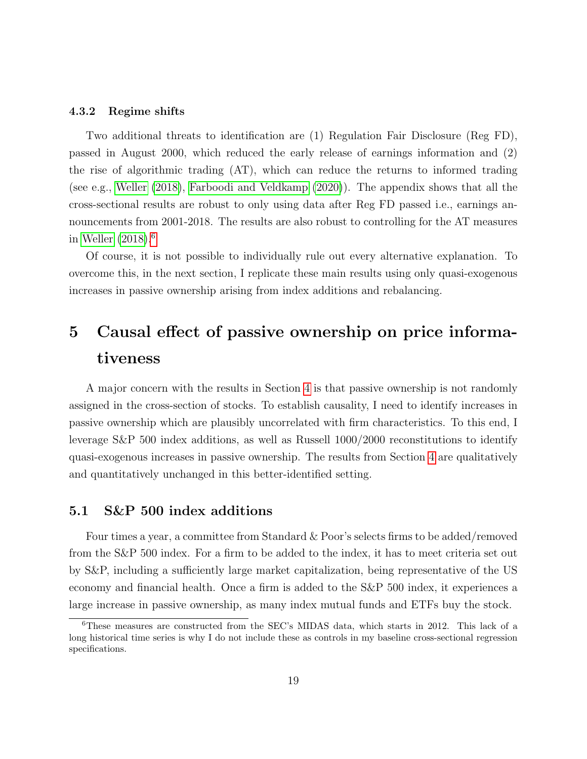### 4.3.2 Regime shifts

Two additional threats to identification are (1) Regulation Fair Disclosure (Reg FD), passed in August 2000, which reduced the early release of earnings information and (2) the rise of algorithmic trading (AT), which can reduce the returns to informed trading (see e.g., Weller (2018), Farboodi and Veldkamp (2020)). The appendix shows that all the cross-sectional results are robust to only using data after Reg FD passed i.e., earnings announcements from 2001-2018. The results are also robust to controlling for the AT measures in Weller (2018).[6]

Of course, it is not possible to individually rule out every alternative explanation. To overcome this, in the next section, I replicate these main results using only quasi-exogenous increases in passive ownership arising from index additions and rebalancing.

# 5 Causal effect of passive ownership on price informativeness

A major concern with the results in Section 4 is that passive ownership is not randomly assigned in the cross-section of stocks. To establish causality, I need to identify increases in passive ownership which are plausibly uncorrelated with firm characteristics. To this end, I leverage S&P 500 index additions, as well as Russell 1000/2000 reconstitutions to identify quasi-exogenous increases in passive ownership. The results from Section 4 are qualitatively and quantitatively unchanged in this better-identified setting.

## 5.1 S&P 500 index additions

Four times a year, a committee from Standard & Poor's selects firms to be added/removed from the S&P 500 index. For a firm to be added to the index, it has to meet criteria set out by S&P, including a sufficiently large market capitalization, being representative of the US economy and financial health. Once a firm is added to the S&P 500 index, it experiences a large increase in passive ownership, as many index mutual funds and ETFs buy the stock.

[6] These measures are constructed from the SEC's MIDAS data, which starts in 2012. This lack of a long historical time series is why I do not include these as controls in my baseline cross-sectional regression specifications.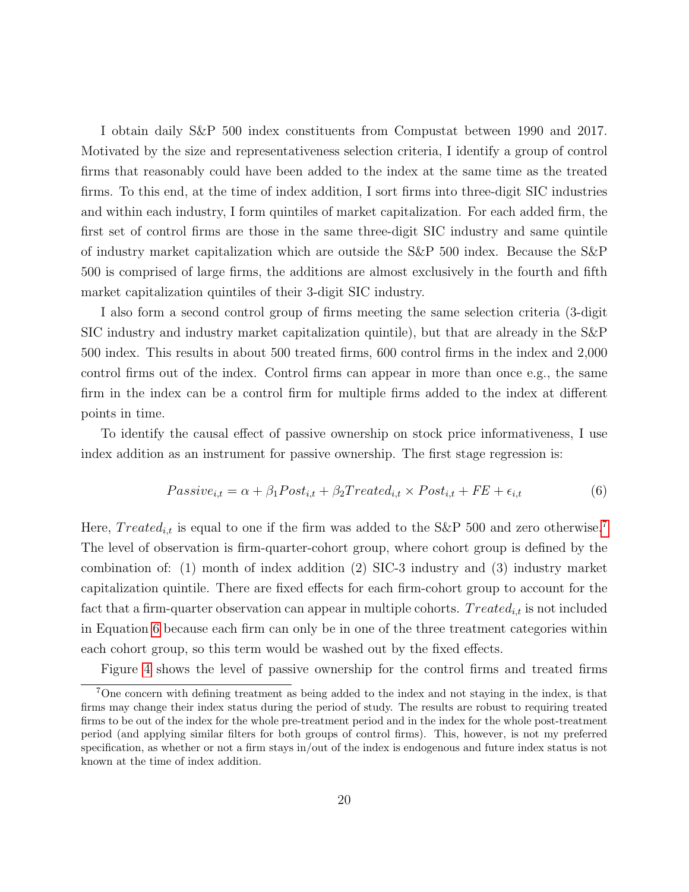I obtain daily S&P 500 index constituents from Compustat between 1990 and 2017. Motivated by the size and representativeness selection criteria, I identify a group of control firms that reasonably could have been added to the index at the same time as the treated firms. To this end, at the time of index addition, I sort firms into three-digit SIC industries and within each industry, I form quintiles of market capitalization. For each added firm, the first set of control firms are those in the same three-digit SIC industry and same quintile of industry market capitalization which are outside the S&P 500 index. Because the S&P 500 is comprised of large firms, the additions are almost exclusively in the fourth and fifth market capitalization quintiles of their 3-digit SIC industry.

I also form a second control group of firms meeting the same selection criteria (3-digit SIC industry and industry market capitalization quintile), but that are already in the S&P 500 index. This results in about 500 treated firms, 600 control firms in the index and 2,000 control firms out of the index. Control firms can appear in more than once e.g., the same firm in the index can be a control firm for multiple firms added to the index at different points in time.

To identify the causal effect of passive ownership on stock price informativeness, I use index addition as an instrument for passive ownership. The first stage regression is:

$$Passive_{i,t} = \alpha + \beta_1 Post_{i,t} + \beta_2 Treated_{i,t} \times Post_{i,t} + FE + \epsilon_{i,t} \tag{6}$$

Here, $Treated_{i,t}$ is equal to one if the firm was added to the S&P 500 and zero otherwise.[7] The level of observation is firm-quarter-cohort group, where cohort group is defined by the combination of: (1) month of index addition (2) SIC-3 industry and (3) industry market capitalization quintile. There are fixed effects for each firm-cohort group to account for the fact that a firm-quarter observation can appear in multiple cohorts. $Treated_{i,t}$ is not included in Equation 6 because each firm can only be in one of the three treatment categories within each cohort group, so this term would be washed out by the fixed effects.

Figure 4 shows the level of passive ownership for the control firms and treated firms

[7] One concern with defining treatment as being added to the index and not staying in the index, is that firms may change their index status during the period of study. The results are robust to requiring treated firms to be out of the index for the whole pre-treatment period and in the index for the whole post-treatment period (and applying similar filters for both groups of control firms). This, however, is not my preferred specification, as whether or not a firm stays in/out of the index is endogenous and future index status is not known at the time of index addition.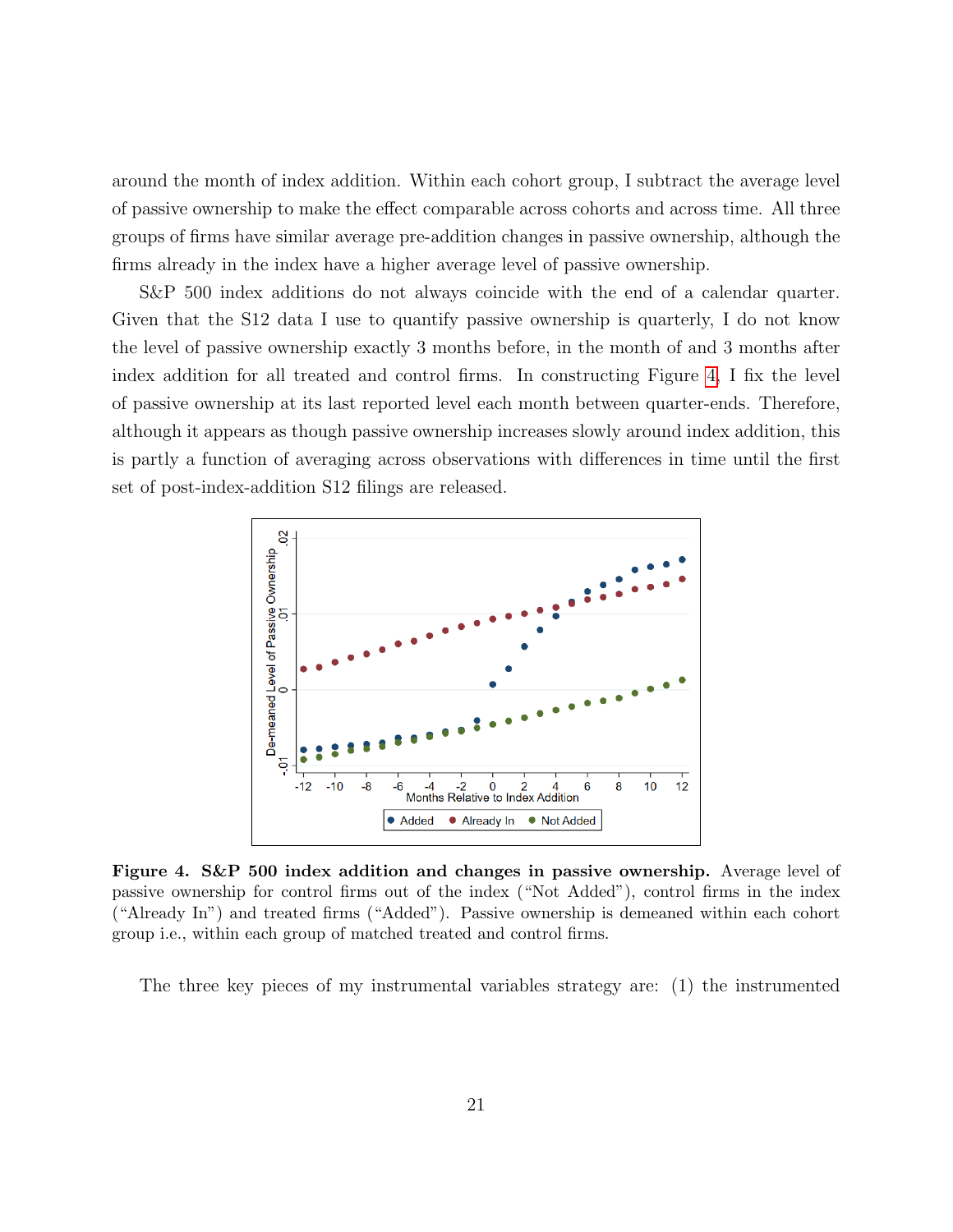around the month of index addition. Within each cohort group, I subtract the average level of passive ownership to make the effect comparable across cohorts and across time. All three groups of firms have similar average pre-addition changes in passive ownership, although the firms already in the index have a higher average level of passive ownership.

S&P 500 index additions do not always coincide with the end of a calendar quarter. Given that the S12 data I use to quantify passive ownership is quarterly, I do not know the level of passive ownership exactly 3 months before, in the month of and 3 months after index addition for all treated and control firms. In constructing Figure 4, I fix the level of passive ownership at its last reported level each month between quarter-ends. Therefore, although it appears as though passive ownership increases slowly around index addition, this is partly a function of averaging across observations with differences in time until the first set of post-index-addition S12 filings are released.

**Figure 4. S&P 500 index addition and changes in passive ownership.** Average level of passive ownership for control firms out of the index ("Not Added"), control firms in the index ("Already In") and treated firms ("Added"). Passive ownership is demeaned within each cohort group i.e., within each group of matched treated and control firms.

The three key pieces of my instrumental variables strategy are: (1) the instrumented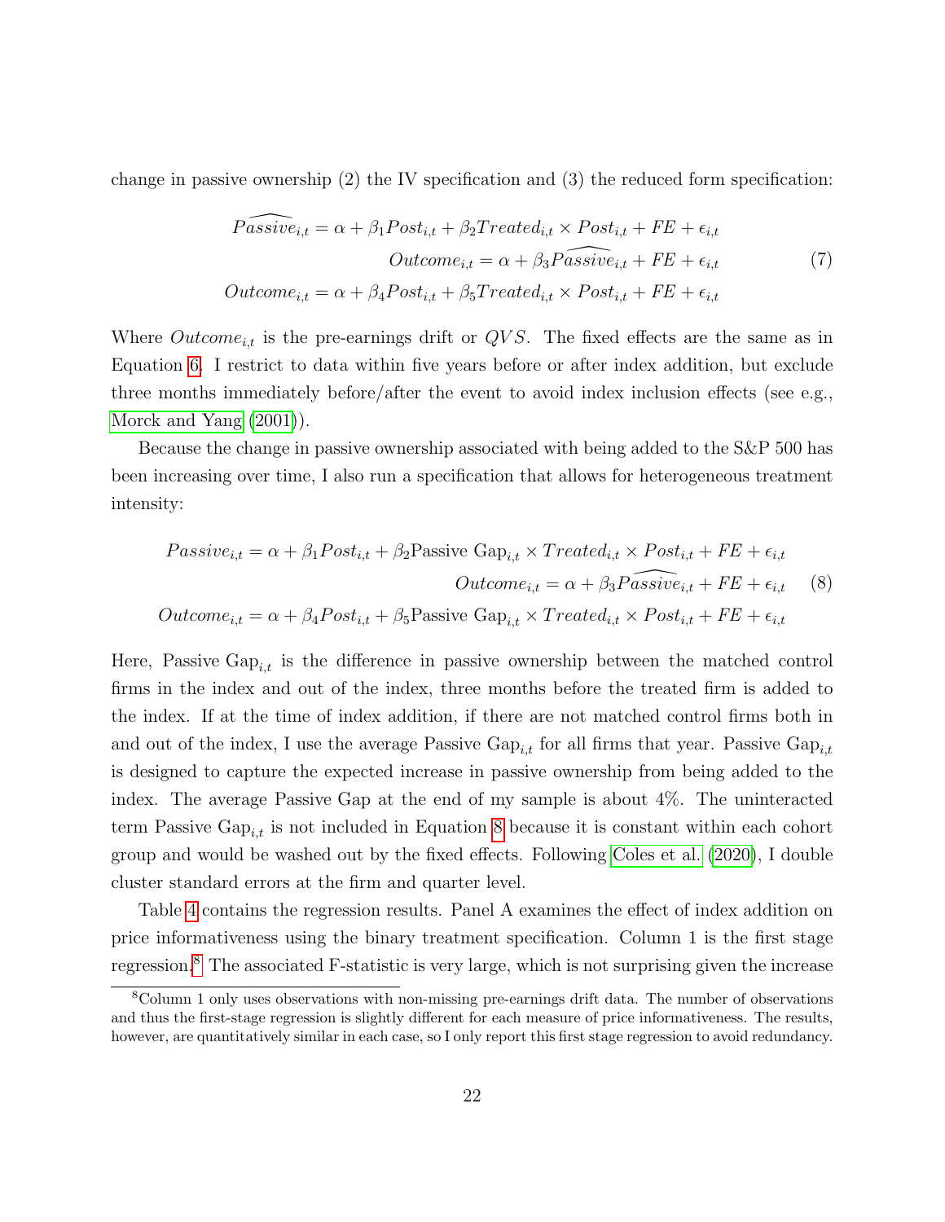change in passive ownership (2) the IV specification and (3) the reduced form specification:

$$
\begin{aligned}
\widehat{Passive}_{i,t} &= \alpha + \beta_1 Post_{i,t} + \beta_2 Treated_{i,t} \times Post_{i,t} + FE + \epsilon_{i,t} \\
Outcome_{i,t} &= \alpha + \beta_3 \widehat{Passive}_{i,t} + FE + \epsilon_{i,t} \\
Outcome_{i,t} &= \alpha + \beta_4 Post_{i,t} + \beta_5 Treated_{i,t} \times Post_{i,t} + FE + \epsilon_{i,t}
\end{aligned} \tag{7}
$$

Where $Outcome_{i,t}$ is the pre-earnings drift or $QVS$. The fixed effects are the same as in Equation 6. I restrict to data within five years before or after index addition, but exclude three months immediately before/after the event to avoid index inclusion effects (see e.g., Morck and Yang (2001)).

Because the change in passive ownership associated with being added to the S&P 500 has been increasing over time, I also run a specification that allows for heterogeneous treatment intensity:

$$
\begin{aligned}
Passive_{i,t} &= \alpha + \beta_1 Post_{i,t} + \beta_2 \text{Passive Gap}_{i,t} \times Treated_{i,t} \times Post_{i,t} + FE + \epsilon_{i,t} \\
Outcome_{i,t} &= \alpha + \beta_3 \widehat{Passive}_{i,t} + FE + \epsilon_{i,t} \\
Outcome_{i,t} &= \alpha + \beta_4 Post_{i,t} + \beta_5 \text{Passive Gap}_{i,t} \times Treated_{i,t} \times Post_{i,t} + FE + \epsilon_{i,t}
\end{aligned} \tag{8}
$$

Here, $\text{Passive Gap}_{i,t}$ is the difference in passive ownership between the matched control firms in the index and out of the index, three months before the treated firm is added to the index. If at the time of index addition, if there are not matched control firms both in and out of the index, I use the average $\text{Passive Gap}_{i,t}$ for all firms that year. $\text{Passive Gap}_{i,t}$ is designed to capture the expected increase in passive ownership from being added to the index. The average Passive Gap at the end of my sample is about 4%. The uninteracted term $\text{Passive Gap}_{i,t}$ is not included in Equation 8 because it is constant within each cohort group and would be washed out by the fixed effects. Following Coles et al. (2020), I double cluster standard errors at the firm and quarter level.

Table 4 contains the regression results. Panel A examines the effect of index addition on price informativeness using the binary treatment specification. Column 1 is the first stage regression.[8] The associated F-statistic is very large, which is not surprising given the increase

[8] Column 1 only uses observations with non-missing pre-earnings drift data. The number of observations and thus the first-stage regression is slightly different for each measure of price informativeness. The results, however, are quantitatively similar in each case, so I only report this first stage regression to avoid redundancy.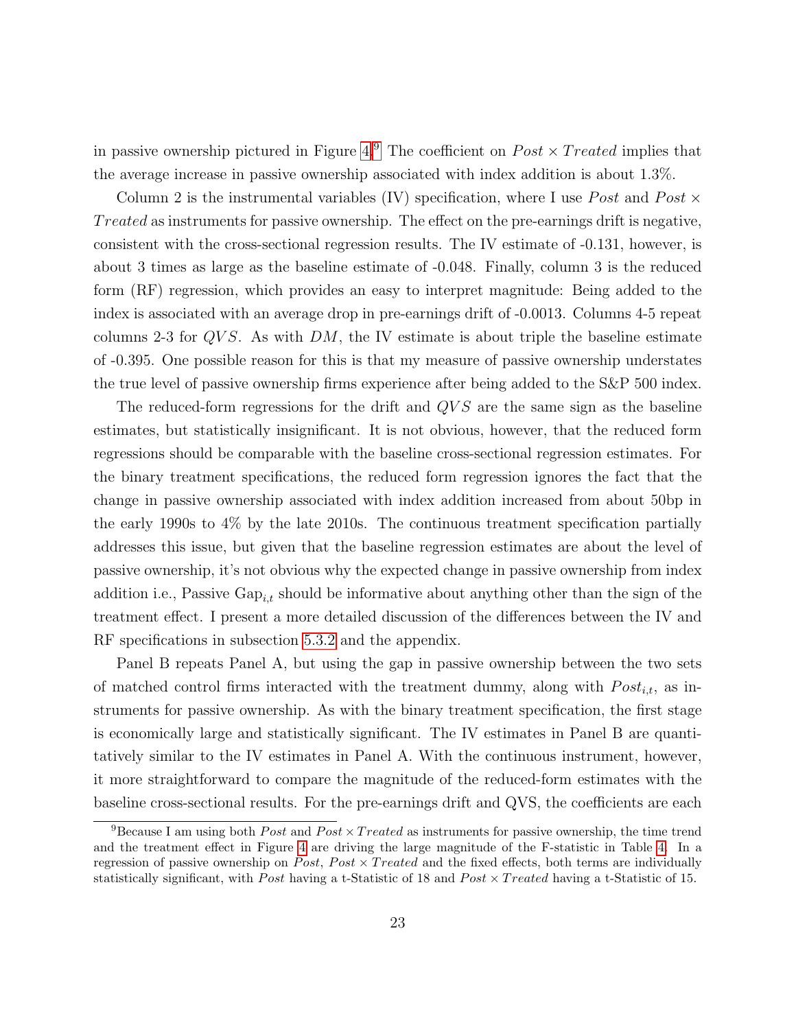in passive ownership pictured in Figure 4.[9] The coefficient on $Post \times Treated$ implies that the average increase in passive ownership associated with index addition is about 1.3%.

Column 2 is the instrumental variables (IV) specification, where I use $Post$ and $Post \times Treated$ as instruments for passive ownership. The effect on the pre-earnings drift is negative, consistent with the cross-sectional regression results. The IV estimate of -0.131, however, is about 3 times as large as the baseline estimate of -0.048. Finally, column 3 is the reduced form (RF) regression, which provides an easy to interpret magnitude: Being added to the index is associated with an average drop in pre-earnings drift of -0.0013. Columns 4-5 repeat columns 2-3 for $QVS$. As with $DM$, the IV estimate is about triple the baseline estimate of -0.395. One possible reason for this is that my measure of passive ownership understates the true level of passive ownership firms experience after being added to the S&P 500 index.

The reduced-form regressions for the drift and $QVS$ are the same sign as the baseline estimates, but statistically insignificant. It is not obvious, however, that the reduced form regressions should be comparable with the baseline cross-sectional regression estimates. For the binary treatment specifications, the reduced form regression ignores the fact that the change in passive ownership associated with index addition increased from about 50bp in the early 1990s to 4% by the late 2010s. The continuous treatment specification partially addresses this issue, but given that the baseline regression estimates are about the level of passive ownership, it's not obvious why the expected change in passive ownership from index addition i.e., Passive $\text{Gap}_{i,t}$ should be informative about anything other than the sign of the treatment effect. I present a more detailed discussion of the differences between the IV and RF specifications in subsection 5.3.2 and the appendix.

Panel B repeats Panel A, but using the gap in passive ownership between the two sets of matched control firms interacted with the treatment dummy, along with $Post_{i,t}$, as instruments for passive ownership. As with the binary treatment specification, the first stage is economically large and statistically significant. The IV estimates in Panel B are quantitatively similar to the IV estimates in Panel A. With the continuous instrument, however, it more straightforward to compare the magnitude of the reduced-form estimates with the baseline cross-sectional results. For the pre-earnings drift and QVS, the coefficients are each

[9] Because I am using both $Post$ and $Post \times Treated$ as instruments for passive ownership, the time trend and the treatment effect in Figure 4 are driving the large magnitude of the F-statistic in Table 4. In a regression of passive ownership on $Post$, $Post \times Treated$ and the fixed effects, both terms are individually statistically significant, with $Post$ having a t-Statistic of 18 and $Post \times Treated$ having a t-Statistic of 15.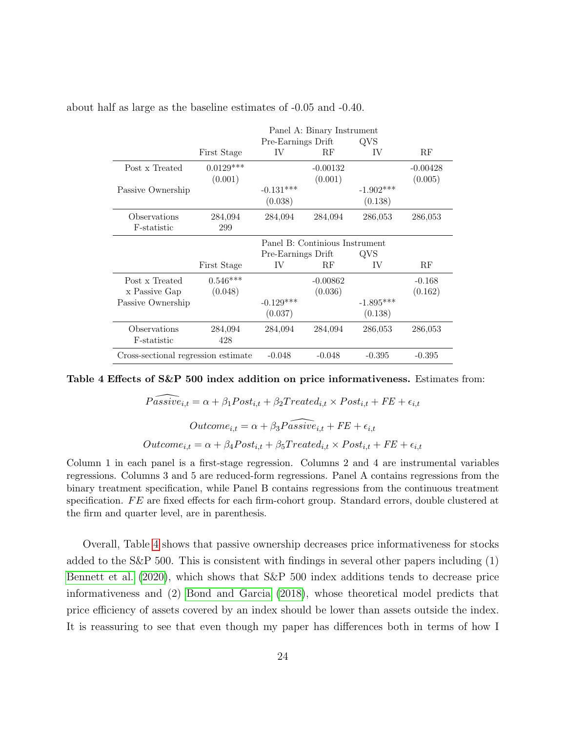about half as large as the baseline estimates of -0.05 and -0.40.

| | Panel A: Binary Instrument | | | | |
|---|---|---|---|---|---|
| | | Pre-Earnings Drift | | QVS | |
| | First Stage | IV | RF | IV | RF |
| Post x Treated | 0.0129*** | | -0.00132 | | -0.00428 |
| | (0.001) | | (0.001) | | (0.005) |
| Passive Ownership | | -0.131*** | | -1.902*** | |
| | | (0.038) | | (0.138) | |
| Observations | 284,094 | 284,094 | 284,094 | 286,053 | 286,053 |
| F-statistic | 299 | | | | |
| | Panel B: Continious Instrument | | | | |
| | | Pre-Earnings Drift | | QVS | |
| | First Stage | IV | RF | IV | RF |
| Post x Treated | 0.546*** | | -0.00862 | | -0.168 |
| x Passive Gap | (0.048) | | (0.036) | | (0.162) |
| Passive Ownership | | -0.129*** | | -1.895*** | |
| | | (0.037) | | (0.138) | |
| Observations | 284,094 | 284,094 | 284,094 | 286,053 | 286,053 |
| F-statistic | 428 | | | | |
| Cross-sectional regression estimate | | -0.048 | -0.048 | -0.395 | -0.395 |

**Table 4 Effects of S&P 500 index addition on price informativeness.** Estimates from:

$$\widehat{Passive}_{i,t} = \alpha + \beta_1 Post_{i,t} + \beta_2 Treated_{i,t} \times Post_{i,t} + FE + \epsilon_{i,t}$$

$$Outcome_{i,t} = \alpha + \beta_3 \widehat{Passive}_{i,t} + FE + \epsilon_{i,t}$$

$$Outcome_{i,t} = \alpha + \beta_4 Post_{i,t} + \beta_5 Treated_{i,t} \times Post_{i,t} + FE + \epsilon_{i,t}$$

Column 1 in each panel is a first-stage regression. Columns 2 and 4 are instrumental variables regressions. Columns 3 and 5 are reduced-form regressions. Panel A contains regressions from the binary treatment specification, while Panel B contains regressions from the continuous treatment specification. $FE$ are fixed effects for each firm-cohort group. Standard errors, double clustered at the firm and quarter level, are in parenthesis.

Overall, Table 4 shows that passive ownership decreases price informativeness for stocks added to the S&P 500. This is consistent with findings in several other papers including (1) Bennett et al. (2020), which shows that S&P 500 index additions tends to decrease price informativeness and (2) Bond and Garcia (2018), whose theoretical model predicts that price efficiency of assets covered by an index should be lower than assets outside the index. It is reassuring to see that even though my paper has differences both in terms of how I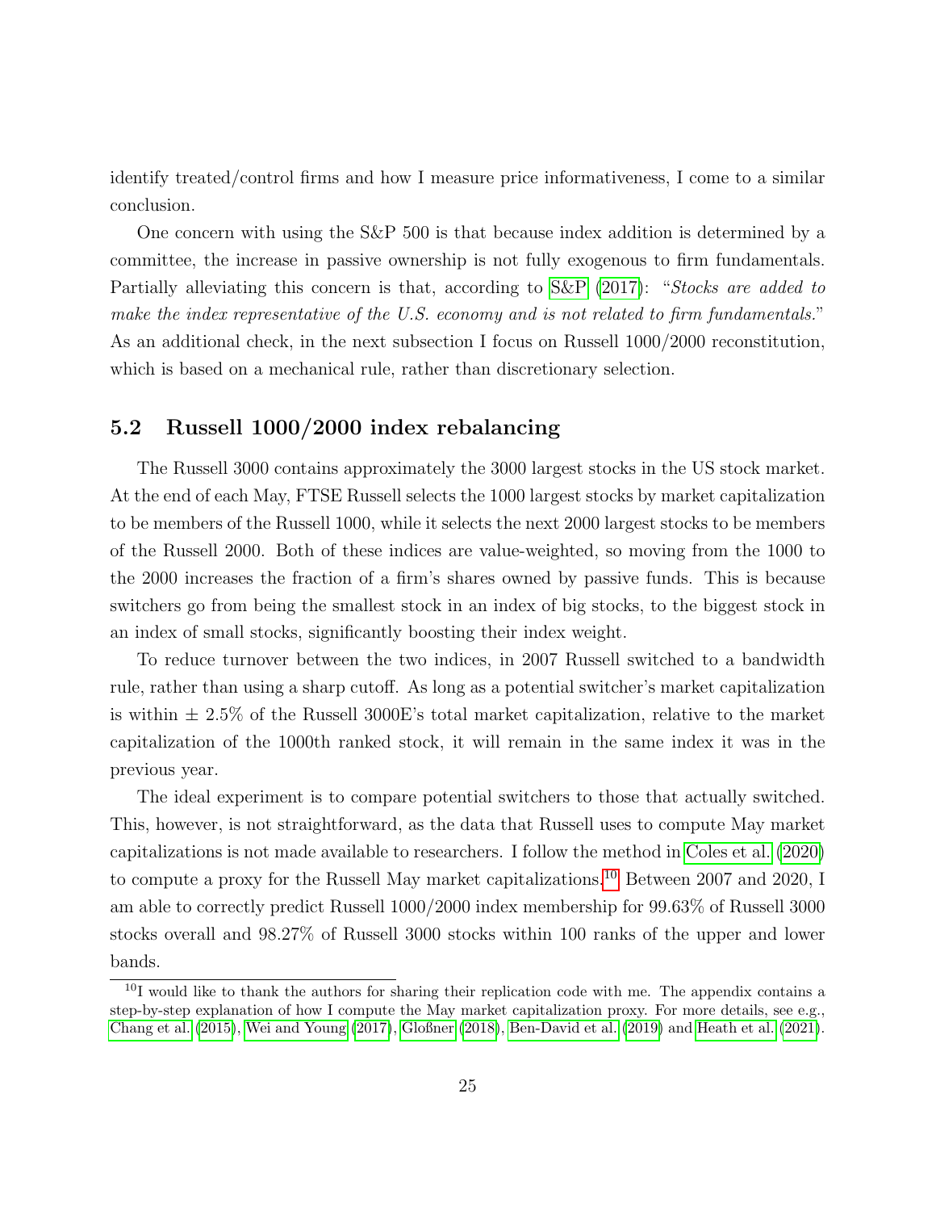identify treated/control firms and how I measure price informativeness, I come to a similar conclusion.

One concern with using the S&P 500 is that because index addition is determined by a committee, the increase in passive ownership is not fully exogenous to firm fundamentals. Partially alleviating this concern is that, according to S&P (2017): "*Stocks are added to make the index representative of the U.S. economy and is not related to firm fundamentals.*" As an additional check, in the next subsection I focus on Russell 1000/2000 reconstitution, which is based on a mechanical rule, rather than discretionary selection.

## 5.2 Russell 1000/2000 index rebalancing

The Russell 3000 contains approximately the 3000 largest stocks in the US stock market. At the end of each May, FTSE Russell selects the 1000 largest stocks by market capitalization to be members of the Russell 1000, while it selects the next 2000 largest stocks to be members of the Russell 2000. Both of these indices are value-weighted, so moving from the 1000 to the 2000 increases the fraction of a firm's shares owned by passive funds. This is because switchers go from being the smallest stock in an index of big stocks, to the biggest stock in an index of small stocks, significantly boosting their index weight.

To reduce turnover between the two indices, in 2007 Russell switched to a bandwidth rule, rather than using a sharp cutoff. As long as a potential switcher's market capitalization is within $\pm$ 2.5% of the Russell 3000E's total market capitalization, relative to the market capitalization of the 1000th ranked stock, it will remain in the same index it was in the previous year.

The ideal experiment is to compare potential switchers to those that actually switched. This, however, is not straightforward, as the data that Russell uses to compute May market capitalizations is not made available to researchers. I follow the method in Coles et al. (2020) to compute a proxy for the Russell May market capitalizations.[10] Between 2007 and 2020, I am able to correctly predict Russell 1000/2000 index membership for 99.63% of Russell 3000 stocks overall and 98.27% of Russell 3000 stocks within 100 ranks of the upper and lower bands.

[10] I would like to thank the authors for sharing their replication code with me. The appendix contains a step-by-step explanation of how I compute the May market capitalization proxy. For more details, see e.g., Chang et al. (2015), Wei and Young (2017), Gloßner (2018), Ben-David et al. (2019) and Heath et al. (2021).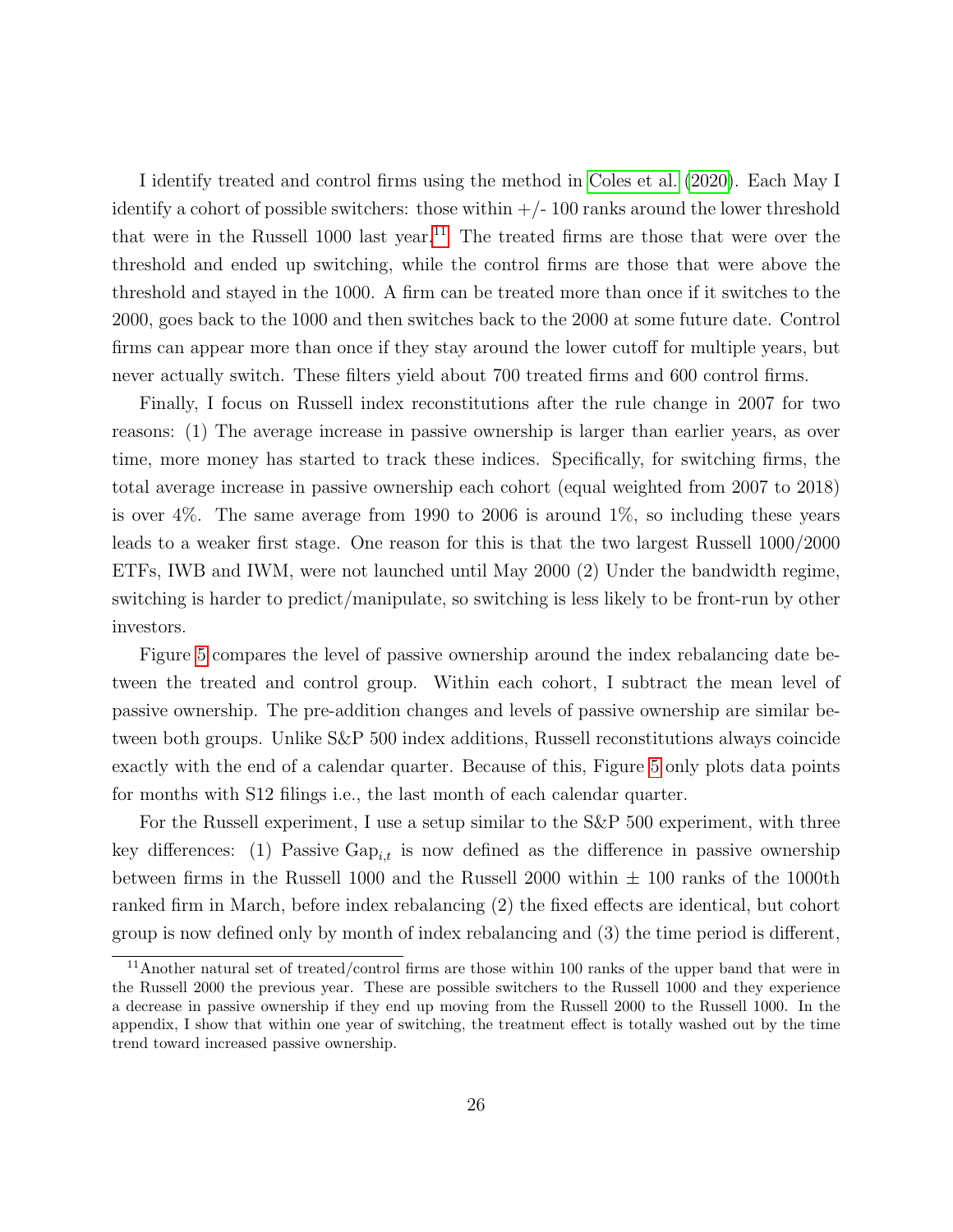I identify treated and control firms using the method in Coles et al. (2020). Each May I identify a cohort of possible switchers: those within +/- 100 ranks around the lower threshold that were in the Russell 1000 last year.[11] The treated firms are those that were over the threshold and ended up switching, while the control firms are those that were above the threshold and stayed in the 1000. A firm can be treated more than once if it switches to the 2000, goes back to the 1000 and then switches back to the 2000 at some future date. Control firms can appear more than once if they stay around the lower cutoff for multiple years, but never actually switch. These filters yield about 700 treated firms and 600 control firms.

Finally, I focus on Russell index reconstitutions after the rule change in 2007 for two reasons: (1) The average increase in passive ownership is larger than earlier years, as over time, more money has started to track these indices. Specifically, for switching firms, the total average increase in passive ownership each cohort (equal weighted from 2007 to 2018) is over 4%. The same average from 1990 to 2006 is around 1%, so including these years leads to a weaker first stage. One reason for this is that the two largest Russell 1000/2000 ETFs, IWB and IWM, were not launched until May 2000 (2) Under the bandwidth regime, switching is harder to predict/manipulate, so switching is less likely to be front-run by other investors.

Figure 5 compares the level of passive ownership around the index rebalancing date between the treated and control group. Within each cohort, I subtract the mean level of passive ownership. The pre-addition changes and levels of passive ownership are similar between both groups. Unlike S&P 500 index additions, Russell reconstitutions always coincide exactly with the end of a calendar quarter. Because of this, Figure 5 only plots data points for months with S12 filings i.e., the last month of each calendar quarter.

For the Russell experiment, I use a setup similar to the S&P 500 experiment, with three key differences: (1) Passive $\text{Gap}_{i,t}$ is now defined as the difference in passive ownership between firms in the Russell 1000 and the Russell 2000 within $\pm$ 100 ranks of the 1000th ranked firm in March, before index rebalancing (2) the fixed effects are identical, but cohort group is now defined only by month of index rebalancing and (3) the time period is different,

[11] Another natural set of treated/control firms are those within 100 ranks of the upper band that were in the Russell 2000 the previous year. These are possible switchers to the Russell 1000 and they experience a decrease in passive ownership if they end up moving from the Russell 2000 to the Russell 1000. In the appendix, I show that within one year of switching, the treatment effect is totally washed out by the time trend toward increased passive ownership.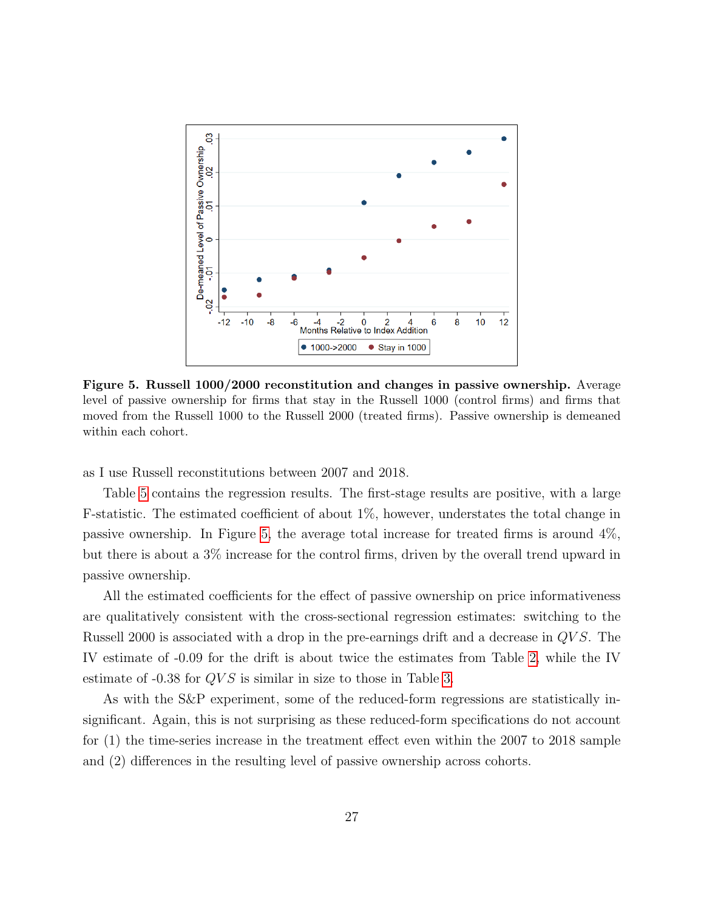**Figure 5. Russell 1000/2000 reconstitution and changes in passive ownership.** Average level of passive ownership for firms that stay in the Russell 1000 (control firms) and firms that moved from the Russell 1000 to the Russell 2000 (treated firms). Passive ownership is demeaned within each cohort.

as I use Russell reconstitutions between 2007 and 2018.

Table 5 contains the regression results. The first-stage results are positive, with a large F-statistic. The estimated coefficient of about 1%, however, understates the total change in passive ownership. In Figure 5, the average total increase for treated firms is around 4%, but there is about a 3% increase for the control firms, driven by the overall trend upward in passive ownership.

All the estimated coefficients for the effect of passive ownership on price informativeness are qualitatively consistent with the cross-sectional regression estimates: switching to the Russell 2000 is associated with a drop in the pre-earnings drift and a decrease in $QVS$. The IV estimate of -0.09 for the drift is about twice the estimates from Table 2, while the IV estimate of -0.38 for $QVS$ is similar in size to those in Table 3.

As with the S&P experiment, some of the reduced-form regressions are statistically insignificant. Again, this is not surprising as these reduced-form specifications do not account for (1) the time-series increase in the treatment effect even within the 2007 to 2018 sample and (2) differences in the resulting level of passive ownership across cohorts.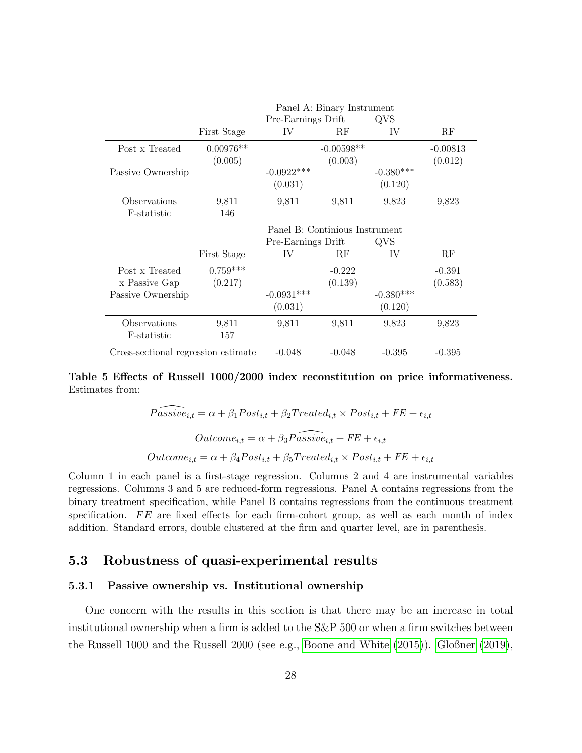| | Panel A: Binary Instrument | | | | |
|---|---|---|---|---|---|
| | | Pre-Earnings Drift | | QVS | |
| | First Stage | IV | RF | IV | RF |
| Post x Treated | 0.00976** | | -0.00598** | | -0.00813 |
| | (0.005) | | (0.003) | | (0.012) |
| Passive Ownership | | -0.0922*** | | -0.380*** | |
| | | (0.031) | | (0.120) | |
| Observations | 9,811 | 9,811 | 9,811 | 9,823 | 9,823 |
| F-statistic | 146 | | | | |
| | Panel B: Continious Instrument | | | | |
| | | Pre-Earnings Drift | | QVS | |
| | First Stage | IV | RF | IV | RF |
| Post x Treated | 0.759*** | | -0.222 | | -0.391 |
| x Passive Gap | (0.217) | | (0.139) | | (0.583) |
| Passive Ownership | | -0.0931*** | | -0.380*** | |
| | | (0.031) | | (0.120) | |
| Observations | 9,811 | 9,811 | 9,811 | 9,823 | 9,823 |
| F-statistic | 157 | | | | |
| Cross-sectional regression estimate | | -0.048 | -0.048 | -0.395 | -0.395 |

**Table 5 Effects of Russell 1000/2000 index reconstitution on price informativeness.** Estimates from:

$$\widehat{Passive}_{i,t} = \alpha + \beta_1 Post_{i,t} + \beta_2 Treated_{i,t} \times Post_{i,t} + FE + \epsilon_{i,t}$$

$$Outcome_{i,t} = \alpha + \beta_3 \widehat{Passive}_{i,t} + FE + \epsilon_{i,t}$$

$$Outcome_{i,t} = \alpha + \beta_4 Post_{i,t} + \beta_5 Treated_{i,t} \times Post_{i,t} + FE + \epsilon_{i,t}$$

Column 1 in each panel is a first-stage regression. Columns 2 and 4 are instrumental variables regressions. Columns 3 and 5 are reduced-form regressions. Panel A contains regressions from the binary treatment specification, while Panel B contains regressions from the continuous treatment specification. $FE$ are fixed effects for each firm-cohort group, as well as each month of index addition. Standard errors, double clustered at the firm and quarter level, are in parenthesis.

## 5.3 Robustness of quasi-experimental results

### 5.3.1 Passive ownership vs. Institutional ownership

One concern with the results in this section is that there may be an increase in total institutional ownership when a firm is added to the S&P 500 or when a firm switches between the Russell 1000 and the Russell 2000 (see e.g., Boone and White (2015)). Gloßner (2019),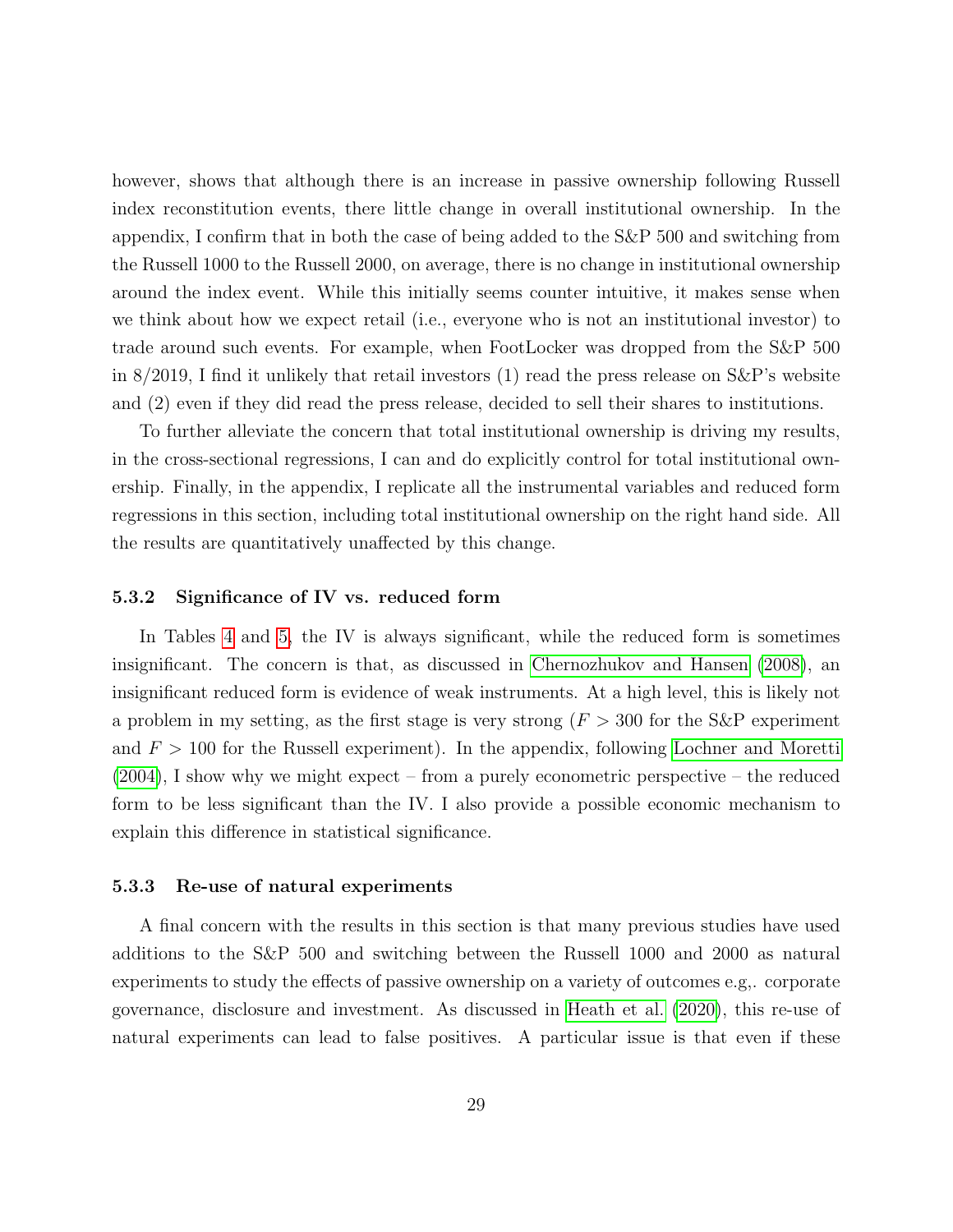however, shows that although there is an increase in passive ownership following Russell index reconstitution events, there little change in overall institutional ownership. In the appendix, I confirm that in both the case of being added to the S&P 500 and switching from the Russell 1000 to the Russell 2000, on average, there is no change in institutional ownership around the index event. While this initially seems counter intuitive, it makes sense when we think about how we expect retail (i.e., everyone who is not an institutional investor) to trade around such events. For example, when FootLocker was dropped from the S&P 500 in 8/2019, I find it unlikely that retail investors (1) read the press release on S&P's website and (2) even if they did read the press release, decided to sell their shares to institutions.

To further alleviate the concern that total institutional ownership is driving my results, in the cross-sectional regressions, I can and do explicitly control for total institutional ownership. Finally, in the appendix, I replicate all the instrumental variables and reduced form regressions in this section, including total institutional ownership on the right hand side. All the results are quantitatively unaffected by this change.

#### 5.3.2 Significance of IV vs. reduced form

In Tables 4 and 5, the IV is always significant, while the reduced form is sometimes insignificant. The concern is that, as discussed in Chernozhukov and Hansen (2008), an insignificant reduced form is evidence of weak instruments. At a high level, this is likely not a problem in my setting, as the first stage is very strong ($F > 300$ for the S&P experiment and $F > 100$ for the Russell experiment). In the appendix, following Lochner and Moretti (2004), I show why we might expect – from a purely econometric perspective – the reduced form to be less significant than the IV. I also provide a possible economic mechanism to explain this difference in statistical significance.

#### 5.3.3 Re-use of natural experiments

A final concern with the results in this section is that many previous studies have used additions to the S&P 500 and switching between the Russell 1000 and 2000 as natural experiments to study the effects of passive ownership on a variety of outcomes e.g,. corporate governance, disclosure and investment. As discussed in Heath et al. (2020), this re-use of natural experiments can lead to false positives. A particular issue is that even if these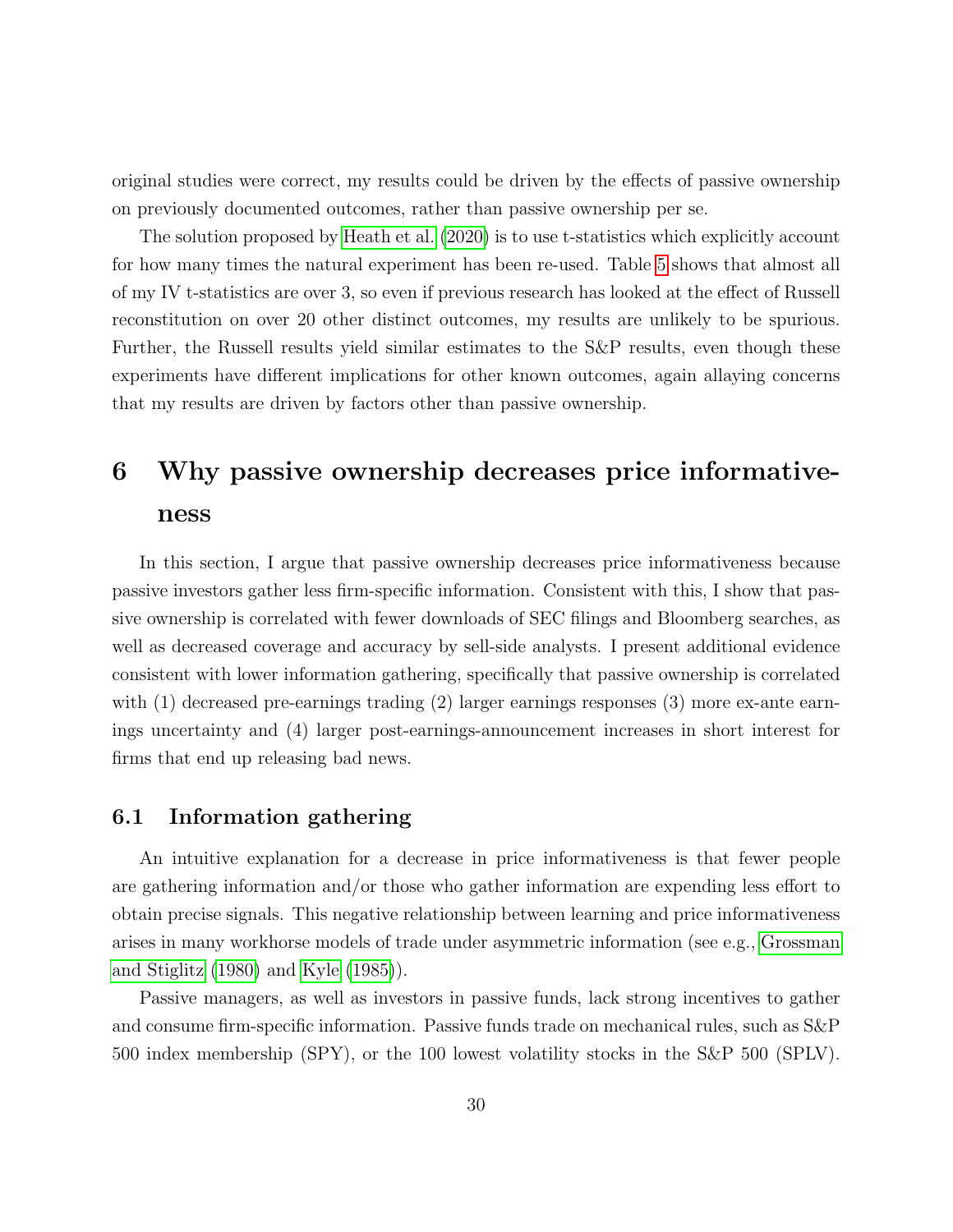original studies were correct, my results could be driven by the effects of passive ownership on previously documented outcomes, rather than passive ownership per se.

The solution proposed by Heath et al. (2020) is to use t-statistics which explicitly account for how many times the natural experiment has been re-used. Table 5 shows that almost all of my IV t-statistics are over 3, so even if previous research has looked at the effect of Russell reconstitution on over 20 other distinct outcomes, my results are unlikely to be spurious. Further, the Russell results yield similar estimates to the S&P results, even though these experiments have different implications for other known outcomes, again allaying concerns that my results are driven by factors other than passive ownership.

# 6 Why passive ownership decreases price informativeness

In this section, I argue that passive ownership decreases price informativeness because passive investors gather less firm-specific information. Consistent with this, I show that passive ownership is correlated with fewer downloads of SEC filings and Bloomberg searches, as well as decreased coverage and accuracy by sell-side analysts. I present additional evidence consistent with lower information gathering, specifically that passive ownership is correlated with (1) decreased pre-earnings trading (2) larger earnings responses (3) more ex-ante earnings uncertainty and (4) larger post-earnings-announcement increases in short interest for firms that end up releasing bad news.

## 6.1 Information gathering

An intuitive explanation for a decrease in price informativeness is that fewer people are gathering information and/or those who gather information are expending less effort to obtain precise signals. This negative relationship between learning and price informativeness arises in many workhorse models of trade under asymmetric information (see e.g., Grossman and Stiglitz (1980) and Kyle (1985)).

Passive managers, as well as investors in passive funds, lack strong incentives to gather and consume firm-specific information. Passive funds trade on mechanical rules, such as S&P 500 index membership (SPY), or the 100 lowest volatility stocks in the S&P 500 (SPLV).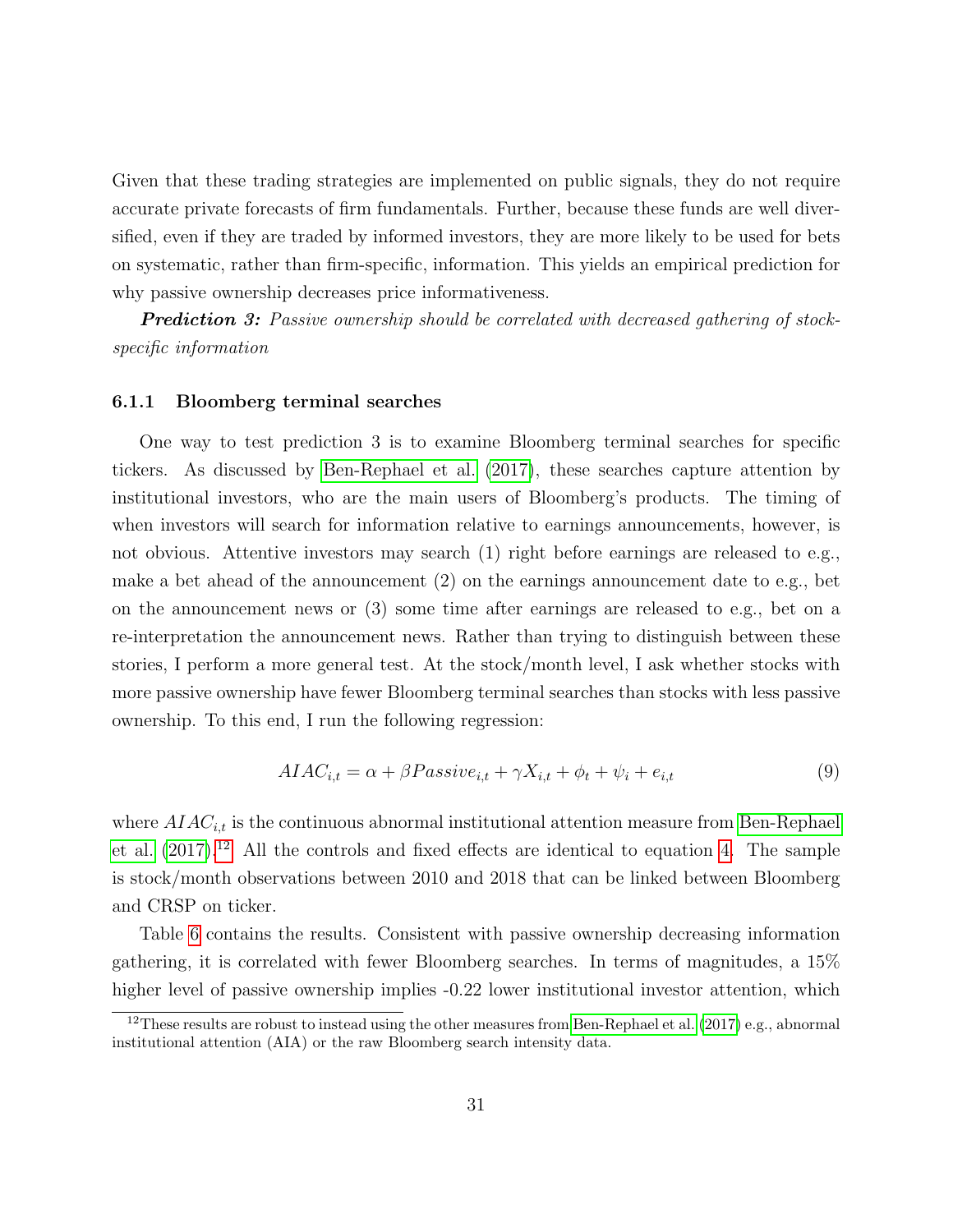Given that these trading strategies are implemented on public signals, they do not require accurate private forecasts of firm fundamentals. Further, because these funds are well diversified, even if they are traded by informed investors, they are more likely to be used for bets on systematic, rather than firm-specific, information. This yields an empirical prediction for why passive ownership decreases price informativeness.

***Prediction 3:*** *Passive ownership should be correlated with decreased gathering of stock-specific information*

### 6.1.1 Bloomberg terminal searches

One way to test prediction 3 is to examine Bloomberg terminal searches for specific tickers. As discussed by Ben-Rephael et al. (2017), these searches capture attention by institutional investors, who are the main users of Bloomberg's products. The timing of when investors will search for information relative to earnings announcements, however, is not obvious. Attentive investors may search (1) right before earnings are released to e.g., make a bet ahead of the announcement (2) on the earnings announcement date to e.g., bet on the announcement news or (3) some time after earnings are released to e.g., bet on a re-interpretation the announcement news. Rather than trying to distinguish between these stories, I perform a more general test. At the stock/month level, I ask whether stocks with more passive ownership have fewer Bloomberg terminal searches than stocks with less passive ownership. To this end, I run the following regression:

$$AIAC_{i,t} = \alpha + \beta Passive_{i,t} + \gamma X_{i,t} + \phi_t + \psi_i + e_{i,t} \tag{9}$$

where $AIAC_{i,t}$ is the continuous abnormal institutional attention measure from Ben-Rephael et al. (2017).[12] All the controls and fixed effects are identical to equation 4. The sample is stock/month observations between 2010 and 2018 that can be linked between Bloomberg and CRSP on ticker.

Table 6 contains the results. Consistent with passive ownership decreasing information gathering, it is correlated with fewer Bloomberg searches. In terms of magnitudes, a 15% higher level of passive ownership implies -0.22 lower institutional investor attention, which

[12] These results are robust to instead using the other measures from Ben-Rephael et al. (2017) e.g., abnormal institutional attention (AIA) or the raw Bloomberg search intensity data.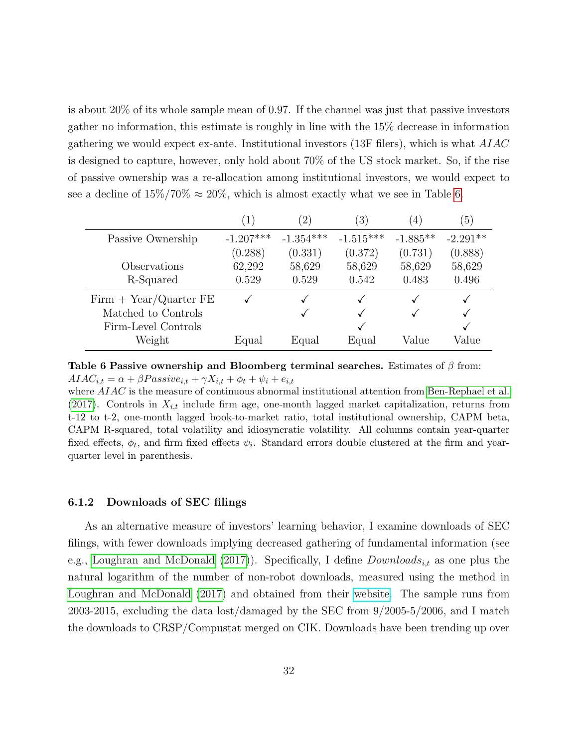is about 20% of its whole sample mean of 0.97. If the channel was just that passive investors gather no information, this estimate is roughly in line with the 15% decrease in information gathering we would expect ex-ante. Institutional investors (13F filers), which is what $AIAC$ is designed to capture, however, only hold about 70% of the US stock market. So, if the rise of passive ownership was a re-allocation among institutional investors, we would expect to see a decline of 15%/70% ≈ 20%, which is almost exactly what we see in Table 6.

| | (1) | (2) | (3) | (4) | (5) |
|---|---|---|---|---|---|
| Passive Ownership | -1.207*** | -1.354*** | -1.515*** | -1.885** | -2.291** |
| | (0.288) | (0.331) | (0.372) | (0.731) | (0.888) |
| Observations | 62,292 | 58,629 | 58,629 | 58,629 | 58,629 |
| R-Squared | 0.529 | 0.529 | 0.542 | 0.483 | 0.496 |
| Firm + Year/Quarter FE | ✓ | ✓ | ✓ | ✓ | ✓ |
| Matched to Controls | | ✓ | ✓ | ✓ | ✓ |
| Firm-Level Controls | | | ✓ | | ✓ |
| Weight | Equal | Equal | Equal | Value | Value |

**Table 6 Passive ownership and Bloomberg terminal searches.** Estimates of $\beta$ from: $AIAC_{i,t} = \alpha + \beta Passive_{i,t} + \gamma X_{i,t} + \phi_t + \psi_i + e_{i,t}$
where $AIAC$ is the measure of continuous abnormal institutional attention from Ben-Rephael et al. (2017). Controls in $X_{i,t}$ include firm age, one-month lagged market capitalization, returns from t-12 to t-2, one-month lagged book-to-market ratio, total institutional ownership, CAPM beta, CAPM R-squared, total volatility and idiosyncratic volatility. All columns contain year-quarter fixed effects, $\phi_t$, and firm fixed effects $\psi_i$. Standard errors double clustered at the firm and year-quarter level in parenthesis.

### 6.1.2 Downloads of SEC filings

As an alternative measure of investors' learning behavior, I examine downloads of SEC filings, with fewer downloads implying decreased gathering of fundamental information (see e.g., Loughran and McDonald (2017)). Specifically, I define $Downloads_{i,t}$ as one plus the natural logarithm of the number of non-robot downloads, measured using the method in Loughran and McDonald (2017) and obtained from their website. The sample runs from 2003-2015, excluding the data lost/damaged by the SEC from 9/2005-5/2006, and I match the downloads to CRSP/Compustat merged on CIK. Downloads have been trending up over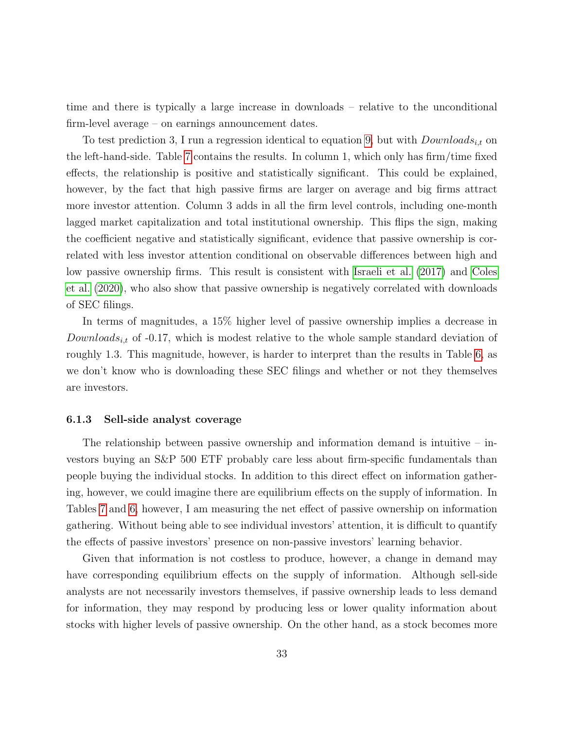time and there is typically a large increase in downloads – relative to the unconditional firm-level average – on earnings announcement dates.

To test prediction 3, I run a regression identical to equation 9, but with $Downloads_{i,t}$ on the left-hand-side. Table 7 contains the results. In column 1, which only has firm/time fixed effects, the relationship is positive and statistically significant. This could be explained, however, by the fact that high passive firms are larger on average and big firms attract more investor attention. Column 3 adds in all the firm level controls, including one-month lagged market capitalization and total institutional ownership. This flips the sign, making the coefficient negative and statistically significant, evidence that passive ownership is correlated with less investor attention conditional on observable differences between high and low passive ownership firms. This result is consistent with Israeli et al. (2017) and Coles et al. (2020), who also show that passive ownership is negatively correlated with downloads of SEC filings.

In terms of magnitudes, a 15% higher level of passive ownership implies a decrease in $Downloads_{i,t}$ of -0.17, which is modest relative to the whole sample standard deviation of roughly 1.3. This magnitude, however, is harder to interpret than the results in Table 6, as we don't know who is downloading these SEC filings and whether or not they themselves are investors.

### 6.1.3 Sell-side analyst coverage

The relationship between passive ownership and information demand is intuitive – investors buying an S&P 500 ETF probably care less about firm-specific fundamentals than people buying the individual stocks. In addition to this direct effect on information gathering, however, we could imagine there are equilibrium effects on the supply of information. In Tables 7 and 6, however, I am measuring the net effect of passive ownership on information gathering. Without being able to see individual investors' attention, it is difficult to quantify the effects of passive investors' presence on non-passive investors' learning behavior.

Given that information is not costless to produce, however, a change in demand may have corresponding equilibrium effects on the supply of information. Although sell-side analysts are not necessarily investors themselves, if passive ownership leads to less demand for information, they may respond by producing less or lower quality information about stocks with higher levels of passive ownership. On the other hand, as a stock becomes more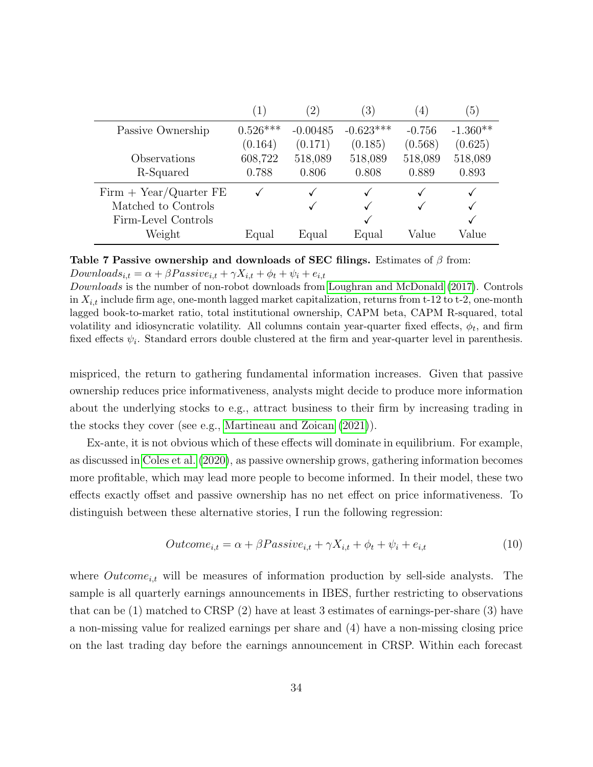| | (1) | (2) | (3) | (4) | (5) |
|---|---|---|---|---|---|
| Passive Ownership | 0.526*** | -0.00485 | -0.623*** | -0.756 | -1.360** |
| | (0.164) | (0.171) | (0.185) | (0.568) | (0.625) |
| Observations | 608,722 | 518,089 | 518,089 | 518,089 | 518,089 |
| R-Squared | 0.788 | 0.806 | 0.808 | 0.889 | 0.893 |
| Firm + Year/Quarter FE | ✓ | ✓ | ✓ | ✓ | ✓ |
| Matched to Controls | | ✓ | ✓ | ✓ | ✓ |
| Firm-Level Controls | | | ✓ | | ✓ |
| Weight | Equal | Equal | Equal | Value | Value |

**Table 7 Passive ownership and downloads of SEC filings.** Estimates of $\beta$ from: $Downloads_{i,t} = \alpha + \beta Passive_{i,t} + \gamma X_{i,t} + \phi_t + \psi_i + e_{i,t}$
*Downloads* is the number of non-robot downloads from Loughran and McDonald (2017). Controls in $X_{i,t}$ include firm age, one-month lagged market capitalization, returns from t-12 to t-2, one-month lagged book-to-market ratio, total institutional ownership, CAPM beta, CAPM R-squared, total volatility and idiosyncratic volatility. All columns contain year-quarter fixed effects, $\phi_t$, and firm fixed effects $\psi_i$. Standard errors double clustered at the firm and year-quarter level in parenthesis.

mispriced, the return to gathering fundamental information increases. Given that passive ownership reduces price informativeness, analysts might decide to produce more information about the underlying stocks to e.g., attract business to their firm by increasing trading in the stocks they cover (see e.g., Martineau and Zoican (2021)).

Ex-ante, it is not obvious which of these effects will dominate in equilibrium. For example, as discussed in Coles et al. (2020), as passive ownership grows, gathering information becomes more profitable, which may lead more people to become informed. In their model, these two effects exactly offset and passive ownership has no net effect on price informativeness. To distinguish between these alternative stories, I run the following regression:

$$Outcome_{i,t} = \alpha + \beta Passive_{i,t} + \gamma X_{i,t} + \phi_t + \psi_i + e_{i,t} \tag{10}$$

where $Outcome_{i,t}$ will be measures of information production by sell-side analysts. The sample is all quarterly earnings announcements in IBES, further restricting to observations that can be (1) matched to CRSP (2) have at least 3 estimates of earnings-per-share (3) have a non-missing value for realized earnings per share and (4) have a non-missing closing price on the last trading day before the earnings announcement in CRSP. Within each forecast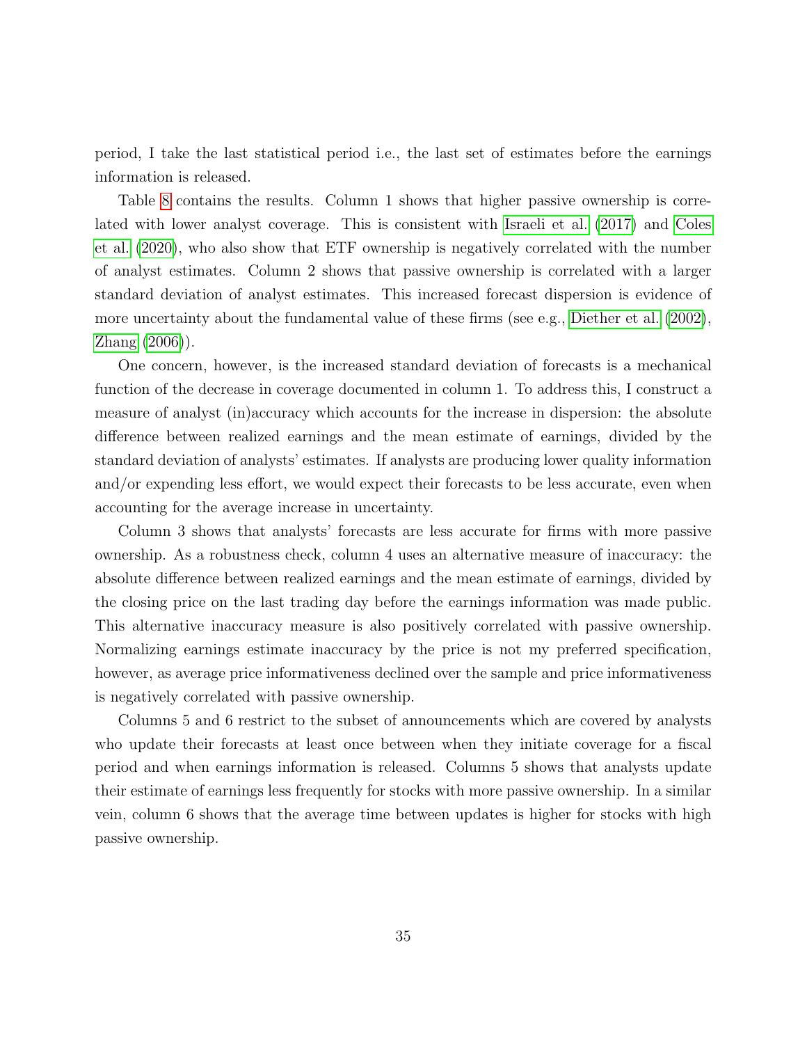period, I take the last statistical period i.e., the last set of estimates before the earnings information is released.

Table 8 contains the results. Column 1 shows that higher passive ownership is correlated with lower analyst coverage. This is consistent with Israeli et al. (2017) and Coles et al. (2020), who also show that ETF ownership is negatively correlated with the number of analyst estimates. Column 2 shows that passive ownership is correlated with a larger standard deviation of analyst estimates. This increased forecast dispersion is evidence of more uncertainty about the fundamental value of these firms (see e.g., Diether et al. (2002), Zhang (2006)).

One concern, however, is the increased standard deviation of forecasts is a mechanical function of the decrease in coverage documented in column 1. To address this, I construct a measure of analyst (in)accuracy which accounts for the increase in dispersion: the absolute difference between realized earnings and the mean estimate of earnings, divided by the standard deviation of analysts' estimates. If analysts are producing lower quality information and/or expending less effort, we would expect their forecasts to be less accurate, even when accounting for the average increase in uncertainty.

Column 3 shows that analysts' forecasts are less accurate for firms with more passive ownership. As a robustness check, column 4 uses an alternative measure of inaccuracy: the absolute difference between realized earnings and the mean estimate of earnings, divided by the closing price on the last trading day before the earnings information was made public. This alternative inaccuracy measure is also positively correlated with passive ownership. Normalizing earnings estimate inaccuracy by the price is not my preferred specification, however, as average price informativeness declined over the sample and price informativeness is negatively correlated with passive ownership.

Columns 5 and 6 restrict to the subset of announcements which are covered by analysts who update their forecasts at least once between when they initiate coverage for a fiscal period and when earnings information is released. Columns 5 shows that analysts update their estimate of earnings less frequently for stocks with more passive ownership. In a similar vein, column 6 shows that the average time between updates is higher for stocks with high passive ownership.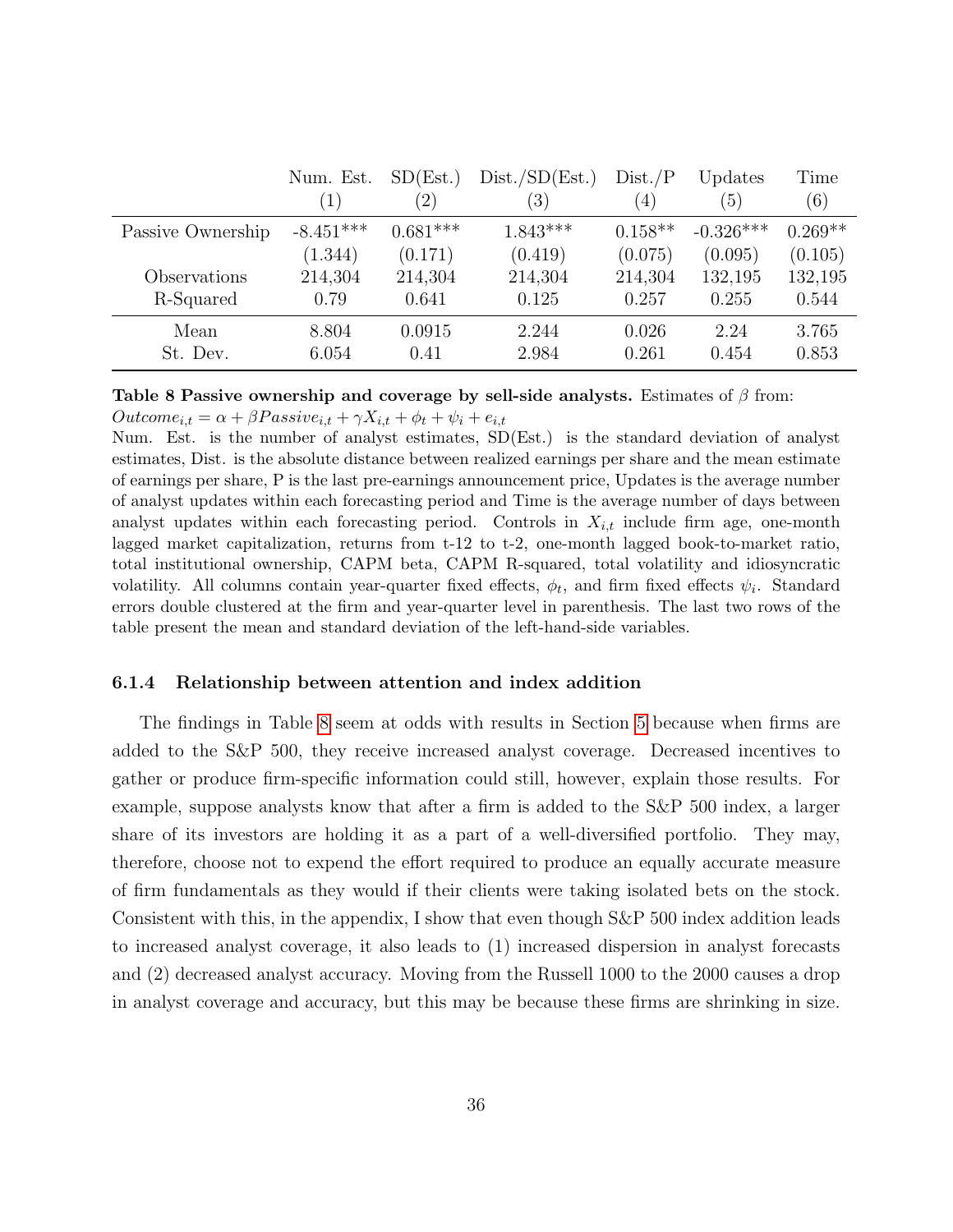| | Num. Est. (1) | SD(Est.) (2) | Dist./SD(Est.) (3) | Dist./P (4) | Updates (5) | Time (6) |
|---|---|---|---|---|---|---|
| Passive Ownership | -8.451*** | 0.681*** | 1.843*** | 0.158** | -0.326*** | 0.269** |
| | (1.344) | (0.171) | (0.419) | (0.075) | (0.095) | (0.105) |
| Observations | 214,304 | 214,304 | 214,304 | 214,304 | 132,195 | 132,195 |
| R-Squared | 0.79 | 0.641 | 0.125 | 0.257 | 0.255 | 0.544 |
| Mean | 8.804 | 0.0915 | 2.244 | 0.026 | 2.24 | 3.765 |
| St. Dev. | 6.054 | 0.41 | 2.984 | 0.261 | 0.454 | 0.853 |

**Table 8 Passive ownership and coverage by sell-side analysts.** Estimates of $\beta$ from: $Outcome_{i,t} = \alpha + \beta Passive_{i,t} + \gamma X_{i,t} + \phi_t + \psi_i + e_{i,t}$
Num. Est. is the number of analyst estimates, SD(Est.) is the standard deviation of analyst estimates, Dist. is the absolute distance between realized earnings per share and the mean estimate of earnings per share, P is the last pre-earnings announcement price, Updates is the average number of analyst updates within each forecasting period and Time is the average number of days between analyst updates within each forecasting period. Controls in $X_{i,t}$ include firm age, one-month lagged market capitalization, returns from t-12 to t-2, one-month lagged book-to-market ratio, total institutional ownership, CAPM beta, CAPM R-squared, total volatility and idiosyncratic volatility. All columns contain year-quarter fixed effects, $\phi_t$, and firm fixed effects $\psi_i$. Standard errors double clustered at the firm and year-quarter level in parenthesis. The last two rows of the table present the mean and standard deviation of the left-hand-side variables.

#### 6.1.4 Relationship between attention and index addition

The findings in Table 8 seem at odds with results in Section 5 because when firms are added to the S&P 500, they receive increased analyst coverage. Decreased incentives to gather or produce firm-specific information could still, however, explain those results. For example, suppose analysts know that after a firm is added to the S&P 500 index, a larger share of its investors are holding it as a part of a well-diversified portfolio. They may, therefore, choose not to expend the effort required to produce an equally accurate measure of firm fundamentals as they would if their clients were taking isolated bets on the stock. Consistent with this, in the appendix, I show that even though S&P 500 index addition leads to increased analyst coverage, it also leads to (1) increased dispersion in analyst forecasts and (2) decreased analyst accuracy. Moving from the Russell 1000 to the 2000 causes a drop in analyst coverage and accuracy, but this may be because these firms are shrinking in size.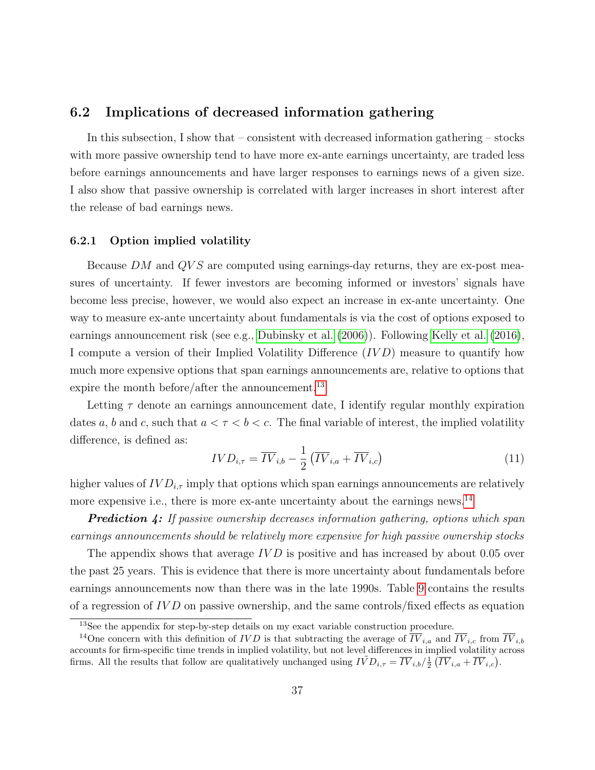## 6.2 Implications of decreased information gathering

In this subsection, I show that – consistent with decreased information gathering – stocks with more passive ownership tend to have more ex-ante earnings uncertainty, are traded less before earnings announcements and have larger responses to earnings news of a given size. I also show that passive ownership is correlated with larger increases in short interest after the release of bad earnings news.

### 6.2.1 Option implied volatility

Because $DM$ and $QVS$ are computed using earnings-day returns, they are ex-post measures of uncertainty. If fewer investors are becoming informed or investors' signals have become less precise, however, we would also expect an increase in ex-ante uncertainty. One way to measure ex-ante uncertainty about fundamentals is via the cost of options exposed to earnings announcement risk (see e.g., Dubinsky et al. (2006)). Following Kelly et al. (2016), I compute a version of their Implied Volatility Difference ($IVD$) measure to quantify how much more expensive options that span earnings announcements are, relative to options that expire the month before/after the announcement.[13]

Letting $\tau$ denote an earnings announcement date, I identify regular monthly expiration dates $a$, $b$ and $c$, such that $a < \tau < b < c$. The final variable of interest, the implied volatility difference, is defined as:

$$IVD_{i,\tau} = \overline{IV}_{i,b} - \frac{1}{2}\left(\overline{IV}_{i,a} + \overline{IV}_{i,c}\right) \tag{11}$$

higher values of $IVD_{i,\tau}$ imply that options which span earnings announcements are relatively more expensive i.e., there is more ex-ante uncertainty about the earnings news.[14]

***Prediction 4:*** *If passive ownership decreases information gathering, options which span earnings announcements should be relatively more expensive for high passive ownership stocks*

The appendix shows that average $IVD$ is positive and has increased by about 0.05 over the past 25 years. This is evidence that there is more uncertainty about fundamentals before earnings announcements now than there was in the late 1990s. Table 9 contains the results of a regression of $IVD$ on passive ownership, and the same controls/fixed effects as equation

[13] See the appendix for step-by-step details on my exact variable construction procedure.

[14] One concern with this definition of $IVD$ is that subtracting the average of $\overline{IV}_{i,a}$ and $\overline{IV}_{i,c}$ from $\overline{IV}_{i,b}$ accounts for firm-specific time trends in implied volatility, but not level differences in implied volatility across firms. All the results that follow are qualitatively unchanged using $\tilde{IVD}_{i,\tau} = \overline{IV}_{i,b}/\frac{1}{2}\left(\overline{IV}_{i,a} + \overline{IV}_{i,c}\right)$.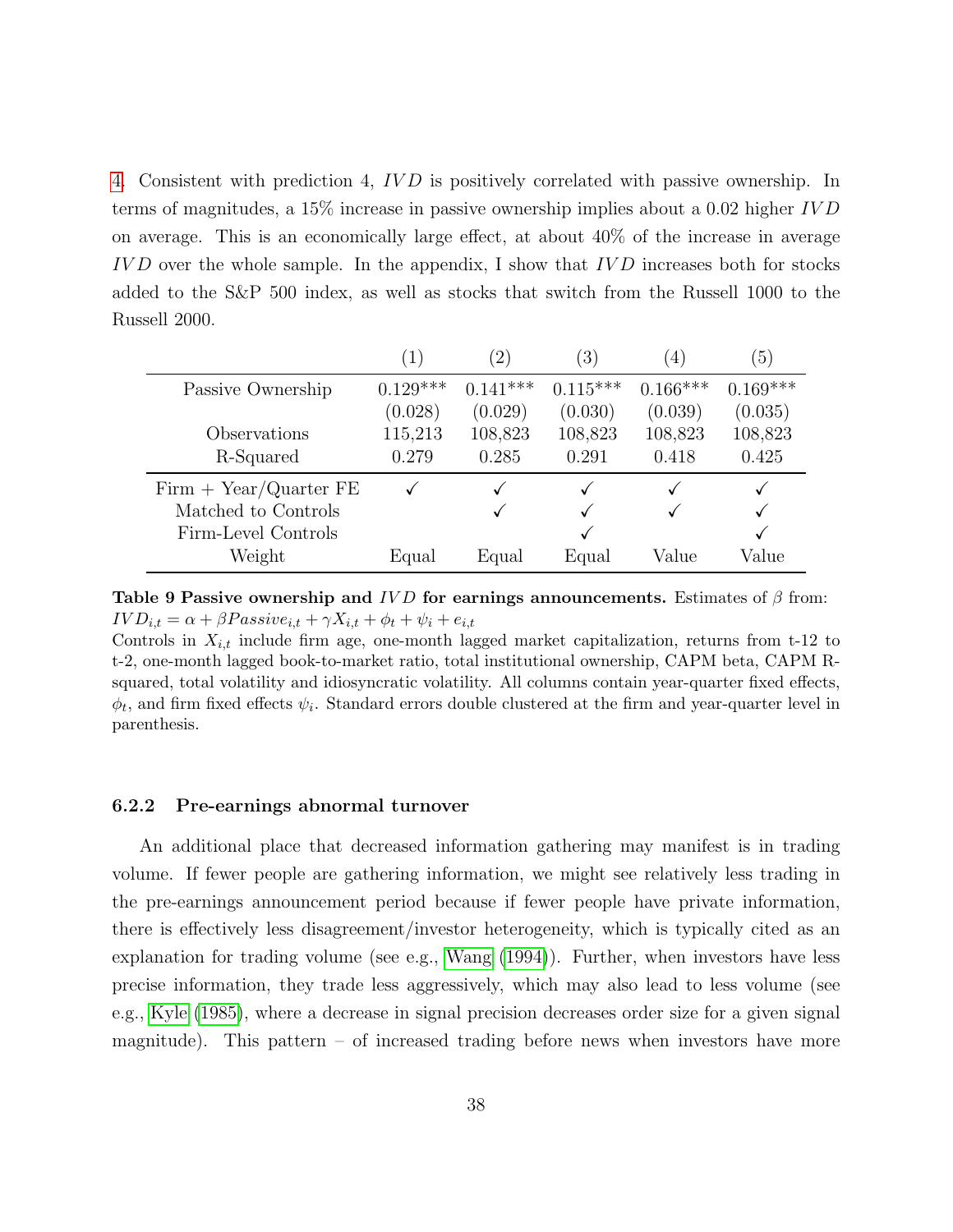4. Consistent with prediction 4, $IVD$ is positively correlated with passive ownership. In terms of magnitudes, a 15% increase in passive ownership implies about a 0.02 higher $IVD$ on average. This is an economically large effect, at about 40% of the increase in average $IVD$ over the whole sample. In the appendix, I show that $IVD$ increases both for stocks added to the S&P 500 index, as well as stocks that switch from the Russell 1000 to the Russell 2000.

| | (1) | (2) | (3) | (4) | (5) |
|---|---|---|---|---|---|
| Passive Ownership | 0.129*** | 0.141*** | 0.115*** | 0.166*** | 0.169*** |
| | (0.028) | (0.029) | (0.030) | (0.039) | (0.035) |
| Observations | 115,213 | 108,823 | 108,823 | 108,823 | 108,823 |
| R-Squared | 0.279 | 0.285 | 0.291 | 0.418 | 0.425 |
| Firm + Year/Quarter FE | ✓ | ✓ | ✓ | ✓ | ✓ |
| Matched to Controls | | ✓ | ✓ | ✓ | ✓ |
| Firm-Level Controls | | | ✓ | | ✓ |
| Weight | Equal | Equal | Equal | Value | Value |

**Table 9 Passive ownership and $IVD$ for earnings announcements.** Estimates of $\beta$ from: $IVD_{i,t} = \alpha + \beta Passive_{i,t} + \gamma X_{i,t} + \phi_t + \psi_i + e_{i,t}$
Controls in $X_{i,t}$ include firm age, one-month lagged market capitalization, returns from t-12 to t-2, one-month lagged book-to-market ratio, total institutional ownership, CAPM beta, CAPM R-squared, total volatility and idiosyncratic volatility. All columns contain year-quarter fixed effects, $\phi_t$, and firm fixed effects $\psi_i$. Standard errors double clustered at the firm and year-quarter level in parenthesis.

### 6.2.2 Pre-earnings abnormal turnover

An additional place that decreased information gathering may manifest is in trading volume. If fewer people are gathering information, we might see relatively less trading in the pre-earnings announcement period because if fewer people have private information, there is effectively less disagreement/investor heterogeneity, which is typically cited as an explanation for trading volume (see e.g., Wang (1994)). Further, when investors have less precise information, they trade less aggressively, which may also lead to less volume (see e.g., Kyle (1985), where a decrease in signal precision decreases order size for a given signal magnitude). This pattern – of increased trading before news when investors have more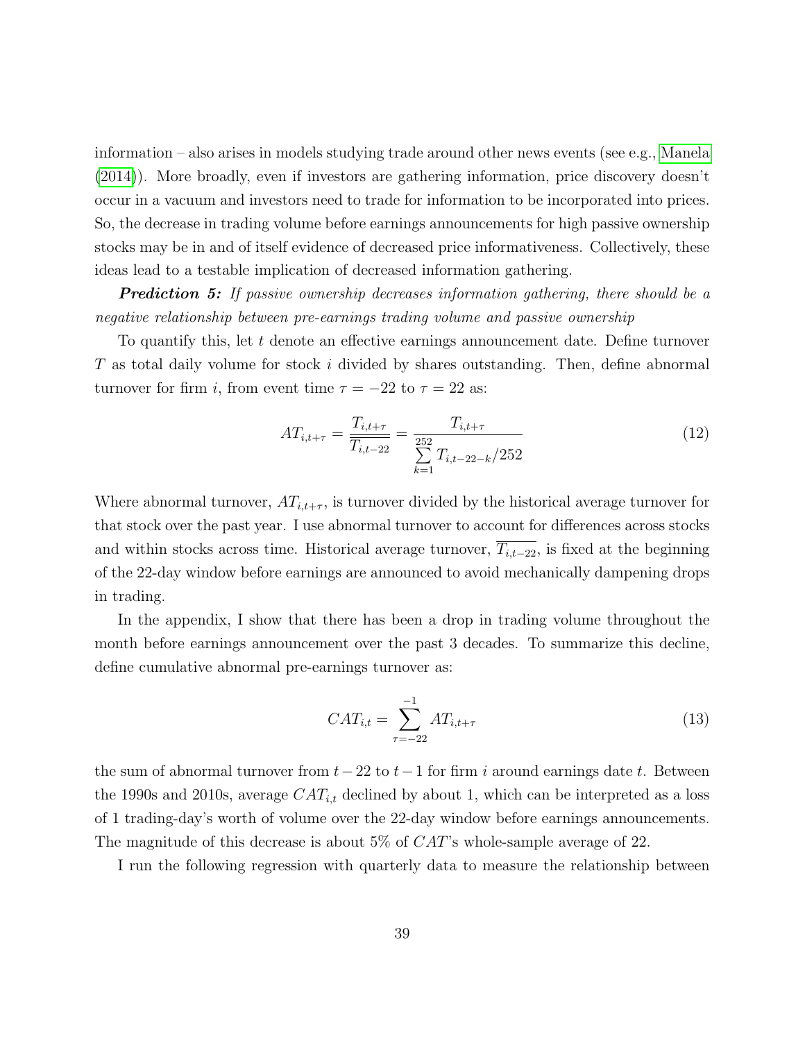information – also arises in models studying trade around other news events (see e.g., Manela (2014)). More broadly, even if investors are gathering information, price discovery doesn't occur in a vacuum and investors need to trade for information to be incorporated into prices. So, the decrease in trading volume before earnings announcements for high passive ownership stocks may be in and of itself evidence of decreased price informativeness. Collectively, these ideas lead to a testable implication of decreased information gathering.

***Prediction 5:*** *If passive ownership decreases information gathering, there should be a negative relationship between pre-earnings trading volume and passive ownership*

To quantify this, let $t$ denote an effective earnings announcement date. Define turnover $T$ as total daily volume for stock $i$ divided by shares outstanding. Then, define abnormal turnover for firm $i$, from event time $\tau = -22$ to $\tau = 22$ as:

$$AT_{i,t+\tau} = \frac{T_{i,t+\tau}}{\overline{T_{i,t-22}}} = \frac{T_{i,t+\tau}}{\sum_{k=1}^{252} T_{i,t-22-k}/252} \tag{12}$$

Where abnormal turnover, $AT_{i,t+\tau}$, is turnover divided by the historical average turnover for that stock over the past year. I use abnormal turnover to account for differences across stocks and within stocks across time. Historical average turnover, $\overline{T_{i,t-22}}$, is fixed at the beginning of the 22-day window before earnings are announced to avoid mechanically dampening drops in trading.

In the appendix, I show that there has been a drop in trading volume throughout the month before earnings announcement over the past 3 decades. To summarize this decline, define cumulative abnormal pre-earnings turnover as:

$$CAT_{i,t} = \sum_{\tau=-22}^{-1} AT_{i,t+\tau} \tag{13}$$

the sum of abnormal turnover from $t-22$ to $t-1$ for firm $i$ around earnings date $t$. Between the 1990s and 2010s, average $CAT_{i,t}$ declined by about 1, which can be interpreted as a loss of 1 trading-day's worth of volume over the 22-day window before earnings announcements. The magnitude of this decrease is about 5% of $CAT$'s whole-sample average of 22.

I run the following regression with quarterly data to measure the relationship between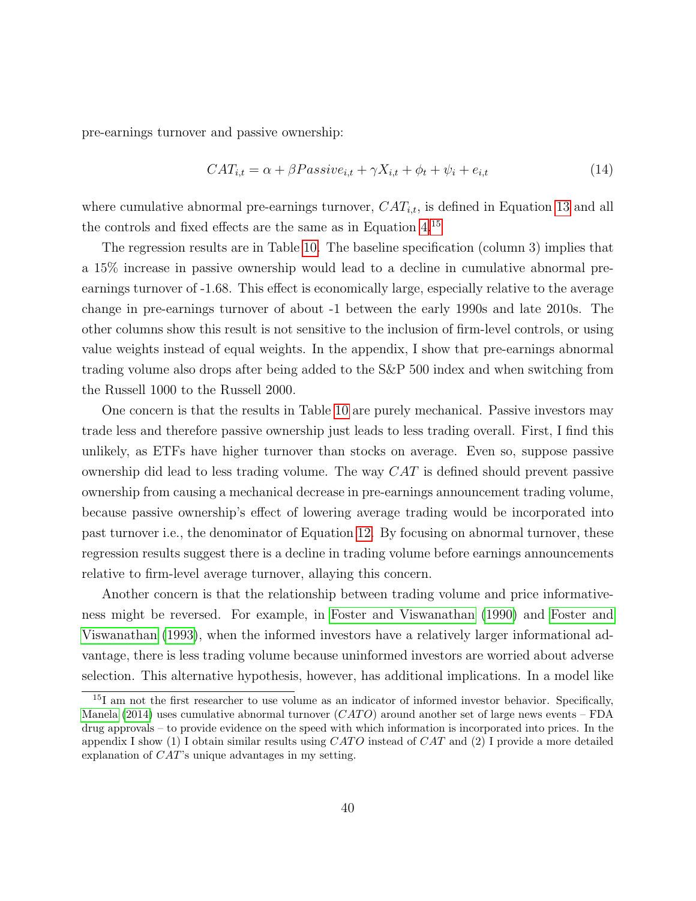pre-earnings turnover and passive ownership:

$$CAT_{i,t} = \alpha + \beta Passive_{i,t} + \gamma X_{i,t} + \phi_t + \psi_i + e_{i,t} \tag{14}$$

where cumulative abnormal pre-earnings turnover, $CAT_{i,t}$, is defined in Equation 13 and all the controls and fixed effects are the same as in Equation 4.[15]

The regression results are in Table 10. The baseline specification (column 3) implies that a 15% increase in passive ownership would lead to a decline in cumulative abnormal pre-earnings turnover of -1.68. This effect is economically large, especially relative to the average change in pre-earnings turnover of about -1 between the early 1990s and late 2010s. The other columns show this result is not sensitive to the inclusion of firm-level controls, or using value weights instead of equal weights. In the appendix, I show that pre-earnings abnormal trading volume also drops after being added to the S&P 500 index and when switching from the Russell 1000 to the Russell 2000.

One concern is that the results in Table 10 are purely mechanical. Passive investors may trade less and therefore passive ownership just leads to less trading overall. First, I find this unlikely, as ETFs have higher turnover than stocks on average. Even so, suppose passive ownership did lead to less trading volume. The way $CAT$ is defined should prevent passive ownership from causing a mechanical decrease in pre-earnings announcement trading volume, because passive ownership's effect of lowering average trading would be incorporated into past turnover i.e., the denominator of Equation 12. By focusing on abnormal turnover, these regression results suggest there is a decline in trading volume before earnings announcements relative to firm-level average turnover, allaying this concern.

Another concern is that the relationship between trading volume and price informativeness might be reversed. For example, in Foster and Viswanathan (1990) and Foster and Viswanathan (1993), when the informed investors have a relatively larger informational advantage, there is less trading volume because uninformed investors are worried about adverse selection. This alternative hypothesis, however, has additional implications. In a model like

[15] I am not the first researcher to use volume as an indicator of informed investor behavior. Specifically, Manela (2014) uses cumulative abnormal turnover ($CATO$) around another set of large news events – FDA drug approvals – to provide evidence on the speed with which information is incorporated into prices. In the appendix I show (1) I obtain similar results using $CATO$ instead of $CAT$ and (2) I provide a more detailed explanation of $CAT$'s unique advantages in my setting.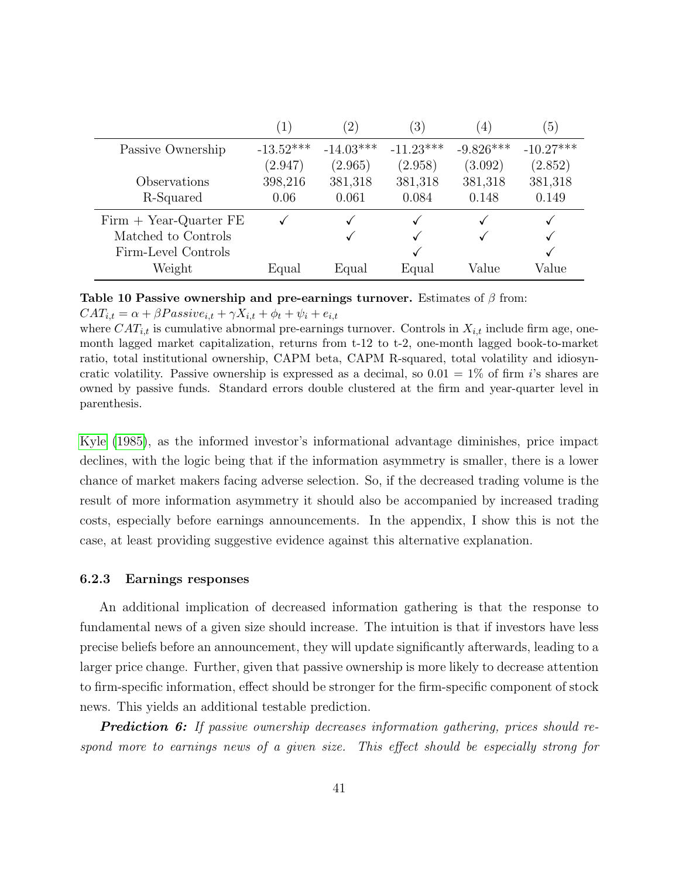| | (1) | (2) | (3) | (4) | (5) |
|---|---|---|---|---|---|
| Passive Ownership | -13.52*** | -14.03*** | -11.23*** | -9.826*** | -10.27*** |
| | (2.947) | (2.965) | (2.958) | (3.092) | (2.852) |
| Observations | 398,216 | 381,318 | 381,318 | 381,318 | 381,318 |
| R-Squared | 0.06 | 0.061 | 0.084 | 0.148 | 0.149 |
| Firm + Year-Quarter FE | ✓ | ✓ | ✓ | ✓ | ✓ |
| Matched to Controls | | ✓ | ✓ | ✓ | ✓ |
| Firm-Level Controls | | | ✓ | | ✓ |
| Weight | Equal | Equal | Equal | Value | Value |

**Table 10 Passive ownership and pre-earnings turnover.** Estimates of $\beta$ from:
$CAT_{i,t} = \alpha + \beta Passive_{i,t} + \gamma X_{i,t} + \phi_t + \psi_i + e_{i,t}$
where $CAT_{i,t}$ is cumulative abnormal pre-earnings turnover. Controls in $X_{i,t}$ include firm age, one-month lagged market capitalization, returns from t-12 to t-2, one-month lagged book-to-market ratio, total institutional ownership, CAPM beta, CAPM R-squared, total volatility and idiosyncratic volatility. Passive ownership is expressed as a decimal, so $0.01 = 1\%$ of firm $i$'s shares are owned by passive funds. Standard errors double clustered at the firm and year-quarter level in parenthesis.

Kyle (1985), as the informed investor's informational advantage diminishes, price impact declines, with the logic being that if the information asymmetry is smaller, there is a lower chance of market makers facing adverse selection. So, if the decreased trading volume is the result of more information asymmetry it should also be accompanied by increased trading costs, especially before earnings announcements. In the appendix, I show this is not the case, at least providing suggestive evidence against this alternative explanation.

### 6.2.3 Earnings responses

An additional implication of decreased information gathering is that the response to fundamental news of a given size should increase. The intuition is that if investors have less precise beliefs before an announcement, they will update significantly afterwards, leading to a larger price change. Further, given that passive ownership is more likely to decrease attention to firm-specific information, effect should be stronger for the firm-specific component of stock news. This yields an additional testable prediction.

***Prediction 6:*** *If passive ownership decreases information gathering, prices should respond more to earnings news of a given size. This effect should be especially strong for*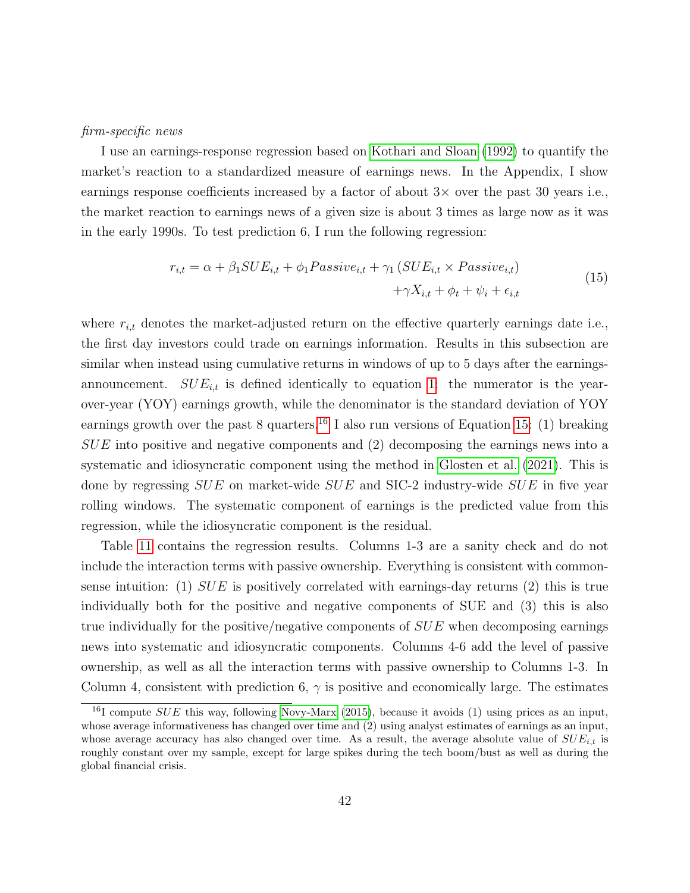*firm-specific news*

I use an earnings-response regression based on Kothari and Sloan (1992) to quantify the market's reaction to a standardized measure of earnings news. In the Appendix, I show earnings response coefficients increased by a factor of about 3× over the past 30 years i.e., the market reaction to earnings news of a given size is about 3 times as large now as it was in the early 1990s. To test prediction 6, I run the following regression:

$$
\begin{aligned}
r_{i,t} = \alpha + \beta_1 SUE_{i,t} + \phi_1 Passive_{i,t} + \gamma_1 \left( SUE_{i,t} \times Passive_{i,t} \right) \\
+ \gamma X_{i,t} + \phi_t + \psi_i + \epsilon_{i,t}
\end{aligned}
\tag{15}
$$

where $r_{i,t}$ denotes the market-adjusted return on the effective quarterly earnings date i.e., the first day investors could trade on earnings information. Results in this subsection are similar when instead using cumulative returns in windows of up to 5 days after the earnings-announcement. $SUE_{i,t}$ is defined identically to equation 1: the numerator is the year-over-year (YOY) earnings growth, while the denominator is the standard deviation of YOY earnings growth over the past 8 quarters.[16] I also run versions of Equation 15: (1) breaking $SUE$ into positive and negative components and (2) decomposing the earnings news into a systematic and idiosyncratic component using the method in Glosten et al. (2021). This is done by regressing $SUE$ on market-wide $SUE$ and SIC-2 industry-wide $SUE$ in five year rolling windows. The systematic component of earnings is the predicted value from this regression, while the idiosyncratic component is the residual.

Table 11 contains the regression results. Columns 1-3 are a sanity check and do not include the interaction terms with passive ownership. Everything is consistent with common-sense intuition: (1) $SUE$ is positively correlated with earnings-day returns (2) this is true individually both for the positive and negative components of SUE and (3) this is also true individually for the positive/negative components of $SUE$ when decomposing earnings news into systematic and idiosyncratic components. Columns 4-6 add the level of passive ownership, as well as all the interaction terms with passive ownership to Columns 1-3. In Column 4, consistent with prediction 6, $\gamma$ is positive and economically large. The estimates

[16] I compute $SUE$ this way, following Novy-Marx (2015), because it avoids (1) using prices as an input, whose average informativeness has changed over time and (2) using analyst estimates of earnings as an input, whose average accuracy has also changed over time. As a result, the average absolute value of $SUE_{i,t}$ is roughly constant over my sample, except for large spikes during the tech boom/bust as well as during the global financial crisis.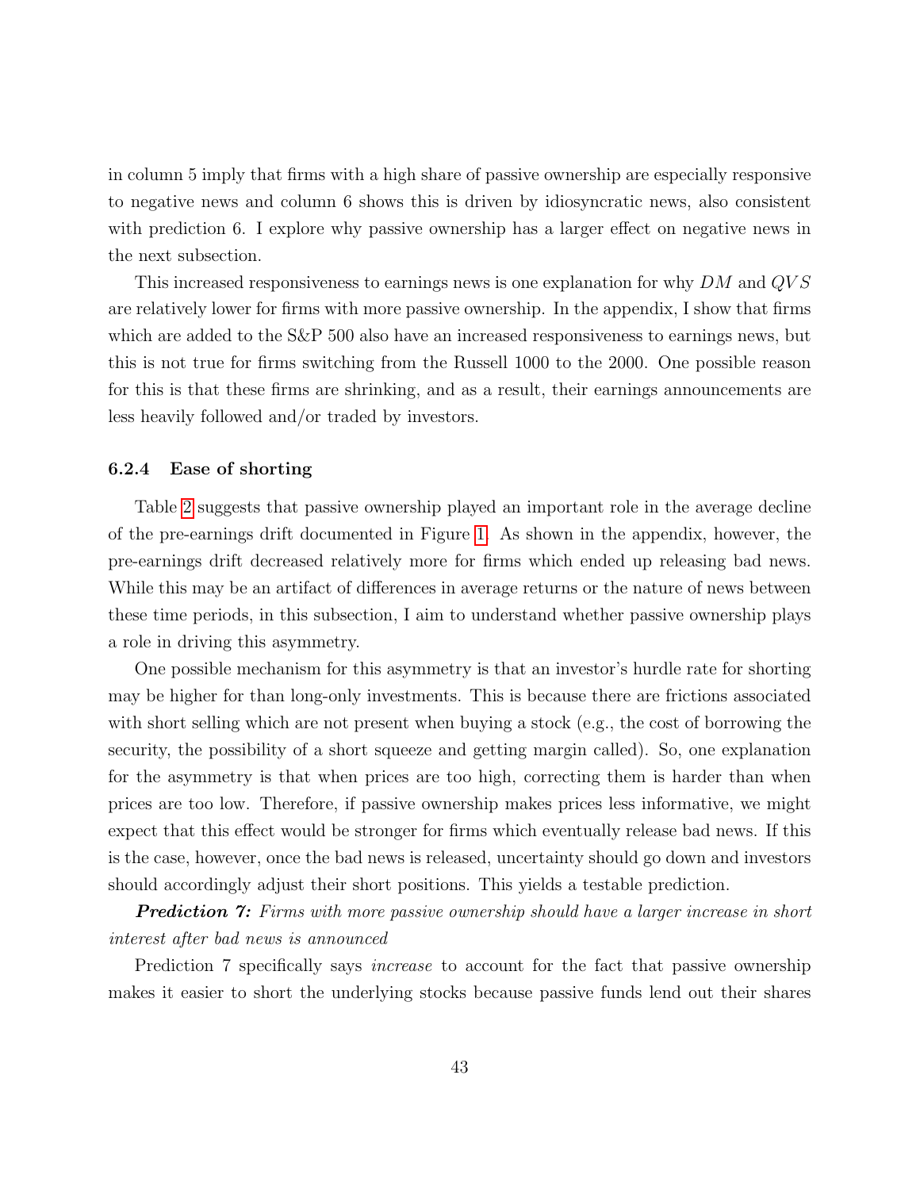in column 5 imply that firms with a high share of passive ownership are especially responsive to negative news and column 6 shows this is driven by idiosyncratic news, also consistent with prediction 6. I explore why passive ownership has a larger effect on negative news in the next subsection.

This increased responsiveness to earnings news is one explanation for why $DM$ and $QVS$ are relatively lower for firms with more passive ownership. In the appendix, I show that firms which are added to the S&P 500 also have an increased responsiveness to earnings news, but this is not true for firms switching from the Russell 1000 to the 2000. One possible reason for this is that these firms are shrinking, and as a result, their earnings announcements are less heavily followed and/or traded by investors.

#### 6.2.4 Ease of shorting

Table 2 suggests that passive ownership played an important role in the average decline of the pre-earnings drift documented in Figure 1. As shown in the appendix, however, the pre-earnings drift decreased relatively more for firms which ended up releasing bad news. While this may be an artifact of differences in average returns or the nature of news between these time periods, in this subsection, I aim to understand whether passive ownership plays a role in driving this asymmetry.

One possible mechanism for this asymmetry is that an investor's hurdle rate for shorting may be higher for than long-only investments. This is because there are frictions associated with short selling which are not present when buying a stock (e.g., the cost of borrowing the security, the possibility of a short squeeze and getting margin called). So, one explanation for the asymmetry is that when prices are too high, correcting them is harder than when prices are too low. Therefore, if passive ownership makes prices less informative, we might expect that this effect would be stronger for firms which eventually release bad news. If this is the case, however, once the bad news is released, uncertainty should go down and investors should accordingly adjust their short positions. This yields a testable prediction.

***Prediction 7:*** *Firms with more passive ownership should have a larger increase in short interest after bad news is announced*

Prediction 7 specifically says *increase* to account for the fact that passive ownership makes it easier to short the underlying stocks because passive funds lend out their shares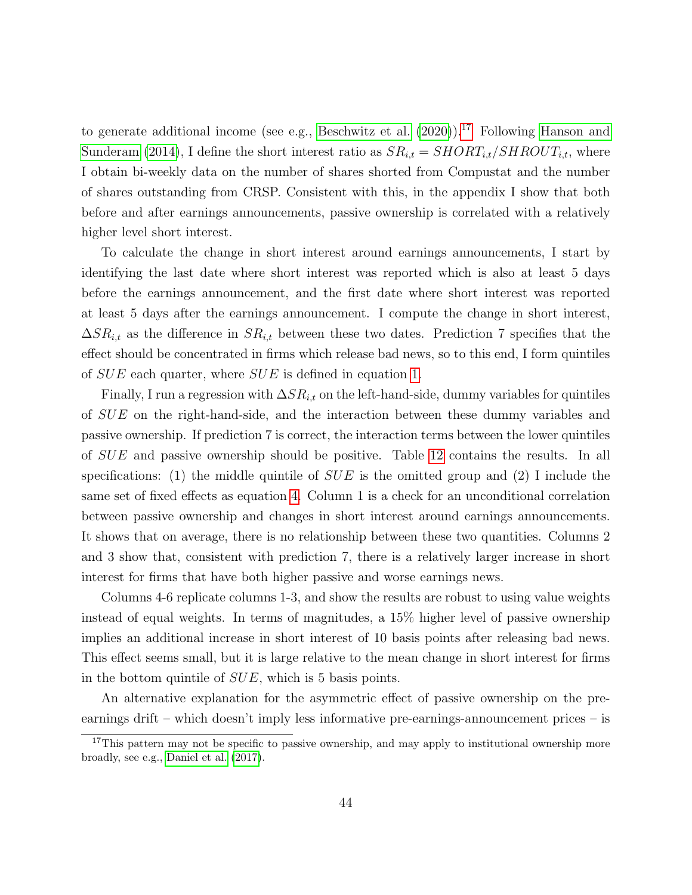to generate additional income (see e.g., Beschwitz et al. (2020)).[17] Following Hanson and Sunderam (2014), I define the short interest ratio as $SR_{i,t} = SHORT_{i,t}/SHROUT_{i,t}$, where I obtain bi-weekly data on the number of shares shorted from Compustat and the number of shares outstanding from CRSP. Consistent with this, in the appendix I show that both before and after earnings announcements, passive ownership is correlated with a relatively higher level short interest.

To calculate the change in short interest around earnings announcements, I start by identifying the last date where short interest was reported which is also at least 5 days before the earnings announcement, and the first date where short interest was reported at least 5 days after the earnings announcement. I compute the change in short interest, $\Delta SR_{i,t}$ as the difference in $SR_{i,t}$ between these two dates. Prediction 7 specifies that the effect should be concentrated in firms which release bad news, so to this end, I form quintiles of $SUE$ each quarter, where $SUE$ is defined in equation 1.

Finally, I run a regression with $\Delta SR_{i,t}$ on the left-hand-side, dummy variables for quintiles of $SUE$ on the right-hand-side, and the interaction between these dummy variables and passive ownership. If prediction 7 is correct, the interaction terms between the lower quintiles of $SUE$ and passive ownership should be positive. Table 12 contains the results. In all specifications: (1) the middle quintile of $SUE$ is the omitted group and (2) I include the same set of fixed effects as equation 4. Column 1 is a check for an unconditional correlation between passive ownership and changes in short interest around earnings announcements. It shows that on average, there is no relationship between these two quantities. Columns 2 and 3 show that, consistent with prediction 7, there is a relatively larger increase in short interest for firms that have both higher passive and worse earnings news.

Columns 4-6 replicate columns 1-3, and show the results are robust to using value weights instead of equal weights. In terms of magnitudes, a 15% higher level of passive ownership implies an additional increase in short interest of 10 basis points after releasing bad news. This effect seems small, but it is large relative to the mean change in short interest for firms in the bottom quintile of $SUE$, which is 5 basis points.

An alternative explanation for the asymmetric effect of passive ownership on the pre-earnings drift – which doesn't imply less informative pre-earnings-announcement prices – is

[17] This pattern may not be specific to passive ownership, and may apply to institutional ownership more broadly, see e.g., Daniel et al. (2017).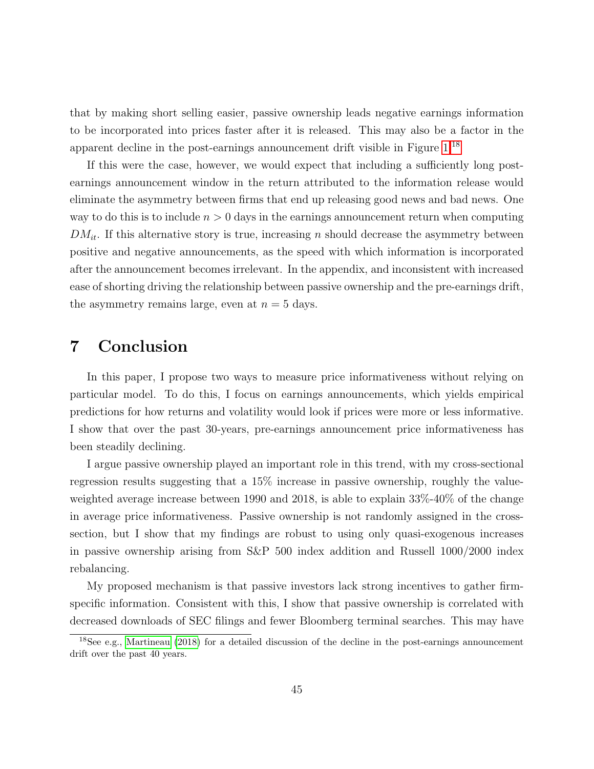that by making short selling easier, passive ownership leads negative earnings information to be incorporated into prices faster after it is released. This may also be a factor in the apparent decline in the post-earnings announcement drift visible in Figure 1.[18]

If this were the case, however, we would expect that including a sufficiently long post-earnings announcement window in the return attributed to the information release would eliminate the asymmetry between firms that end up releasing good news and bad news. One way to do this is to include $n > 0$ days in the earnings announcement return when computing $DM_{it}$. If this alternative story is true, increasing $n$ should decrease the asymmetry between positive and negative announcements, as the speed with which information is incorporated after the announcement becomes irrelevant. In the appendix, and inconsistent with increased ease of shorting driving the relationship between passive ownership and the pre-earnings drift, the asymmetry remains large, even at $n = 5$ days.

# 7 Conclusion

In this paper, I propose two ways to measure price informativeness without relying on particular model. To do this, I focus on earnings announcements, which yields empirical predictions for how returns and volatility would look if prices were more or less informative. I show that over the past 30-years, pre-earnings announcement price informativeness has been steadily declining.

I argue passive ownership played an important role in this trend, with my cross-sectional regression results suggesting that a 15% increase in passive ownership, roughly the value-weighted average increase between 1990 and 2018, is able to explain 33%-40% of the change in average price informativeness. Passive ownership is not randomly assigned in the cross-section, but I show that my findings are robust to using only quasi-exogenous increases in passive ownership arising from S&P 500 index addition and Russell 1000/2000 index rebalancing.

My proposed mechanism is that passive investors lack strong incentives to gather firm-specific information. Consistent with this, I show that passive ownership is correlated with decreased downloads of SEC filings and fewer Bloomberg terminal searches. This may have

[18] See e.g., Martineau (2018) for a detailed discussion of the decline in the post-earnings announcement drift over the past 40 years.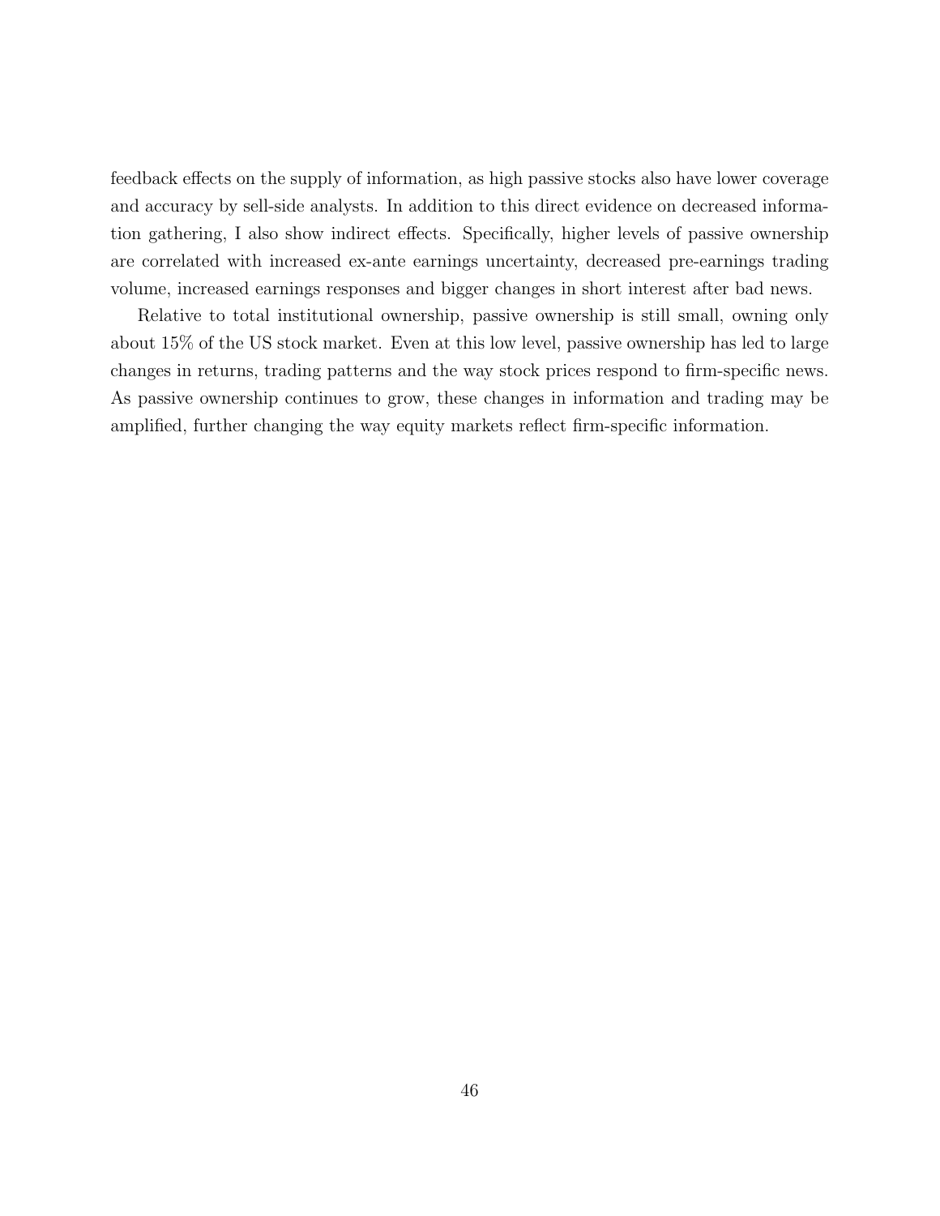feedback effects on the supply of information, as high passive stocks also have lower coverage and accuracy by sell-side analysts. In addition to this direct evidence on decreased information gathering, I also show indirect effects. Specifically, higher levels of passive ownership are correlated with increased ex-ante earnings uncertainty, decreased pre-earnings trading volume, increased earnings responses and bigger changes in short interest after bad news.

Relative to total institutional ownership, passive ownership is still small, owning only about 15% of the US stock market. Even at this low level, passive ownership has led to large changes in returns, trading patterns and the way stock prices respond to firm-specific news. As passive ownership continues to grow, these changes in information and trading may be amplified, further changing the way equity markets reflect firm-specific information.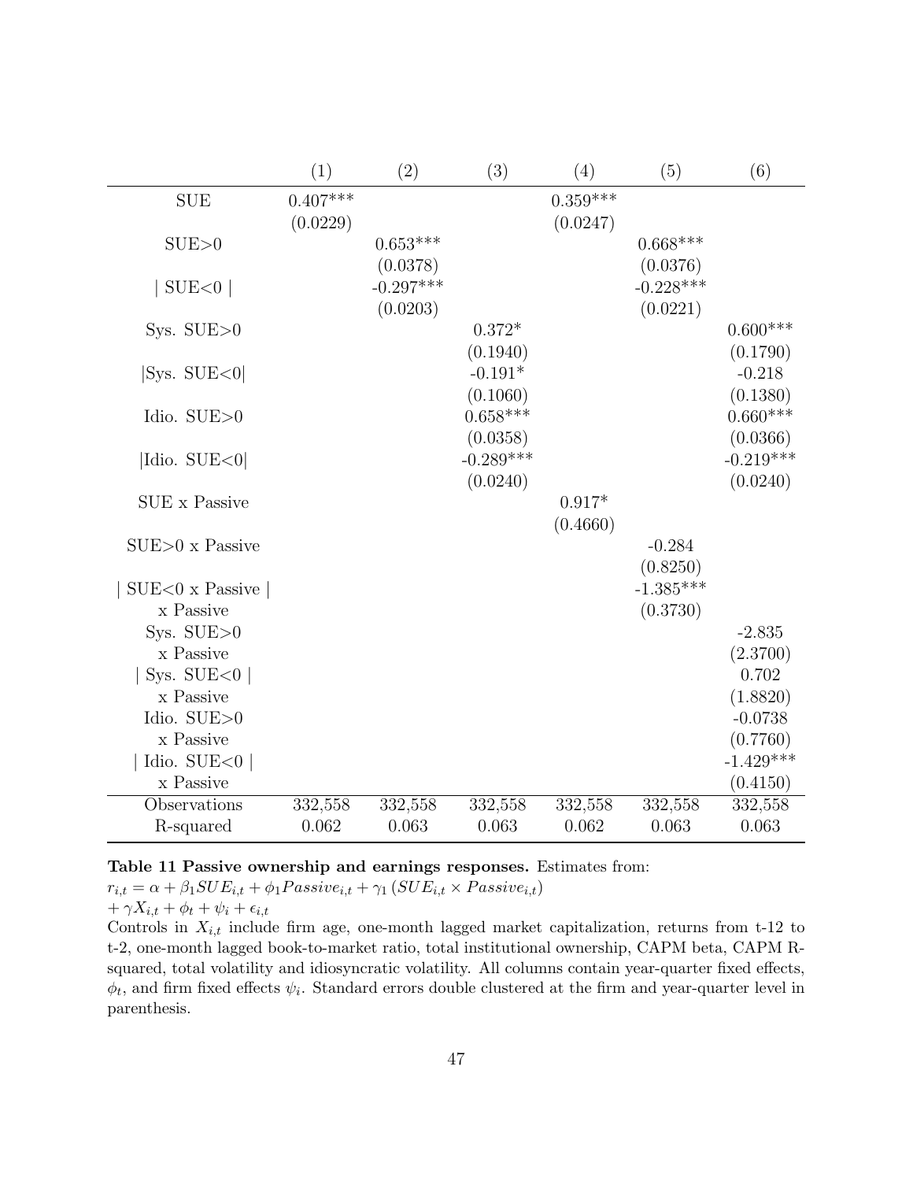| | (1) | (2) | (3) | (4) | (5) | (6) |
|---|---|---|---|---|---|---|
| SUE | 0.407*** | | | 0.359*** | | |
| | (0.0229) | | | (0.0247) | | |
| SUE>0 | | 0.653*** | | | 0.668*** | |
| | | (0.0378) | | | (0.0376) | |
| \| SUE<0 \| | | -0.297*** | | | -0.228*** | |
| | | (0.0203) | | | (0.0221) | |
| Sys. SUE>0 | | | 0.372* | | | 0.600*** |
| | | | (0.1940) | | | (0.1790) |
| \|Sys. SUE<0\| | | | -0.191* | | | -0.218 |
| | | | (0.1060) | | | (0.1380) |
| Idio. SUE>0 | | | 0.658*** | | | 0.660*** |
| | | | (0.0358) | | | (0.0366) |
| \|Idio. SUE<0\| | | | -0.289*** | | | -0.219*** |
| | | | (0.0240) | | | (0.0240) |
| SUE x Passive | | | | 0.917* | | |
| | | | | (0.4660) | | |
| SUE>0 x Passive | | | | | -0.284 | |
| | | | | | (0.8250) | |
| \| SUE<0 x Passive \| | | | | | -1.385*** | |
| x Passive | | | | | (0.3730) | |
| Sys. SUE>0 | | | | | | -2.835 |
| x Passive | | | | | | (2.3700) |
| \| Sys. SUE<0 \| | | | | | | 0.702 |
| x Passive | | | | | | (1.8820) |
| Idio. SUE>0 | | | | | | -0.0738 |
| x Passive | | | | | | (0.7760) |
| \| Idio. SUE<0 \| | | | | | | -1.429*** |
| x Passive | | | | | | (0.4150) |
| Observations | 332,558 | 332,558 | 332,558 | 332,558 | 332,558 | 332,558 |
| R-squared | 0.062 | 0.063 | 0.063 | 0.062 | 0.063 | 0.063 |

**Table 11 Passive ownership and earnings responses.** Estimates from:
$r_{i,t} = \alpha + \beta_1 SUE_{i,t} + \phi_1 Passive_{i,t} + \gamma_1 (SUE_{i,t} \times Passive_{i,t})$
$+ \gamma X_{i,t} + \phi_t + \psi_i + \epsilon_{i,t}$
Controls in $X_{i,t}$ include firm age, one-month lagged market capitalization, returns from t-12 to t-2, one-month lagged book-to-market ratio, total institutional ownership, CAPM beta, CAPM R-squared, total volatility and idiosyncratic volatility. All columns contain year-quarter fixed effects, $\phi_t$, and firm fixed effects $\psi_i$. Standard errors double clustered at the firm and year-quarter level in parenthesis.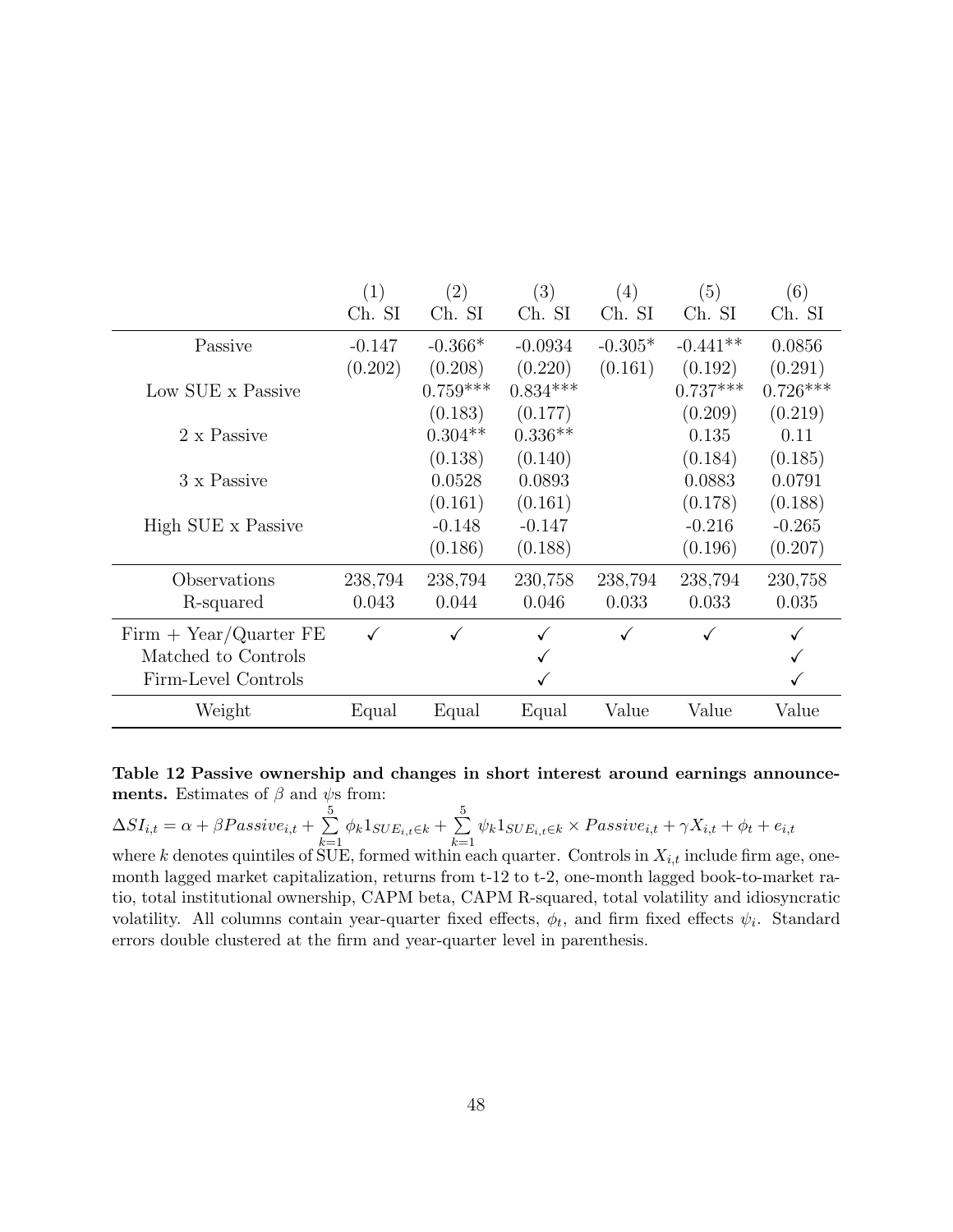| | (1) | (2) | (3) | (4) | (5) | (6) |
|---|---|---|---|---|---|---|
| | Ch. SI | Ch. SI | Ch. SI | Ch. SI | Ch. SI | Ch. SI |
| Passive | -0.147 | -0.366* | -0.0934 | -0.305* | -0.441** | 0.0856 |
| | (0.202) | (0.208) | (0.220) | (0.161) | (0.192) | (0.291) |
| Low SUE x Passive | | 0.759*** | 0.834*** | | 0.737*** | 0.726*** |
| | | (0.183) | (0.177) | | (0.209) | (0.219) |
| 2 x Passive | | 0.304** | 0.336** | | 0.135 | 0.11 |
| | | (0.138) | (0.140) | | (0.184) | (0.185) |
| 3 x Passive | | 0.0528 | 0.0893 | | 0.0883 | 0.0791 |
| | | (0.161) | (0.161) | | (0.178) | (0.188) |
| High SUE x Passive | | -0.148 | -0.147 | | -0.216 | -0.265 |
| | | (0.186) | (0.188) | | (0.196) | (0.207) |
| Observations | 238,794 | 238,794 | 230,758 | 238,794 | 238,794 | 230,758 |
| R-squared | 0.043 | 0.044 | 0.046 | 0.033 | 0.033 | 0.035 |
| Firm + Year/Quarter FE | ✓ | ✓ | ✓ | ✓ | ✓ | ✓ |
| Matched to Controls | | | ✓ | | | ✓ |
| Firm-Level Controls | | | ✓ | | | ✓ |
| Weight | Equal | Equal | Equal | Value | Value | Value |

**Table 12 Passive ownership and changes in short interest around earnings announcements.** Estimates of $\beta$ and $\psi$s from:

$$\Delta SI_{i,t} = \alpha + \beta Passive_{i,t} + \sum_{k=1}^{5} \phi_k 1_{SUE_{i,t} \in k} + \sum_{k=1}^{5} \psi_k 1_{SUE_{i,t} \in k} \times Passive_{i,t} + \gamma X_{i,t} + \phi_t + e_{i,t}$$

where $k$ denotes quintiles of SUE, formed within each quarter. Controls in $X_{i,t}$ include firm age, one-month lagged market capitalization, returns from t-12 to t-2, one-month lagged book-to-market ratio, total institutional ownership, CAPM beta, CAPM R-squared, total volatility and idiosyncratic volatility. All columns contain year-quarter fixed effects, $\phi_t$, and firm fixed effects $\psi_i$. Standard errors double clustered at the firm and year-quarter level in parenthesis.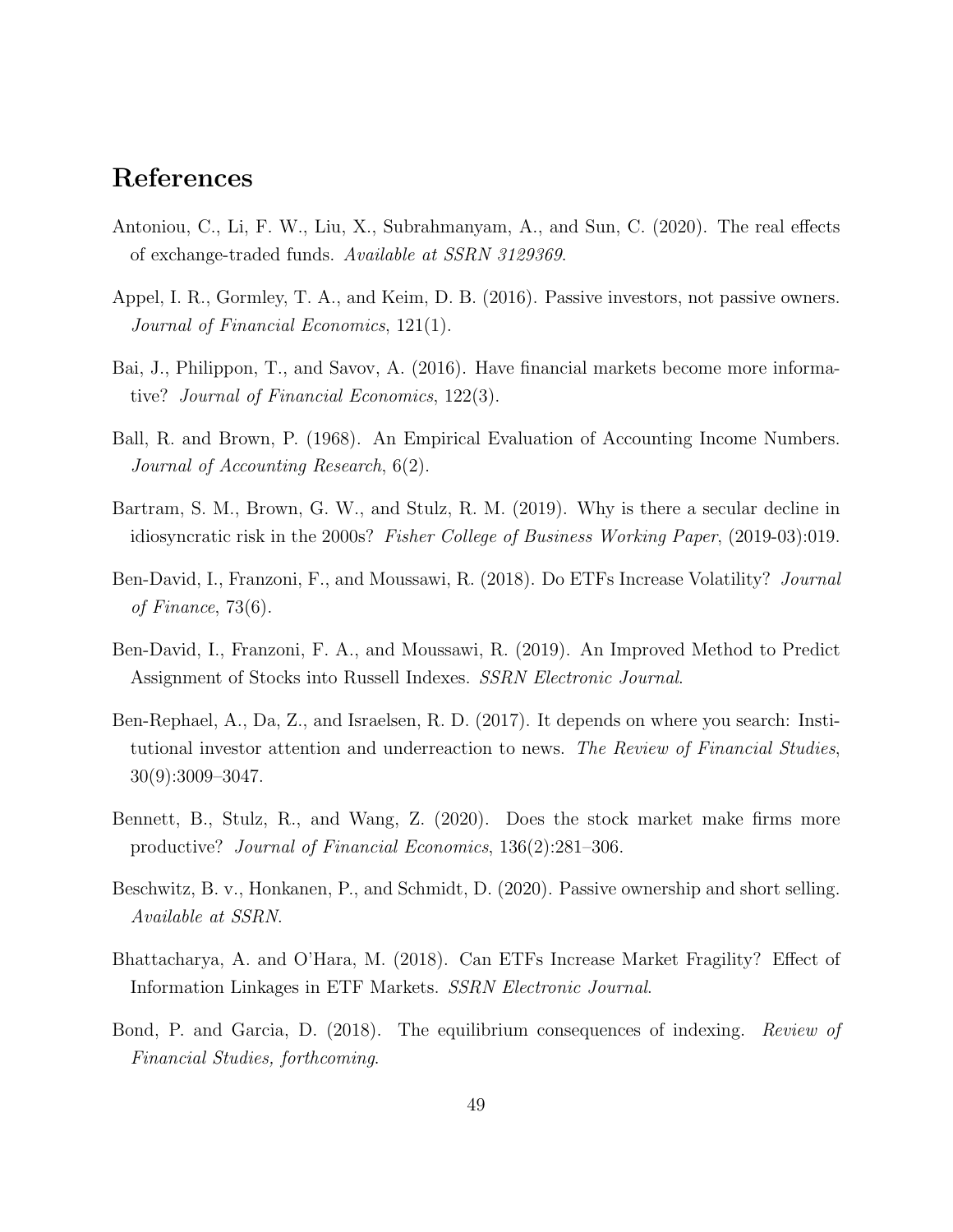# References

Antoniou, C., Li, F. W., Liu, X., Subrahmanyam, A., and Sun, C. (2020). The real effects of exchange-traded funds. *Available at SSRN 3129369*.

Appel, I. R., Gormley, T. A., and Keim, D. B. (2016). Passive investors, not passive owners. *Journal of Financial Economics*, 121(1).

Bai, J., Philippon, T., and Savov, A. (2016). Have financial markets become more informative? *Journal of Financial Economics*, 122(3).

Ball, R. and Brown, P. (1968). An Empirical Evaluation of Accounting Income Numbers. *Journal of Accounting Research*, 6(2).

Bartram, S. M., Brown, G. W., and Stulz, R. M. (2019). Why is there a secular decline in idiosyncratic risk in the 2000s? *Fisher College of Business Working Paper*, (2019-03):019.

Ben-David, I., Franzoni, F., and Moussawi, R. (2018). Do ETFs Increase Volatility? *Journal of Finance*, 73(6).

Ben-David, I., Franzoni, F. A., and Moussawi, R. (2019). An Improved Method to Predict Assignment of Stocks into Russell Indexes. *SSRN Electronic Journal*.

Ben-Rephael, A., Da, Z., and Israelsen, R. D. (2017). It depends on where you search: Institutional investor attention and underreaction to news. *The Review of Financial Studies*, 30(9):3009–3047.

Bennett, B., Stulz, R., and Wang, Z. (2020). Does the stock market make firms more productive? *Journal of Financial Economics*, 136(2):281–306.

Beschwitz, B. v., Honkanen, P., and Schmidt, D. (2020). Passive ownership and short selling. *Available at SSRN*.

Bhattacharya, A. and O'Hara, M. (2018). Can ETFs Increase Market Fragility? Effect of Information Linkages in ETF Markets. *SSRN Electronic Journal*.

Bond, P. and Garcia, D. (2018). The equilibrium consequences of indexing. *Review of Financial Studies, forthcoming*.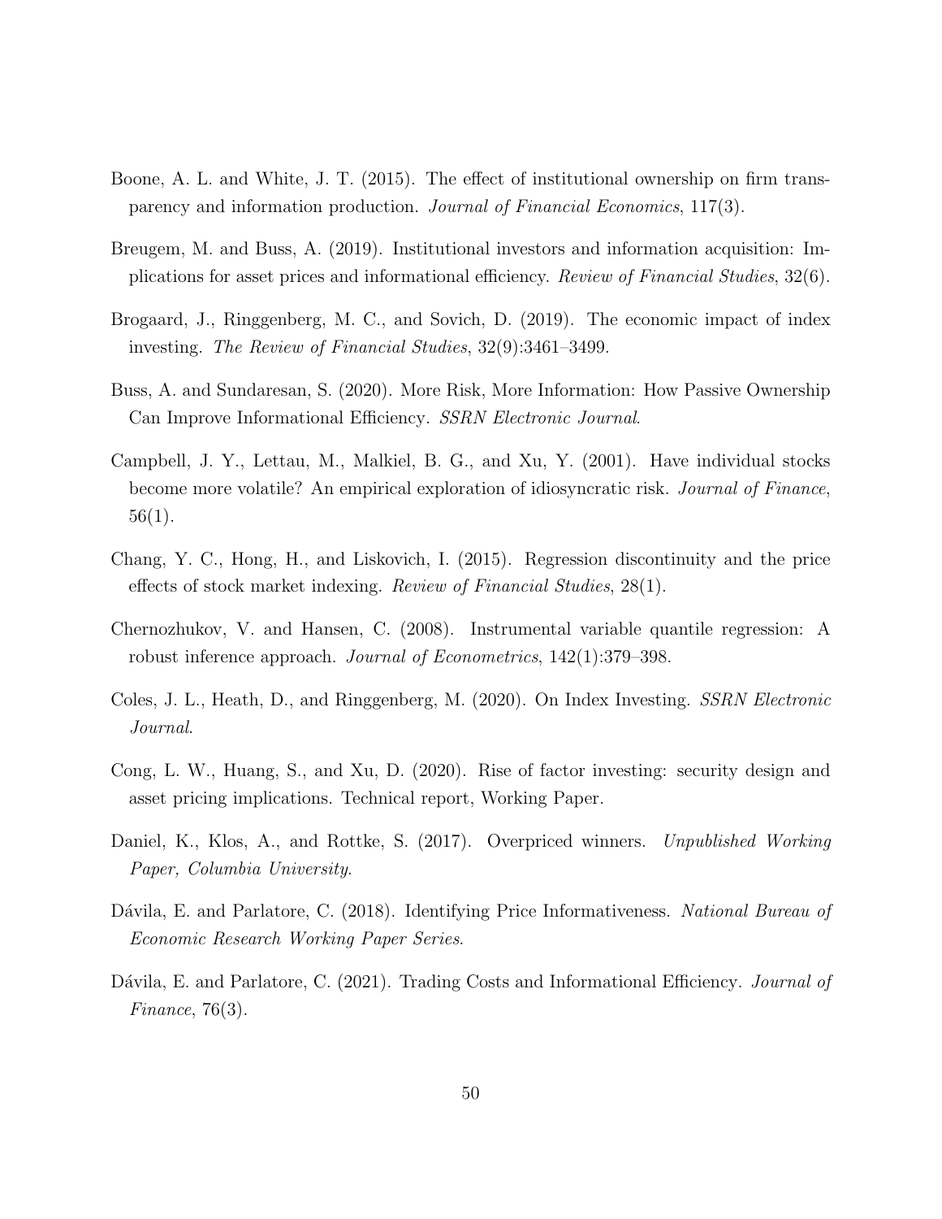Boone, A. L. and White, J. T. (2015). The effect of institutional ownership on firm transparency and information production. *Journal of Financial Economics*, 117(3).

Breugem, M. and Buss, A. (2019). Institutional investors and information acquisition: Implications for asset prices and informational efficiency. *Review of Financial Studies*, 32(6).

Brogaard, J., Ringgenberg, M. C., and Sovich, D. (2019). The economic impact of index investing. *The Review of Financial Studies*, 32(9):3461–3499.

Buss, A. and Sundaresan, S. (2020). More Risk, More Information: How Passive Ownership Can Improve Informational Efficiency. *SSRN Electronic Journal*.

Campbell, J. Y., Lettau, M., Malkiel, B. G., and Xu, Y. (2001). Have individual stocks become more volatile? An empirical exploration of idiosyncratic risk. *Journal of Finance*, 56(1).

Chang, Y. C., Hong, H., and Liskovich, I. (2015). Regression discontinuity and the price effects of stock market indexing. *Review of Financial Studies*, 28(1).

Chernozhukov, V. and Hansen, C. (2008). Instrumental variable quantile regression: A robust inference approach. *Journal of Econometrics*, 142(1):379–398.

Coles, J. L., Heath, D., and Ringgenberg, M. (2020). On Index Investing. *SSRN Electronic Journal*.

Cong, L. W., Huang, S., and Xu, D. (2020). Rise of factor investing: security design and asset pricing implications. Technical report, Working Paper.

Daniel, K., Klos, A., and Rottke, S. (2017). Overpriced winners. *Unpublished Working Paper, Columbia University*.

Dávila, E. and Parlatore, C. (2018). Identifying Price Informativeness. *National Bureau of Economic Research Working Paper Series*.

Dávila, E. and Parlatore, C. (2021). Trading Costs and Informational Efficiency. *Journal of Finance*, 76(3).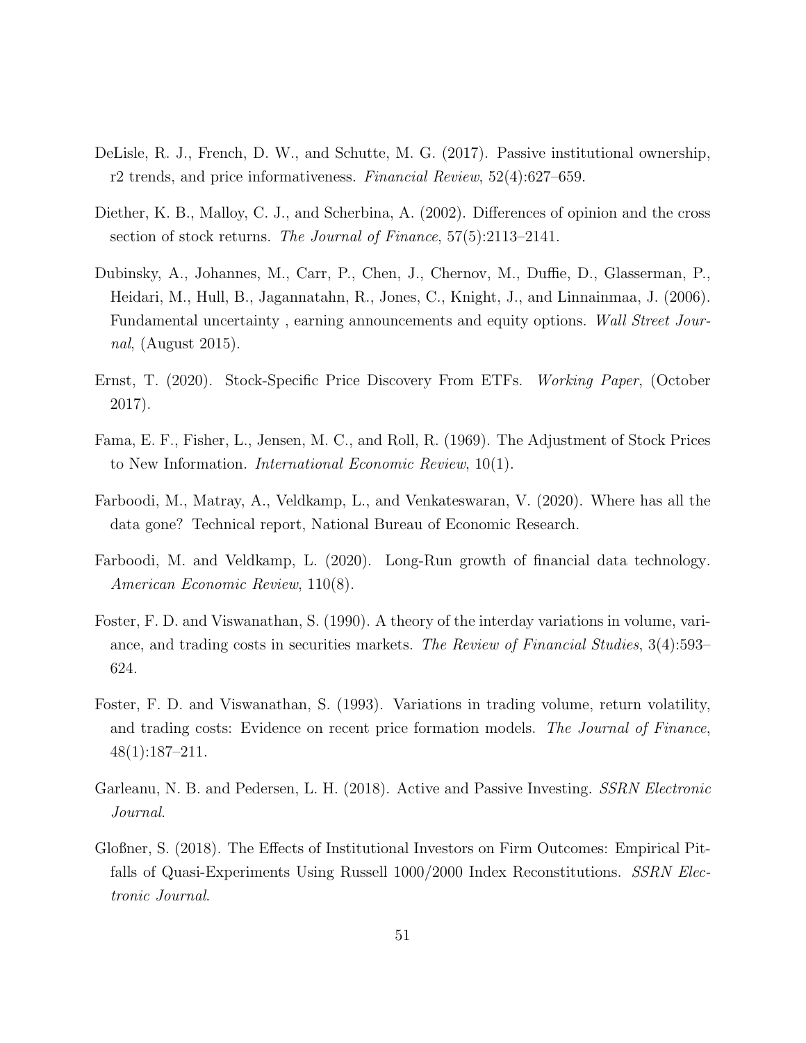DeLisle, R. J., French, D. W., and Schutte, M. G. (2017). Passive institutional ownership, r2 trends, and price informativeness. *Financial Review*, 52(4):627–659.

Diether, K. B., Malloy, C. J., and Scherbina, A. (2002). Differences of opinion and the cross section of stock returns. *The Journal of Finance*, 57(5):2113–2141.

Dubinsky, A., Johannes, M., Carr, P., Chen, J., Chernov, M., Duffie, D., Glasserman, P., Heidari, M., Hull, B., Jagannatahn, R., Jones, C., Knight, J., and Linnainmaa, J. (2006). Fundamental uncertainty , earning announcements and equity options. *Wall Street Journal*, (August 2015).

Ernst, T. (2020). Stock-Specific Price Discovery From ETFs. *Working Paper*, (October 2017).

Fama, E. F., Fisher, L., Jensen, M. C., and Roll, R. (1969). The Adjustment of Stock Prices to New Information. *International Economic Review*, 10(1).

Farboodi, M., Matray, A., Veldkamp, L., and Venkateswaran, V. (2020). Where has all the data gone? Technical report, National Bureau of Economic Research.

Farboodi, M. and Veldkamp, L. (2020). Long-Run growth of financial data technology. *American Economic Review*, 110(8).

Foster, F. D. and Viswanathan, S. (1990). A theory of the interday variations in volume, variance, and trading costs in securities markets. *The Review of Financial Studies*, 3(4):593–624.

Foster, F. D. and Viswanathan, S. (1993). Variations in trading volume, return volatility, and trading costs: Evidence on recent price formation models. *The Journal of Finance*, 48(1):187–211.

Garleanu, N. B. and Pedersen, L. H. (2018). Active and Passive Investing. *SSRN Electronic Journal*.

Gloßner, S. (2018). The Effects of Institutional Investors on Firm Outcomes: Empirical Pitfalls of Quasi-Experiments Using Russell 1000/2000 Index Reconstitutions. *SSRN Electronic Journal*.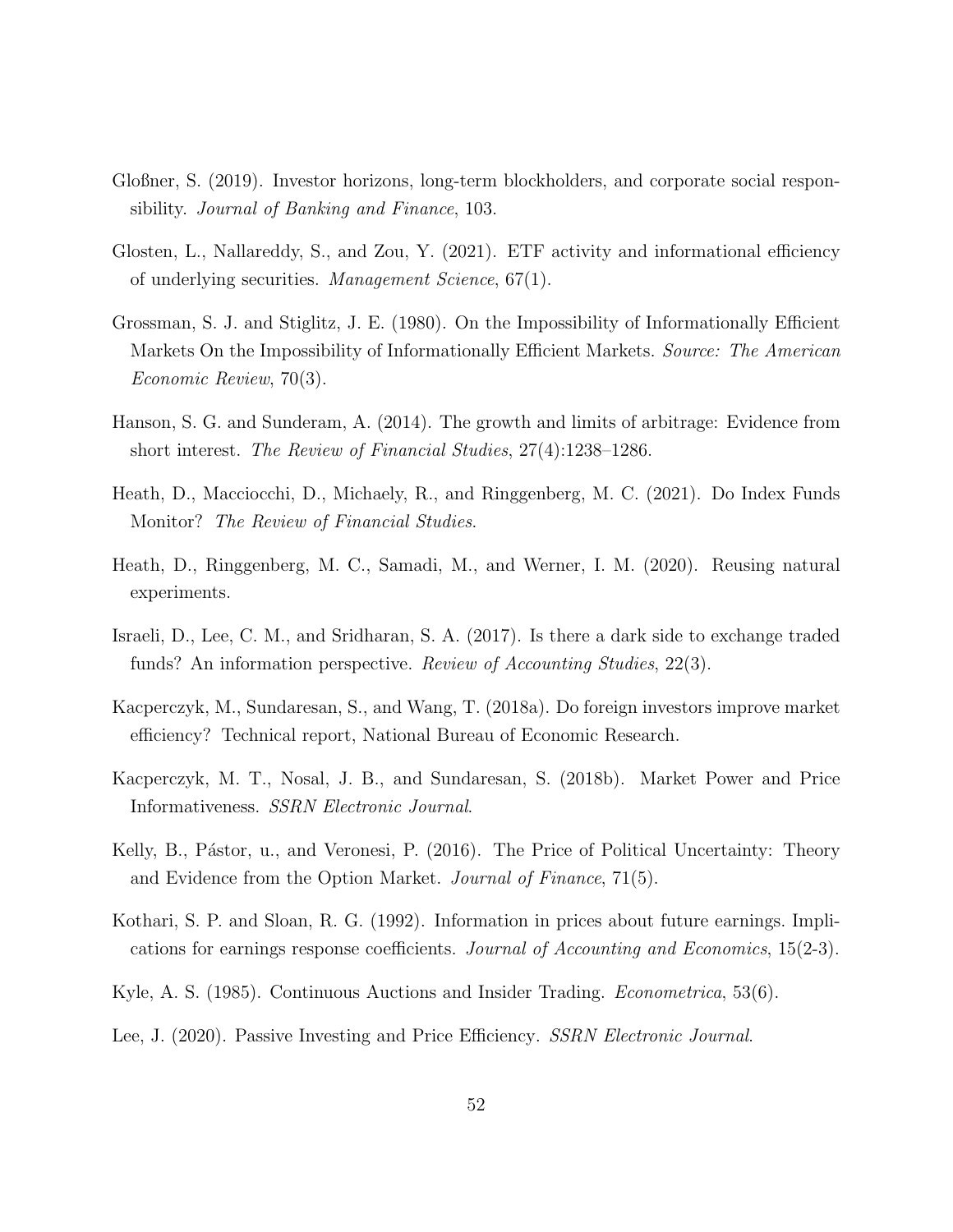Gloßner, S. (2019). Investor horizons, long-term blockholders, and corporate social responsibility. *Journal of Banking and Finance*, 103.

Glosten, L., Nallareddy, S., and Zou, Y. (2021). ETF activity and informational efficiency of underlying securities. *Management Science*, 67(1).

Grossman, S. J. and Stiglitz, J. E. (1980). On the Impossibility of Informationally Efficient Markets On the Impossibility of Informationally Efficient Markets. *Source: The American Economic Review*, 70(3).

Hanson, S. G. and Sunderam, A. (2014). The growth and limits of arbitrage: Evidence from short interest. *The Review of Financial Studies*, 27(4):1238–1286.

Heath, D., Macciocchi, D., Michaely, R., and Ringgenberg, M. C. (2021). Do Index Funds Monitor? *The Review of Financial Studies*.

Heath, D., Ringgenberg, M. C., Samadi, M., and Werner, I. M. (2020). Reusing natural experiments.

Israeli, D., Lee, C. M., and Sridharan, S. A. (2017). Is there a dark side to exchange traded funds? An information perspective. *Review of Accounting Studies*, 22(3).

Kacperczyk, M., Sundaresan, S., and Wang, T. (2018a). Do foreign investors improve market efficiency? Technical report, National Bureau of Economic Research.

Kacperczyk, M. T., Nosal, J. B., and Sundaresan, S. (2018b). Market Power and Price Informativeness. *SSRN Electronic Journal*.

Kelly, B., Pástor, u., and Veronesi, P. (2016). The Price of Political Uncertainty: Theory and Evidence from the Option Market. *Journal of Finance*, 71(5).

Kothari, S. P. and Sloan, R. G. (1992). Information in prices about future earnings. Implications for earnings response coefficients. *Journal of Accounting and Economics*, 15(2-3).

Kyle, A. S. (1985). Continuous Auctions and Insider Trading. *Econometrica*, 53(6).

Lee, J. (2020). Passive Investing and Price Efficiency. *SSRN Electronic Journal*.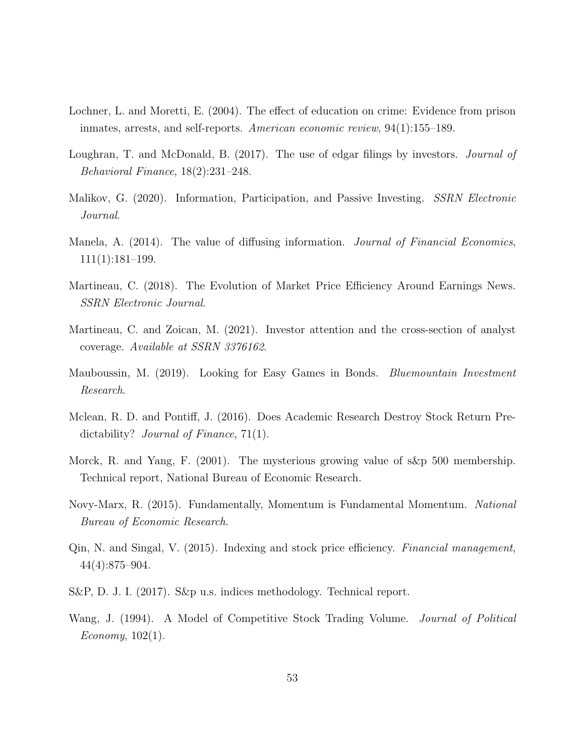Lochner, L. and Moretti, E. (2004). The effect of education on crime: Evidence from prison inmates, arrests, and self-reports. *American economic review*, 94(1):155–189.

Loughran, T. and McDonald, B. (2017). The use of edgar filings by investors. *Journal of Behavioral Finance*, 18(2):231–248.

Malikov, G. (2020). Information, Participation, and Passive Investing. *SSRN Electronic Journal*.

Manela, A. (2014). The value of diffusing information. *Journal of Financial Economics*, 111(1):181–199.

Martineau, C. (2018). The Evolution of Market Price Efficiency Around Earnings News. *SSRN Electronic Journal*.

Martineau, C. and Zoican, M. (2021). Investor attention and the cross-section of analyst coverage. *Available at SSRN 3376162*.

Mauboussin, M. (2019). Looking for Easy Games in Bonds. *Bluemountain Investment Research*.

Mclean, R. D. and Pontiff, J. (2016). Does Academic Research Destroy Stock Return Predictability? *Journal of Finance*, 71(1).

Morck, R. and Yang, F. (2001). The mysterious growing value of s&p 500 membership. Technical report, National Bureau of Economic Research.

Novy-Marx, R. (2015). Fundamentally, Momentum is Fundamental Momentum. *National Bureau of Economic Research*.

Qin, N. and Singal, V. (2015). Indexing and stock price efficiency. *Financial management*, 44(4):875–904.

S&P, D. J. I. (2017). S&p u.s. indices methodology. Technical report.

Wang, J. (1994). A Model of Competitive Stock Trading Volume. *Journal of Political Economy*, 102(1).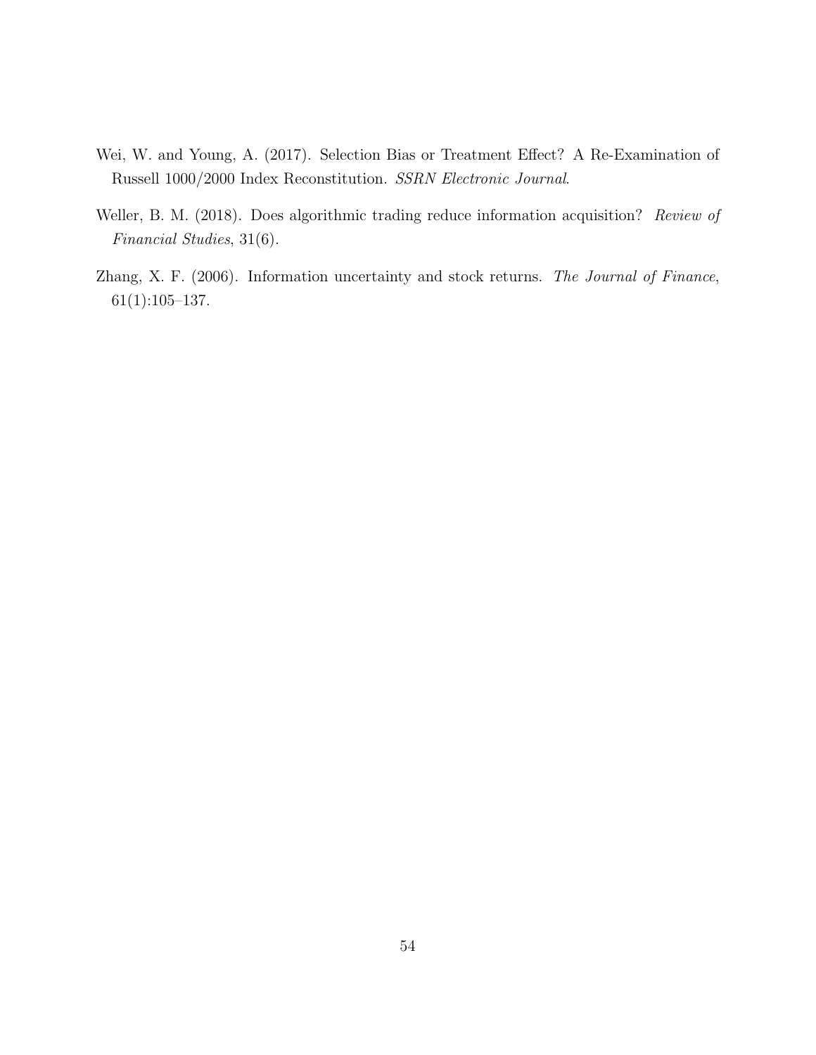Wei, W. and Young, A. (2017). Selection Bias or Treatment Effect? A Re-Examination of Russell 1000/2000 Index Reconstitution. *SSRN Electronic Journal*.

Weller, B. M. (2018). Does algorithmic trading reduce information acquisition? *Review of Financial Studies*, 31(6).

Zhang, X. F. (2006). Information uncertainty and stock returns. *The Journal of Finance*, 61(1):105–137.